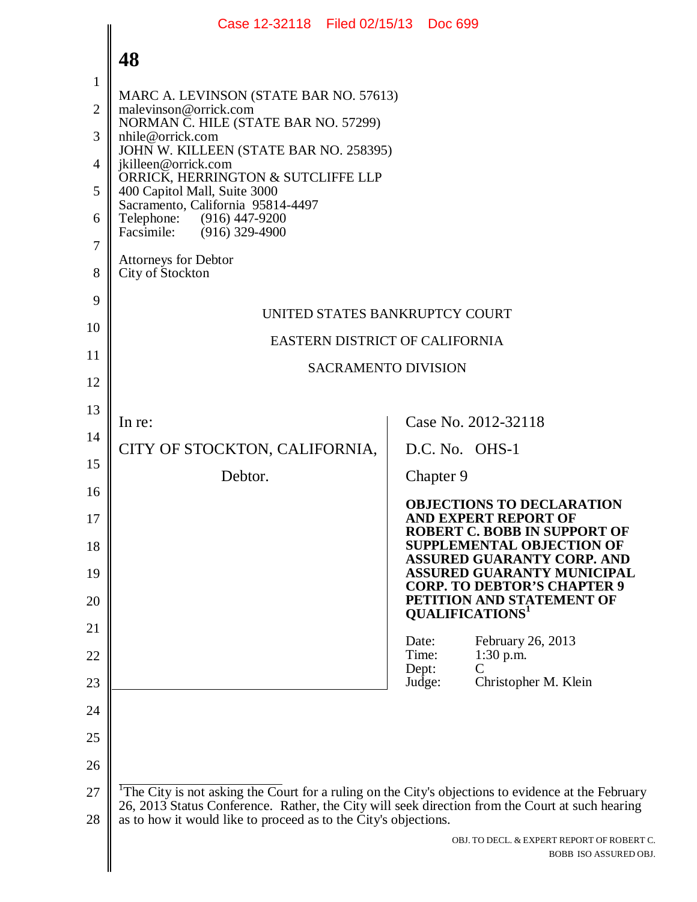MARC A. LEVINSON (STATE BAR NO. 57613)
malevinson@orrick.com
NORMAN C. HILE (STATE BAR NO. 57299)
nhile@orrick.com
JOHN W. KILLEEN (STATE BAR NO. 258395)
jkilleen@orrick.com
ORRICK, HERRINGTON & SUTCLIFFE LLP
400 Capitol Mall, Suite 3000
Sacramento, California 95814-4497
Telephone: (916) 447-9200
Facsimile: (916) 329-4900

Attorneys for Debtor
City of Stockton

UNITED STATES BANKRUPTCY COURT

EASTERN DISTRICT OF CALIFORNIA

SACRAMENTO DIVISION

| | |
|---|---|
| In re:<br><br>CITY OF STOCKTON, CALIFORNIA,<br><br>Debtor. | Case No. 2012-32118<br><br>D.C. No. OHS-1<br><br>Chapter 9<br><br>**OBJECTIONS TO DECLARATION AND EXPERT REPORT OF ROBERT C. BOBB IN SUPPORT OF SUPPLEMENTAL OBJECTION OF ASSURED GUARANTY CORP. AND ASSURED GUARANTY MUNICIPAL CORP. TO DEBTOR'S CHAPTER 9 PETITION AND STATEMENT OF QUALIFICATIONS**[1]<br><br>Date: February 26, 2013<br>Time: 1:30 p.m.<br>Dept: C<br>Judge: Christopher M. Klein |

[1]The City is not asking the Court for a ruling on the City's objections to evidence at the February 26, 2013 Status Conference. Rather, the City will seek direction from the Court at such hearing as to how it would like to proceed as to the City's objections.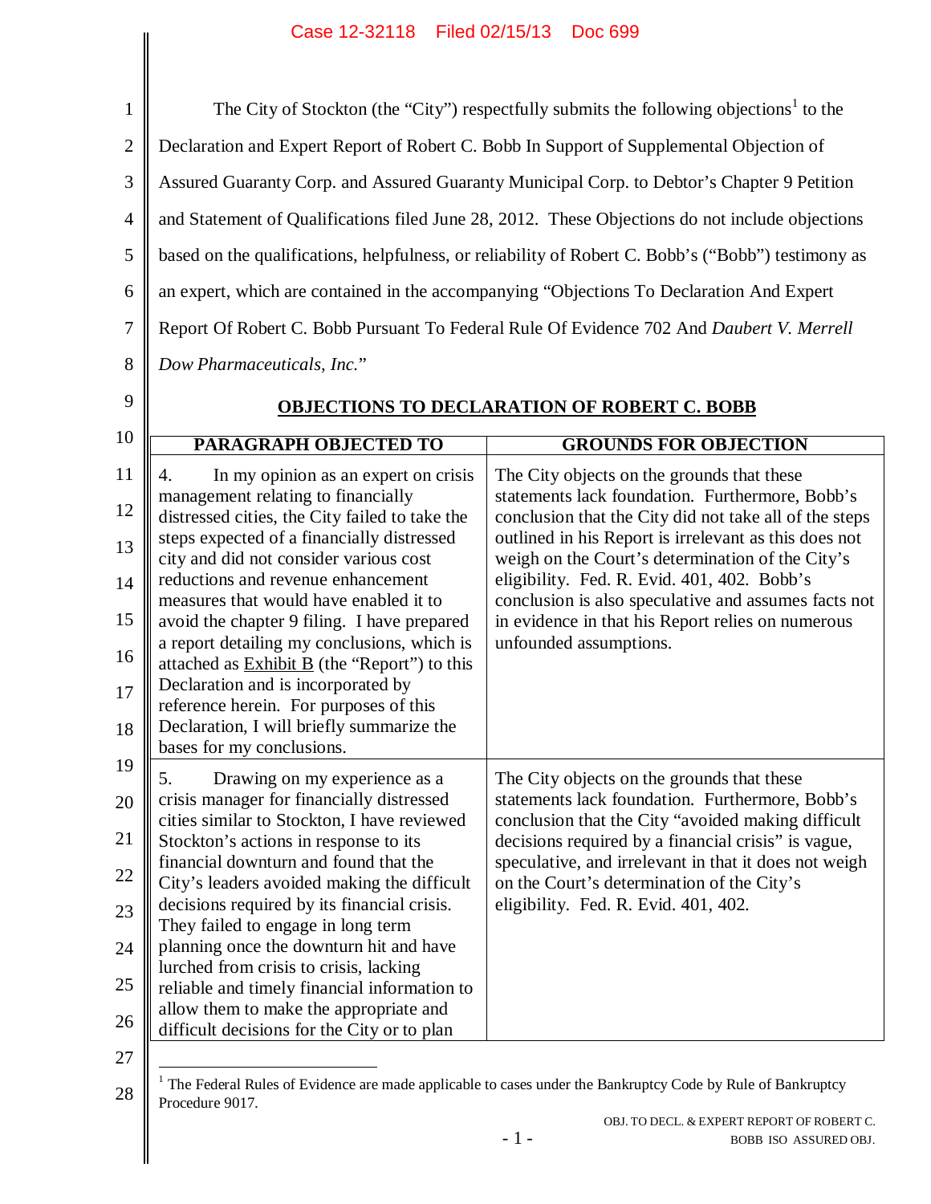The City of Stockton (the "City") respectfully submits the following objections[1] to the Declaration and Expert Report of Robert C. Bobb In Support of Supplemental Objection of Assured Guaranty Corp. and Assured Guaranty Municipal Corp. to Debtor's Chapter 9 Petition and Statement of Qualifications filed June 28, 2012. These Objections do not include objections based on the qualifications, helpfulness, or reliability of Robert C. Bobb's ("Bobb") testimony as an expert, which are contained in the accompanying "Objections To Declaration And Expert Report Of Robert C. Bobb Pursuant To Federal Rule Of Evidence 702 And *Daubert V. Merrell Dow Pharmaceuticals, Inc.*"

## OBJECTIONS TO DECLARATION OF ROBERT C. BOBB

| PARAGRAPH OBJECTED TO | GROUNDS FOR OBJECTION |
|---|---|
| 4. In my opinion as an expert on crisis management relating to financially distressed cities, the City failed to take the steps expected of a financially distressed city and did not consider various cost reductions and revenue enhancement measures that would have enabled it to avoid the chapter 9 filing. I have prepared a report detailing my conclusions, which is attached as Exhibit B (the "Report") to this Declaration and is incorporated by reference herein. For purposes of this Declaration, I will briefly summarize the bases for my conclusions. | The City objects on the grounds that these statements lack foundation. Furthermore, Bobb's conclusion that the City did not take all of the steps outlined in his Report is irrelevant as this does not weigh on the Court's determination of the City's eligibility. Fed. R. Evid. 401, 402. Bobb's conclusion is also speculative and assumes facts not in evidence in that his Report relies on numerous unfounded assumptions. |
| 5. Drawing on my experience as a crisis manager for financially distressed cities similar to Stockton, I have reviewed Stockton's actions in response to its financial downturn and found that the City's leaders avoided making the difficult decisions required by its financial crisis. They failed to engage in long term planning once the downturn hit and have lurched from crisis to crisis, lacking reliable and timely financial information to allow them to make the appropriate and difficult decisions for the City or to plan | The City objects on the grounds that these statements lack foundation. Furthermore, Bobb's conclusion that the City "avoided making difficult decisions required by a financial crisis" is vague, speculative, and irrelevant in that it does not weigh on the Court's determination of the City's eligibility. Fed. R. Evid. 401, 402. |

[1] The Federal Rules of Evidence are made applicable to cases under the Bankruptcy Code by Rule of Bankruptcy Procedure 9017.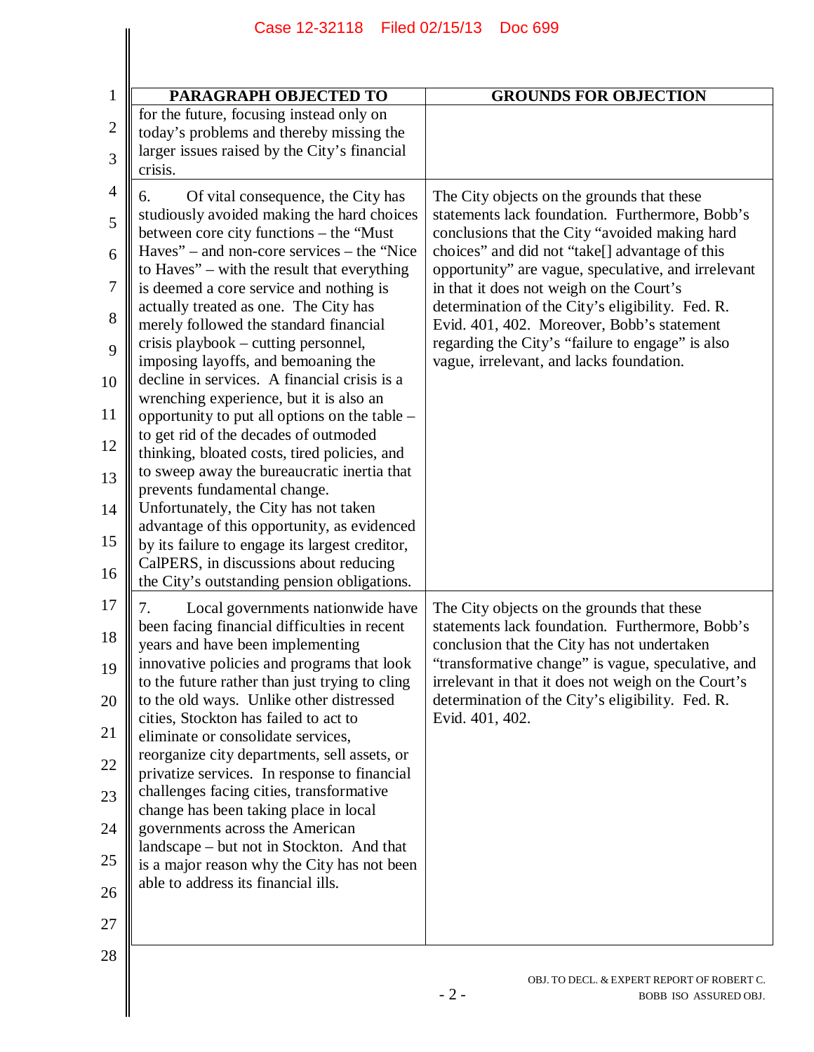| PARAGRAPH OBJECTED TO | GROUNDS FOR OBJECTION |
|---|---|
| for the future, focusing instead only on today's problems and thereby missing the larger issues raised by the City's financial crisis. | |
| 6. Of vital consequence, the City has studiously avoided making the hard choices between core city functions – the "Must Haves" – and non-core services – the "Nice to Haves" – with the result that everything is deemed a core service and nothing is actually treated as one. The City has merely followed the standard financial crisis playbook – cutting personnel, imposing layoffs, and bemoaning the decline in services. A financial crisis is a wrenching experience, but it is also an opportunity to put all options on the table – to get rid of the decades of outmoded thinking, bloated costs, tired policies, and to sweep away the bureaucratic inertia that prevents fundamental change. Unfortunately, the City has not taken advantage of this opportunity, as evidenced by its failure to engage its largest creditor, CalPERS, in discussions about reducing the City's outstanding pension obligations. | The City objects on the grounds that these statements lack foundation. Furthermore, Bobb's conclusions that the City "avoided making hard choices" and did not "take[] advantage of this opportunity" are vague, speculative, and irrelevant in that it does not weigh on the Court's determination of the City's eligibility. Fed. R. Evid. 401, 402. Moreover, Bobb's statement regarding the City's "failure to engage" is also vague, irrelevant, and lacks foundation. |
| 7. Local governments nationwide have been facing financial difficulties in recent years and have been implementing innovative policies and programs that look to the future rather than just trying to cling to the old ways. Unlike other distressed cities, Stockton has failed to act to eliminate or consolidate services, reorganize city departments, sell assets, or privatize services. In response to financial challenges facing cities, transformative change has been taking place in local governments across the American landscape – but not in Stockton. And that is a major reason why the City has not been able to address its financial ills. | The City objects on the grounds that these statements lack foundation. Furthermore, Bobb's conclusion that the City has not undertaken "transformative change" is vague, speculative, and irrelevant in that it does not weigh on the Court's determination of the City's eligibility. Fed. R. Evid. 401, 402. |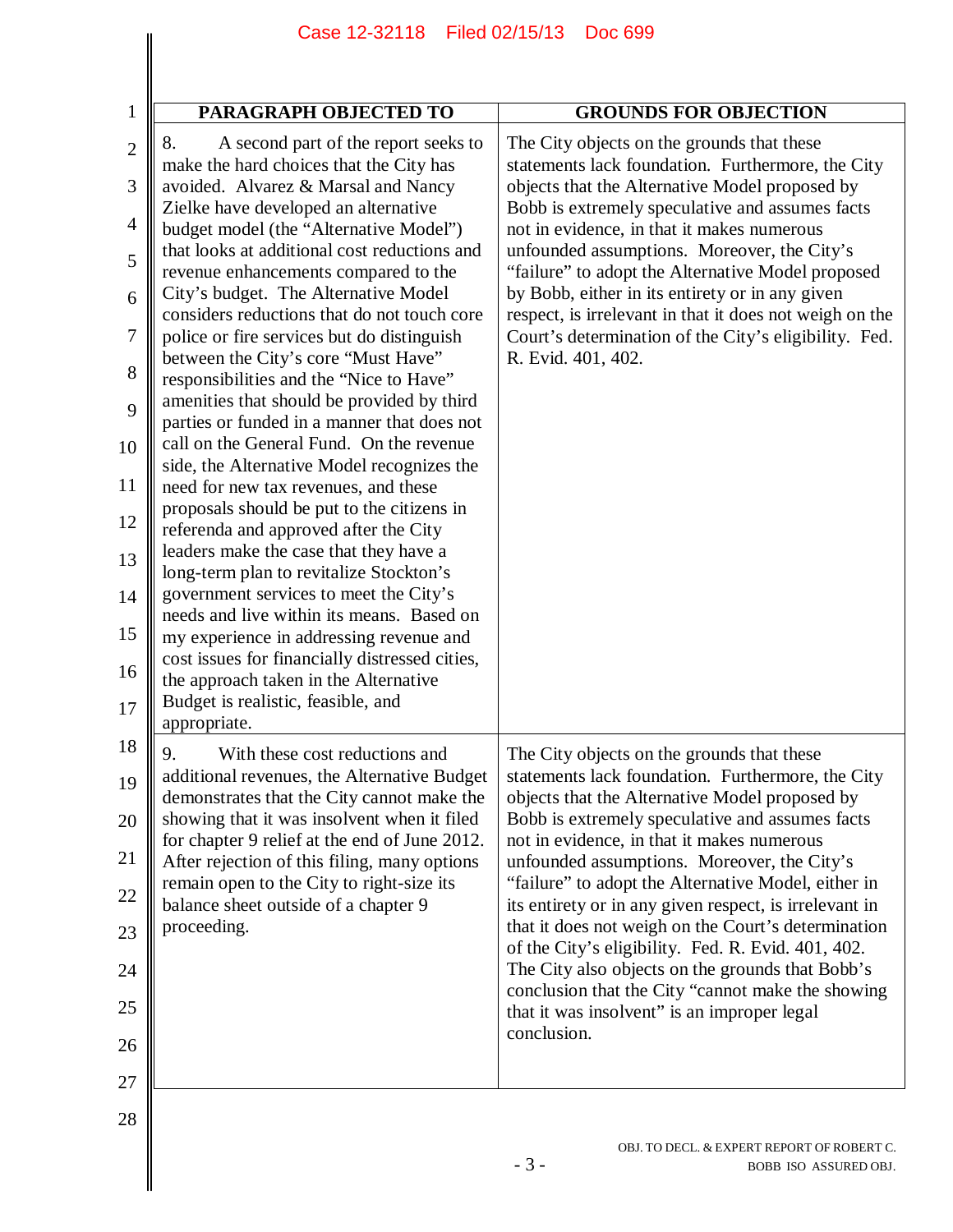| PARAGRAPH OBJECTED TO | GROUNDS FOR OBJECTION |
|---|---|
| 8. A second part of the report seeks to make the hard choices that the City has avoided. Alvarez & Marsal and Nancy Zielke have developed an alternative budget model (the "Alternative Model") that looks at additional cost reductions and revenue enhancements compared to the City's budget. The Alternative Model considers reductions that do not touch core police or fire services but do distinguish between the City's core "Must Have" responsibilities and the "Nice to Have" amenities that should be provided by third parties or funded in a manner that does not call on the General Fund. On the revenue side, the Alternative Model recognizes the need for new tax revenues, and these proposals should be put to the citizens in referenda and approved after the City leaders make the case that they have a long-term plan to revitalize Stockton's government services to meet the City's needs and live within its means. Based on my experience in addressing revenue and cost issues for financially distressed cities, the approach taken in the Alternative Budget is realistic, feasible, and appropriate. | The City objects on the grounds that these statements lack foundation. Furthermore, the City objects that the Alternative Model proposed by Bobb is extremely speculative and assumes facts not in evidence, in that it makes numerous unfounded assumptions. Moreover, the City's "failure" to adopt the Alternative Model proposed by Bobb, either in its entirety or in any given respect, is irrelevant in that it does not weigh on the Court's determination of the City's eligibility. Fed. R. Evid. 401, 402. |
| 9. With these cost reductions and additional revenues, the Alternative Budget demonstrates that the City cannot make the showing that it was insolvent when it filed for chapter 9 relief at the end of June 2012. After rejection of this filing, many options remain open to the City to right-size its balance sheet outside of a chapter 9 proceeding. | The City objects on the grounds that these statements lack foundation. Furthermore, the City objects that the Alternative Model proposed by Bobb is extremely speculative and assumes facts not in evidence, in that it makes numerous unfounded assumptions. Moreover, the City's "failure" to adopt the Alternative Model, either in its entirety or in any given respect, is irrelevant in that it does not weigh on the Court's determination of the City's eligibility. Fed. R. Evid. 401, 402. The City also objects on the grounds that Bobb's conclusion that the City "cannot make the showing that it was insolvent" is an improper legal conclusion. |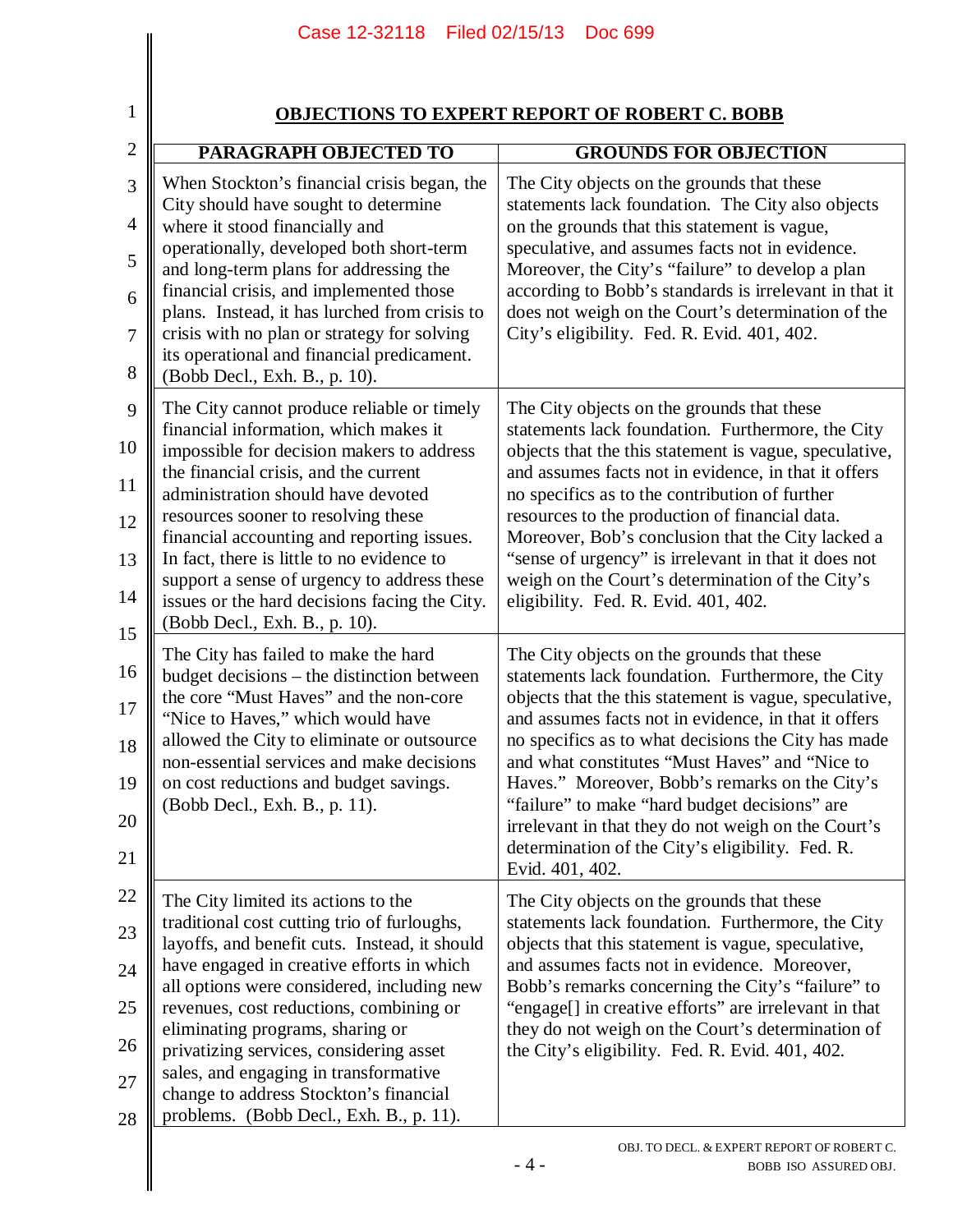## OBJECTIONS TO EXPERT REPORT OF ROBERT C. BOBB

| PARAGRAPH OBJECTED TO | GROUNDS FOR OBJECTION |
|---|---|
| When Stockton's financial crisis began, the City should have sought to determine where it stood financially and operationally, developed both short-term and long-term plans for addressing the financial crisis, and implemented those plans. Instead, it has lurched from crisis to crisis with no plan or strategy for solving its operational and financial predicament. (Bobb Decl., Exh. B., p. 10). | The City objects on the grounds that these statements lack foundation. The City also objects on the grounds that this statement is vague, speculative, and assumes facts not in evidence. Moreover, the City's "failure" to develop a plan according to Bobb's standards is irrelevant in that it does not weigh on the Court's determination of the City's eligibility. Fed. R. Evid. 401, 402. |
| The City cannot produce reliable or timely financial information, which makes it impossible for decision makers to address the financial crisis, and the current administration should have devoted resources sooner to resolving these financial accounting and reporting issues. In fact, there is little to no evidence to support a sense of urgency to address these issues or the hard decisions facing the City. (Bobb Decl., Exh. B., p. 10). | The City objects on the grounds that these statements lack foundation. Furthermore, the City objects that the this statement is vague, speculative, and assumes facts not in evidence, in that it offers no specifics as to the contribution of further resources to the production of financial data. Moreover, Bob's conclusion that the City lacked a "sense of urgency" is irrelevant in that it does not weigh on the Court's determination of the City's eligibility. Fed. R. Evid. 401, 402. |
| The City has failed to make the hard budget decisions – the distinction between the core "Must Haves" and the non-core "Nice to Haves," which would have allowed the City to eliminate or outsource non-essential services and make decisions on cost reductions and budget savings. (Bobb Decl., Exh. B., p. 11). | The City objects on the grounds that these statements lack foundation. Furthermore, the City objects that the this statement is vague, speculative, and assumes facts not in evidence, in that it offers no specifics as to what decisions the City has made and what constitutes "Must Haves" and "Nice to Haves." Moreover, Bobb's remarks on the City's "failure" to make "hard budget decisions" are irrelevant in that they do not weigh on the Court's determination of the City's eligibility. Fed. R. Evid. 401, 402. |
| The City limited its actions to the traditional cost cutting trio of furloughs, layoffs, and benefit cuts. Instead, it should have engaged in creative efforts in which all options were considered, including new revenues, cost reductions, combining or eliminating programs, sharing or privatizing services, considering asset sales, and engaging in transformative change to address Stockton's financial problems. (Bobb Decl., Exh. B., p. 11). | The City objects on the grounds that these statements lack foundation. Furthermore, the City objects that this statement is vague, speculative, and assumes facts not in evidence. Moreover, Bobb's remarks concerning the City's "failure" to "engage[] in creative efforts" are irrelevant in that they do not weigh on the Court's determination of the City's eligibility. Fed. R. Evid. 401, 402. |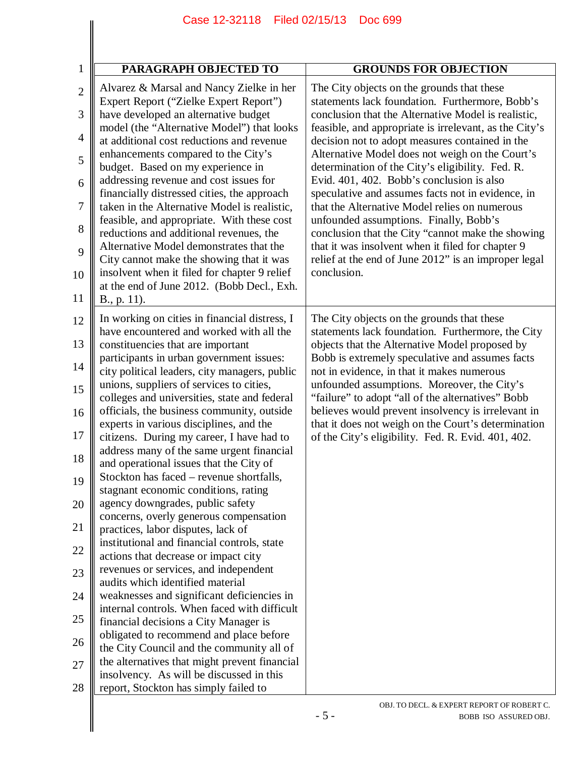| PARAGRAPH OBJECTED TO | GROUNDS FOR OBJECTION |
|---|---|
| Alvarez & Marsal and Nancy Zielke in her Expert Report ("Zielke Expert Report") have developed an alternative budget model (the "Alternative Model") that looks at additional cost reductions and revenue enhancements compared to the City's budget. Based on my experience in addressing revenue and cost issues for financially distressed cities, the approach taken in the Alternative Model is realistic, feasible, and appropriate. With these cost reductions and additional revenues, the Alternative Model demonstrates that the City cannot make the showing that it was insolvent when it filed for chapter 9 relief at the end of June 2012. (Bobb Decl., Exh. B., p. 11). | The City objects on the grounds that these statements lack foundation. Furthermore, Bobb's conclusion that the Alternative Model is realistic, feasible, and appropriate is irrelevant, as the City's decision not to adopt measures contained in the Alternative Model does not weigh on the Court's determination of the City's eligibility. Fed. R. Evid. 401, 402. Bobb's conclusion is also speculative and assumes facts not in evidence, in that the Alternative Model relies on numerous unfounded assumptions. Finally, Bobb's conclusion that the City "cannot make the showing that it was insolvent when it filed for chapter 9 relief at the end of June 2012" is an improper legal conclusion. |
| In working on cities in financial distress, I have encountered and worked with all the constituencies that are important participants in urban government issues: city political leaders, city managers, public unions, suppliers of services to cities, colleges and universities, state and federal officials, the business community, outside experts in various disciplines, and the citizens. During my career, I have had to address many of the same urgent financial and operational issues that the City of Stockton has faced – revenue shortfalls, stagnant economic conditions, rating agency downgrades, public safety concerns, overly generous compensation practices, labor disputes, lack of institutional and financial controls, state actions that decrease or impact city revenues or services, and independent audits which identified material weaknesses and significant deficiencies in internal controls. When faced with difficult financial decisions a City Manager is obligated to recommend and place before the City Council and the community all of the alternatives that might prevent financial insolvency. As will be discussed in this report, Stockton has simply failed to | The City objects on the grounds that these statements lack foundation. Furthermore, the City objects that the Alternative Model proposed by Bobb is extremely speculative and assumes facts not in evidence, in that it makes numerous unfounded assumptions. Moreover, the City's "failure" to adopt "all of the alternatives" Bobb believes would prevent insolvency is irrelevant in that it does not weigh on the Court's determination of the City's eligibility. Fed. R. Evid. 401, 402. |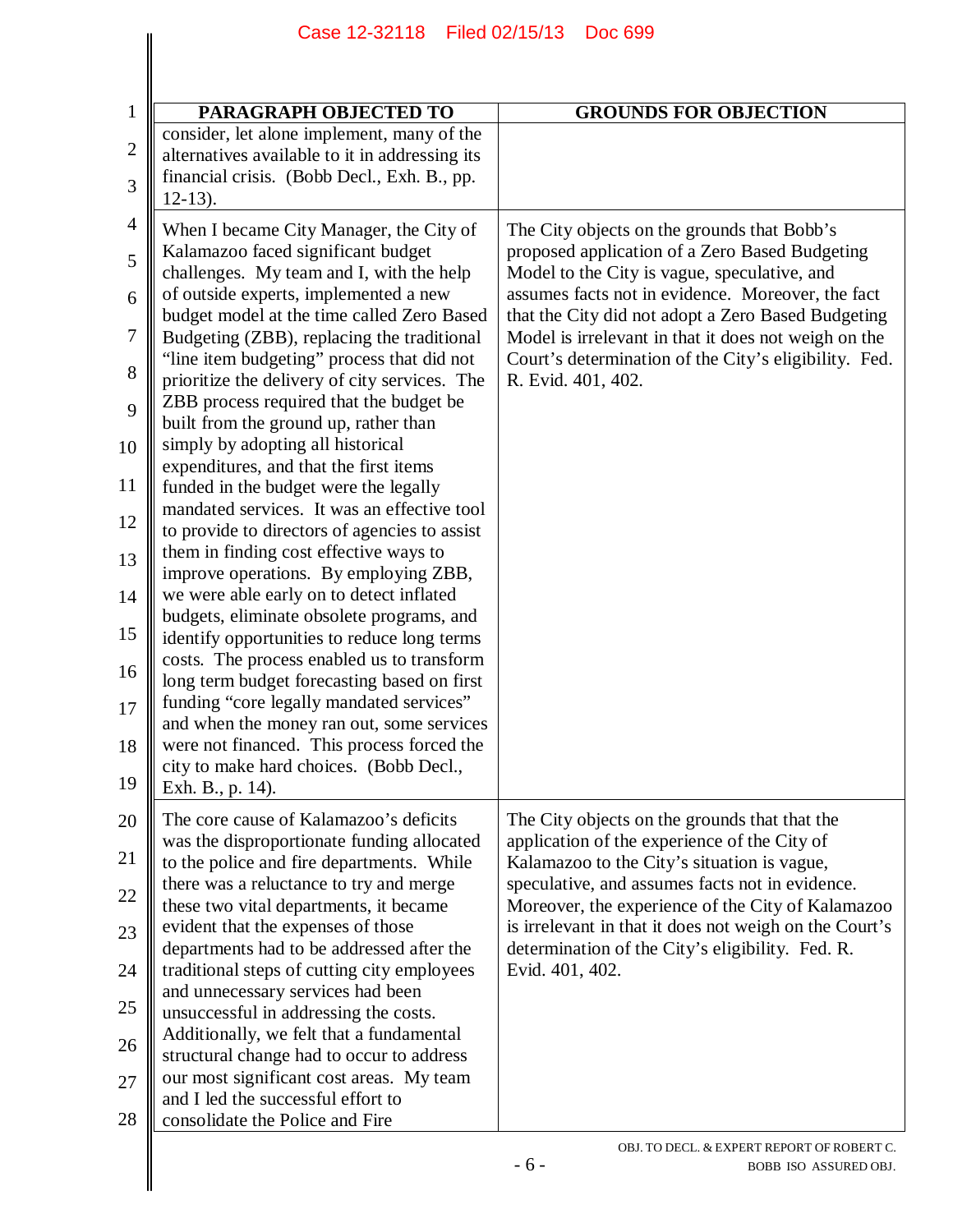| PARAGRAPH OBJECTED TO | GROUNDS FOR OBJECTION |
|---|---|
| consider, let alone implement, many of the alternatives available to it in addressing its financial crisis. (Bobb Decl., Exh. B., pp. 12-13). | |
| When I became City Manager, the City of Kalamazoo faced significant budget challenges. My team and I, with the help of outside experts, implemented a new budget model at the time called Zero Based Budgeting (ZBB), replacing the traditional "line item budgeting" process that did not prioritize the delivery of city services. The ZBB process required that the budget be built from the ground up, rather than simply by adopting all historical expenditures, and that the first items funded in the budget were the legally mandated services. It was an effective tool to provide to directors of agencies to assist them in finding cost effective ways to improve operations. By employing ZBB, we were able early on to detect inflated budgets, eliminate obsolete programs, and identify opportunities to reduce long terms costs. The process enabled us to transform long term budget forecasting based on first funding "core legally mandated services" and when the money ran out, some services were not financed. This process forced the city to make hard choices. (Bobb Decl., Exh. B., p. 14). | The City objects on the grounds that Bobb's proposed application of a Zero Based Budgeting Model to the City is vague, speculative, and assumes facts not in evidence. Moreover, the fact that the City did not adopt a Zero Based Budgeting Model is irrelevant in that it does not weigh on the Court's determination of the City's eligibility. Fed. R. Evid. 401, 402. |
| The core cause of Kalamazoo's deficits was the disproportionate funding allocated to the police and fire departments. While there was a reluctance to try and merge these two vital departments, it became evident that the expenses of those departments had to be addressed after the traditional steps of cutting city employees and unnecessary services had been unsuccessful in addressing the costs. Additionally, we felt that a fundamental structural change had to occur to address our most significant cost areas. My team and I led the successful effort to consolidate the Police and Fire | The City objects on the grounds that that the application of the experience of the City of Kalamazoo to the City's situation is vague, speculative, and assumes facts not in evidence. Moreover, the experience of the City of Kalamazoo is irrelevant in that it does not weigh on the Court's determination of the City's eligibility. Fed. R. Evid. 401, 402. |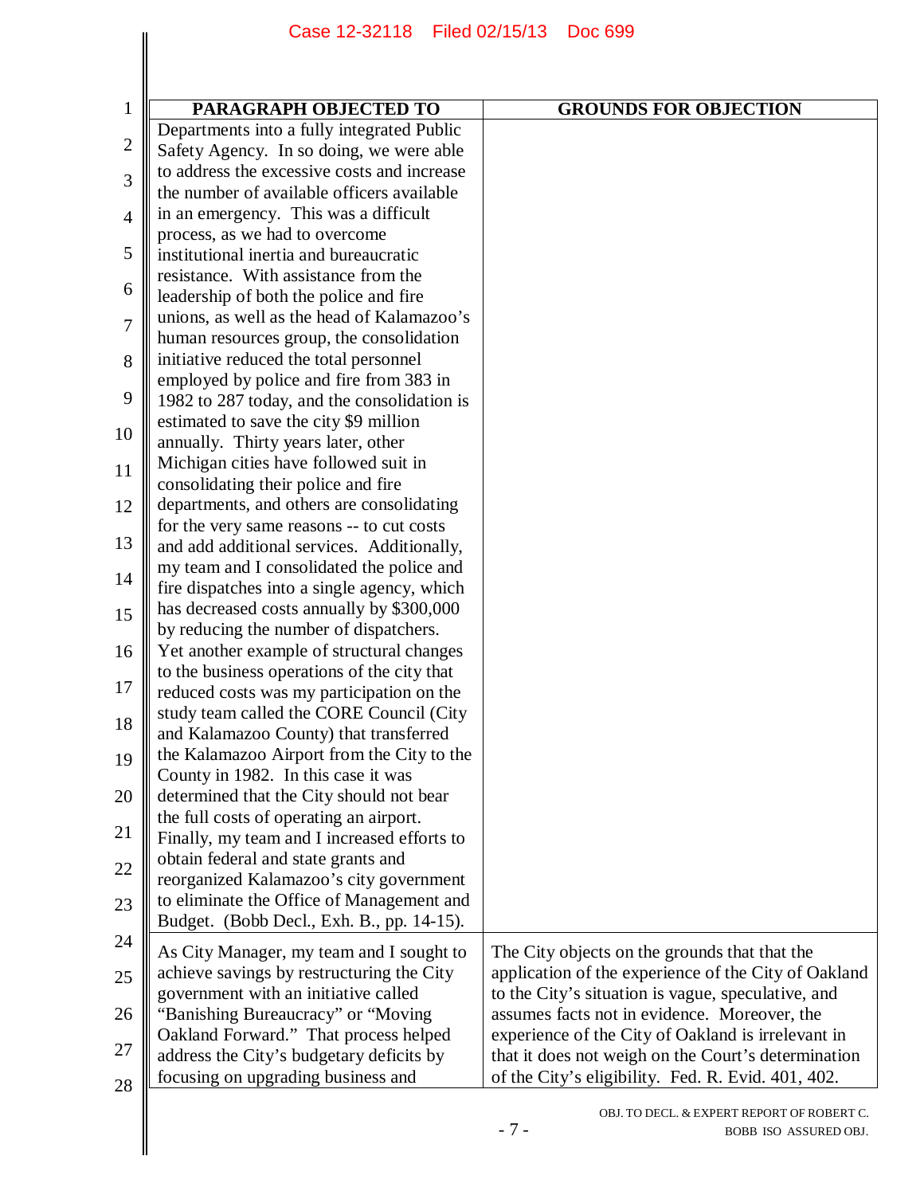| PARAGRAPH OBJECTED TO | GROUNDS FOR OBJECTION |
|---|---|
| Departments into a fully integrated Public Safety Agency. In so doing, we were able to address the excessive costs and increase the number of available officers available in an emergency. This was a difficult process, as we had to overcome institutional inertia and bureaucratic resistance. With assistance from the leadership of both the police and fire unions, as well as the head of Kalamazoo's human resources group, the consolidation initiative reduced the total personnel employed by police and fire from 383 in 1982 to 287 today, and the consolidation is estimated to save the city $9 million annually. Thirty years later, other Michigan cities have followed suit in consolidating their police and fire departments, and others are consolidating for the very same reasons -- to cut costs and add additional services. Additionally, my team and I consolidated the police and fire dispatches into a single agency, which has decreased costs annually by $300,000 by reducing the number of dispatchers. Yet another example of structural changes to the business operations of the city that reduced costs was my participation on the study team called the CORE Council (City and Kalamazoo County) that transferred the Kalamazoo Airport from the City to the County in 1982. In this case it was determined that the City should not bear the full costs of operating an airport. Finally, my team and I increased efforts to obtain federal and state grants and reorganized Kalamazoo's city government to eliminate the Office of Management and Budget. (Bobb Decl., Exh. B., pp. 14-15). | |
| As City Manager, my team and I sought to achieve savings by restructuring the City government with an initiative called "Banishing Bureaucracy" or "Moving Oakland Forward." That process helped address the City's budgetary deficits by focusing on upgrading business and | The City objects on the grounds that that the application of the experience of the City of Oakland to the City's situation is vague, speculative, and assumes facts not in evidence. Moreover, the experience of the City of Oakland is irrelevant in that it does not weigh on the Court's determination of the City's eligibility. Fed. R. Evid. 401, 402. |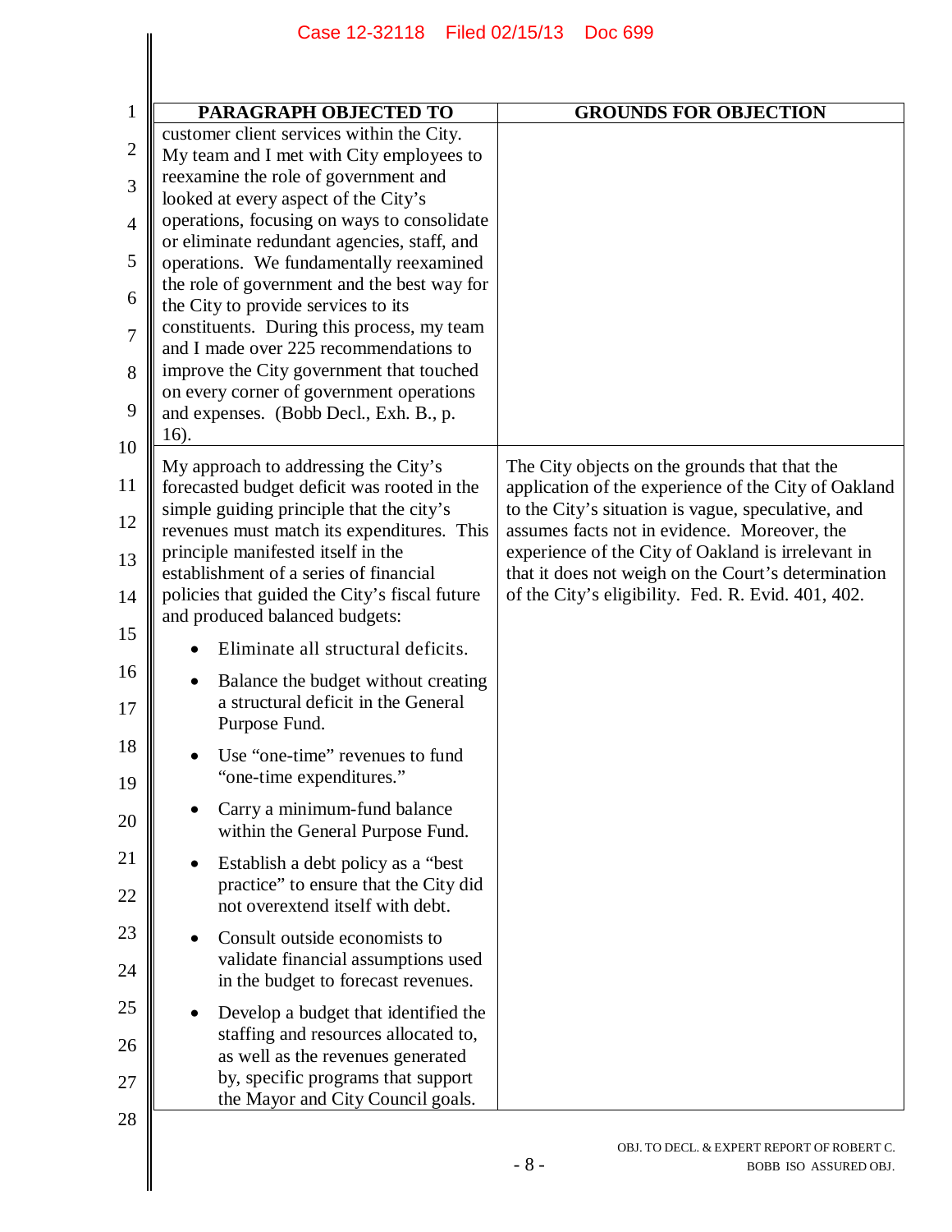| PARAGRAPH OBJECTED TO | GROUNDS FOR OBJECTION |
|---|---|
| customer client services within the City. My team and I met with City employees to reexamine the role of government and looked at every aspect of the City's operations, focusing on ways to consolidate or eliminate redundant agencies, staff, and operations. We fundamentally reexamined the role of government and the best way for the City to provide services to its constituents. During this process, my team and I made over 225 recommendations to improve the City government that touched on every corner of government operations and expenses. (Bobb Decl., Exh. B., p. 16). | |
| My approach to addressing the City's forecasted budget deficit was rooted in the simple guiding principle that the city's revenues must match its expenditures. This principle manifested itself in the establishment of a series of financial policies that guided the City's fiscal future and produced balanced budgets:<br>• Eliminate all structural deficits.<br>• Balance the budget without creating a structural deficit in the General Purpose Fund.<br>• Use "one-time" revenues to fund "one-time expenditures."<br>• Carry a minimum-fund balance within the General Purpose Fund.<br>• Establish a debt policy as a "best practice" to ensure that the City did not overextend itself with debt.<br>• Consult outside economists to validate financial assumptions used in the budget to forecast revenues.<br>• Develop a budget that identified the staffing and resources allocated to, as well as the revenues generated by, specific programs that support the Mayor and City Council goals. | The City objects on the grounds that that the application of the experience of the City of Oakland to the City's situation is vague, speculative, and assumes facts not in evidence. Moreover, the experience of the City of Oakland is irrelevant in that it does not weigh on the Court's determination of the City's eligibility. Fed. R. Evid. 401, 402. |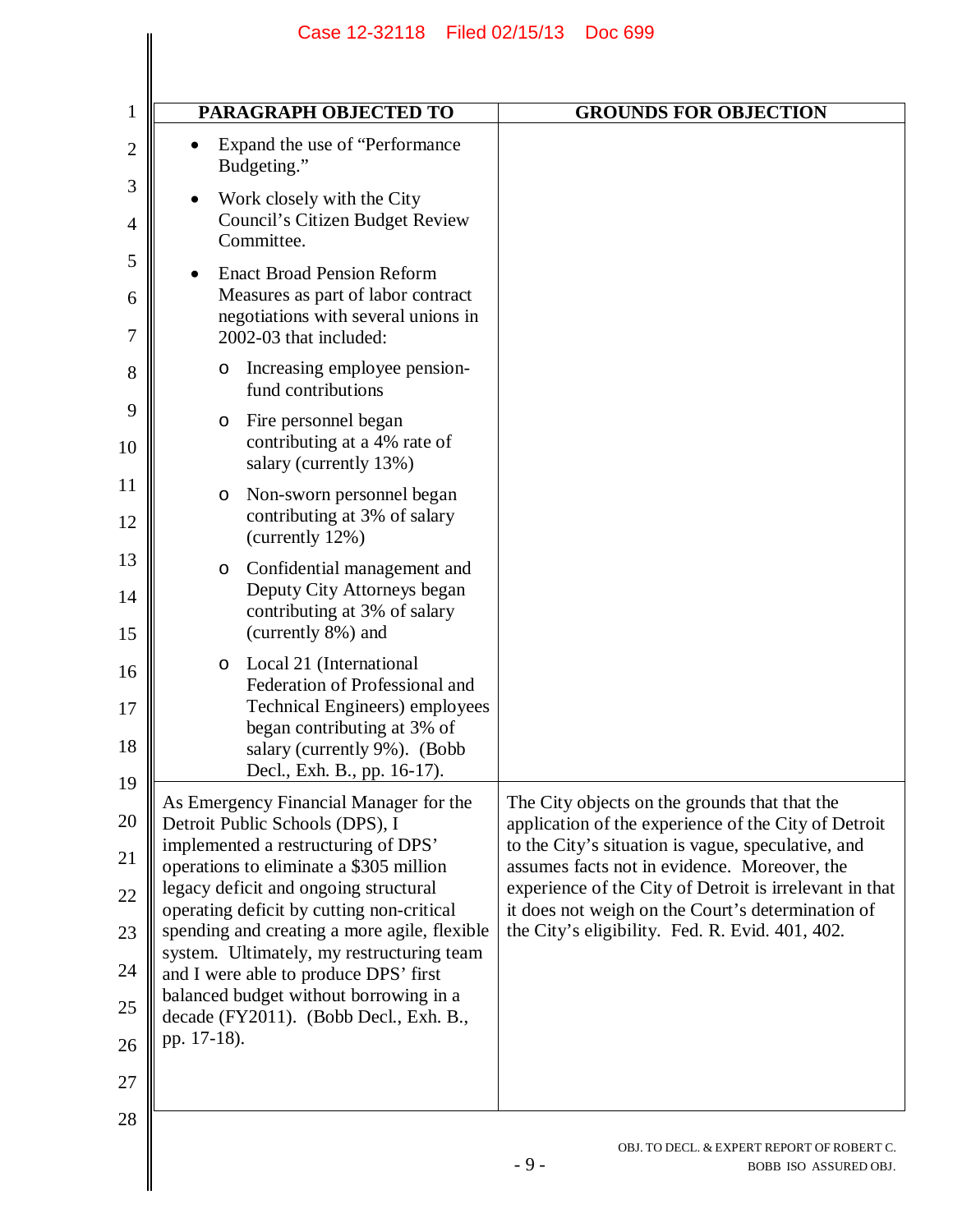| PARAGRAPH OBJECTED TO | GROUNDS FOR OBJECTION |
|---|---|
| • Expand the use of "Performance Budgeting."<br>• Work closely with the City Council's Citizen Budget Review Committee.<br>• Enact Broad Pension Reform Measures as part of labor contract negotiations with several unions in 2002-03 that included:<br>&nbsp;&nbsp;&nbsp;o Increasing employee pension-fund contributions<br>&nbsp;&nbsp;&nbsp;o Fire personnel began contributing at a 4% rate of salary (currently 13%)<br>&nbsp;&nbsp;&nbsp;o Non-sworn personnel began contributing at 3% of salary (currently 12%)<br>&nbsp;&nbsp;&nbsp;o Confidential management and Deputy City Attorneys began contributing at 3% of salary (currently 8%) and<br>&nbsp;&nbsp;&nbsp;o Local 21 (International Federation of Professional and Technical Engineers) employees began contributing at 3% of salary (currently 9%). (Bobb Decl., Exh. B., pp. 16-17). | |
| As Emergency Financial Manager for the Detroit Public Schools (DPS), I implemented a restructuring of DPS' operations to eliminate a $305 million legacy deficit and ongoing structural operating deficit by cutting non-critical spending and creating a more agile, flexible system. Ultimately, my restructuring team and I were able to produce DPS' first balanced budget without borrowing in a decade (FY2011). (Bobb Decl., Exh. B., pp. 17-18). | The City objects on the grounds that that the application of the experience of the City of Detroit to the City's situation is vague, speculative, and assumes facts not in evidence. Moreover, the experience of the City of Detroit is irrelevant in that it does not weigh on the Court's determination of the City's eligibility. Fed. R. Evid. 401, 402. |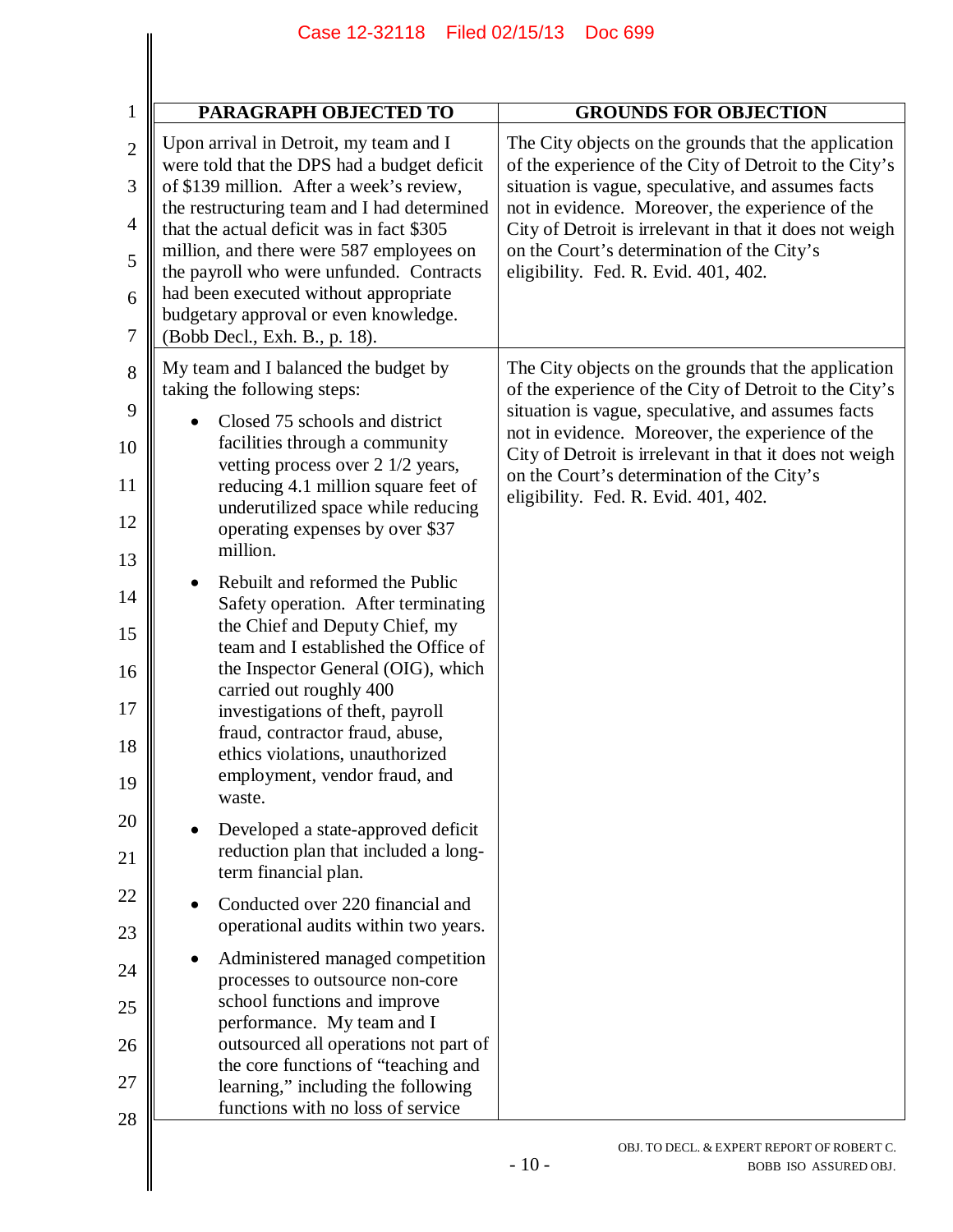| PARAGRAPH OBJECTED TO | GROUNDS FOR OBJECTION |
|---|---|
| Upon arrival in Detroit, my team and I were told that the DPS had a budget deficit of $139 million. After a week's review, the restructuring team and I had determined that the actual deficit was in fact $305 million, and there were 587 employees on the payroll who were unfunded. Contracts had been executed without appropriate budgetary approval or even knowledge. (Bobb Decl., Exh. B., p. 18). | The City objects on the grounds that the application of the experience of the City of Detroit to the City's situation is vague, speculative, and assumes facts not in evidence. Moreover, the experience of the City of Detroit is irrelevant in that it does not weigh on the Court's determination of the City's eligibility. Fed. R. Evid. 401, 402. |
| My team and I balanced the budget by taking the following steps: <br> • Closed 75 schools and district facilities through a community vetting process over 2 1/2 years, reducing 4.1 million square feet of underutilized space while reducing operating expenses by over $37 million. <br> • Rebuilt and reformed the Public Safety operation. After terminating the Chief and Deputy Chief, my team and I established the Office of the Inspector General (OIG), which carried out roughly 400 investigations of theft, payroll fraud, contractor fraud, abuse, ethics violations, unauthorized employment, vendor fraud, and waste. <br> • Developed a state-approved deficit reduction plan that included a long-term financial plan. <br> • Conducted over 220 financial and operational audits within two years. <br> • Administered managed competition processes to outsource non-core school functions and improve performance. My team and I outsourced all operations not part of the core functions of "teaching and learning," including the following functions with no loss of service | The City objects on the grounds that the application of the experience of the City of Detroit to the City's situation is vague, speculative, and assumes facts not in evidence. Moreover, the experience of the City of Detroit is irrelevant in that it does not weigh on the Court's determination of the City's eligibility. Fed. R. Evid. 401, 402. |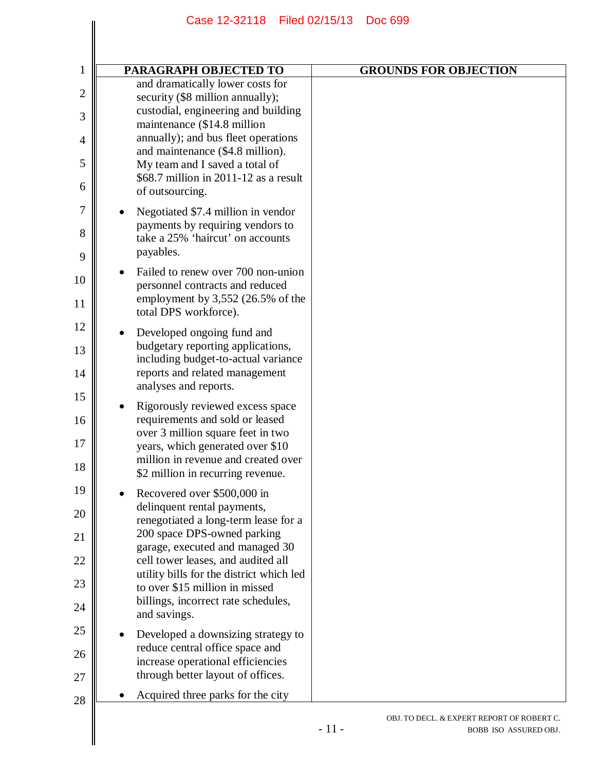| PARAGRAPH OBJECTED TO | GROUNDS FOR OBJECTION |
|---|---|
| and dramatically lower costs for security ($8 million annually); custodial, engineering and building maintenance ($14.8 million annually); and bus fleet operations and maintenance ($4.8 million). My team and I saved a total of $68.7 million in 2011-12 as a result of outsourcing.<br><br>• Negotiated $7.4 million in vendor payments by requiring vendors to take a 25% 'haircut' on accounts payables.<br><br>• Failed to renew over 700 non-union personnel contracts and reduced employment by 3,552 (26.5% of the total DPS workforce).<br><br>• Developed ongoing fund and budgetary reporting applications, including budget-to-actual variance reports and related management analyses and reports.<br><br>• Rigorously reviewed excess space requirements and sold or leased over 3 million square feet in two years, which generated over $10 million in revenue and created over $2 million in recurring revenue.<br><br>• Recovered over $500,000 in delinquent rental payments, renegotiated a long-term lease for a 200 space DPS-owned parking garage, executed and managed 30 cell tower leases, and audited all utility bills for the district which led to over $15 million in missed billings, incorrect rate schedules, and savings.<br><br>• Developed a downsizing strategy to reduce central office space and increase operational efficiencies through better layout of offices.<br><br>• Acquired three parks for the city | |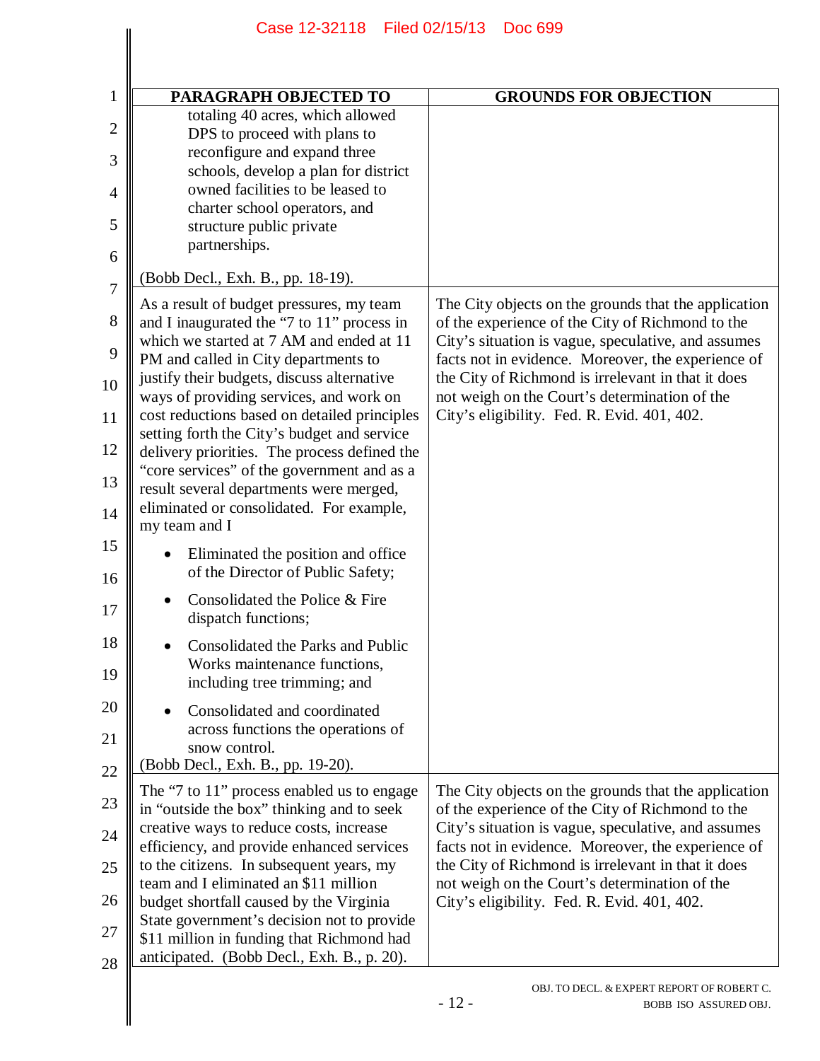| PARAGRAPH OBJECTED TO | GROUNDS FOR OBJECTION |
|---|---|
| totaling 40 acres, which allowed DPS to proceed with plans to reconfigure and expand three schools, develop a plan for district owned facilities to be leased to charter school operators, and structure public private partnerships.<br><br>(Bobb Decl., Exh. B., pp. 18-19). | |
| As a result of budget pressures, my team and I inaugurated the "7 to 11" process in which we started at 7 AM and ended at 11 PM and called in City departments to justify their budgets, discuss alternative ways of providing services, and work on cost reductions based on detailed principles setting forth the City's budget and service delivery priorities. The process defined the "core services" of the government and as a result several departments were merged, eliminated or consolidated. For example, my team and I<br><br>• Eliminated the position and office of the Director of Public Safety;<br>• Consolidated the Police & Fire dispatch functions;<br>• Consolidated the Parks and Public Works maintenance functions, including tree trimming; and<br>• Consolidated and coordinated across functions the operations of snow control.<br><br>(Bobb Decl., Exh. B., pp. 19-20). | The City objects on the grounds that the application of the experience of the City of Richmond to the City's situation is vague, speculative, and assumes facts not in evidence. Moreover, the experience of the City of Richmond is irrelevant in that it does not weigh on the Court's determination of the City's eligibility. Fed. R. Evid. 401, 402. |
| The "7 to 11" process enabled us to engage in "outside the box" thinking and to seek creative ways to reduce costs, increase efficiency, and provide enhanced services to the citizens. In subsequent years, my team and I eliminated an $11 million budget shortfall caused by the Virginia State government's decision not to provide $11 million in funding that Richmond had anticipated. (Bobb Decl., Exh. B., p. 20). | The City objects on the grounds that the application of the experience of the City of Richmond to the City's situation is vague, speculative, and assumes facts not in evidence. Moreover, the experience of the City of Richmond is irrelevant in that it does not weigh on the Court's determination of the City's eligibility. Fed. R. Evid. 401, 402. |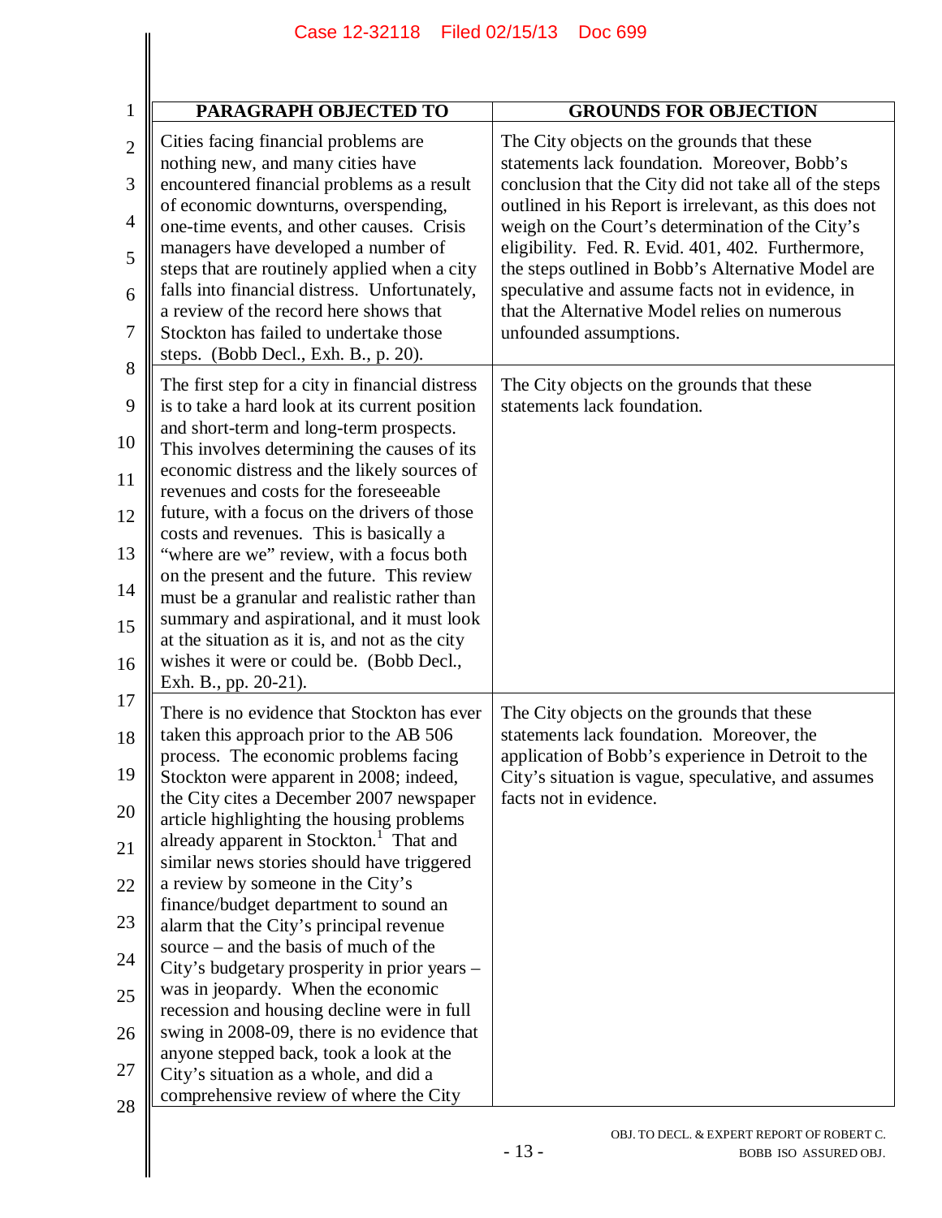| PARAGRAPH OBJECTED TO | GROUNDS FOR OBJECTION |
|---|---|
| Cities facing financial problems are nothing new, and many cities have encountered financial problems as a result of economic downturns, overspending, one-time events, and other causes. Crisis managers have developed a number of steps that are routinely applied when a city falls into financial distress. Unfortunately, a review of the record here shows that Stockton has failed to undertake those steps. (Bobb Decl., Exh. B., p. 20). | The City objects on the grounds that these statements lack foundation. Moreover, Bobb's conclusion that the City did not take all of the steps outlined in his Report is irrelevant, as this does not weigh on the Court's determination of the City's eligibility. Fed. R. Evid. 401, 402. Furthermore, the steps outlined in Bobb's Alternative Model are speculative and assume facts not in evidence, in that the Alternative Model relies on numerous unfounded assumptions. |
| The first step for a city in financial distress is to take a hard look at its current position and short-term and long-term prospects. This involves determining the causes of its economic distress and the likely sources of revenues and costs for the foreseeable future, with a focus on the drivers of those costs and revenues. This is basically a "where are we" review, with a focus both on the present and the future. This review must be a granular and realistic rather than summary and aspirational, and it must look at the situation as it is, and not as the city wishes it were or could be. (Bobb Decl., Exh. B., pp. 20-21). | The City objects on the grounds that these statements lack foundation. |
| There is no evidence that Stockton has ever taken this approach prior to the AB 506 process. The economic problems facing Stockton were apparent in 2008; indeed, the City cites a December 2007 newspaper article highlighting the housing problems already apparent in Stockton.[1] That and similar news stories should have triggered a review by someone in the City's finance/budget department to sound an alarm that the City's principal revenue source – and the basis of much of the City's budgetary prosperity in prior years – was in jeopardy. When the economic recession and housing decline were in full swing in 2008-09, there is no evidence that anyone stepped back, took a look at the City's situation as a whole, and did a comprehensive review of where the City | The City objects on the grounds that these statements lack foundation. Moreover, the application of Bobb's experience in Detroit to the City's situation is vague, speculative, and assumes facts not in evidence. |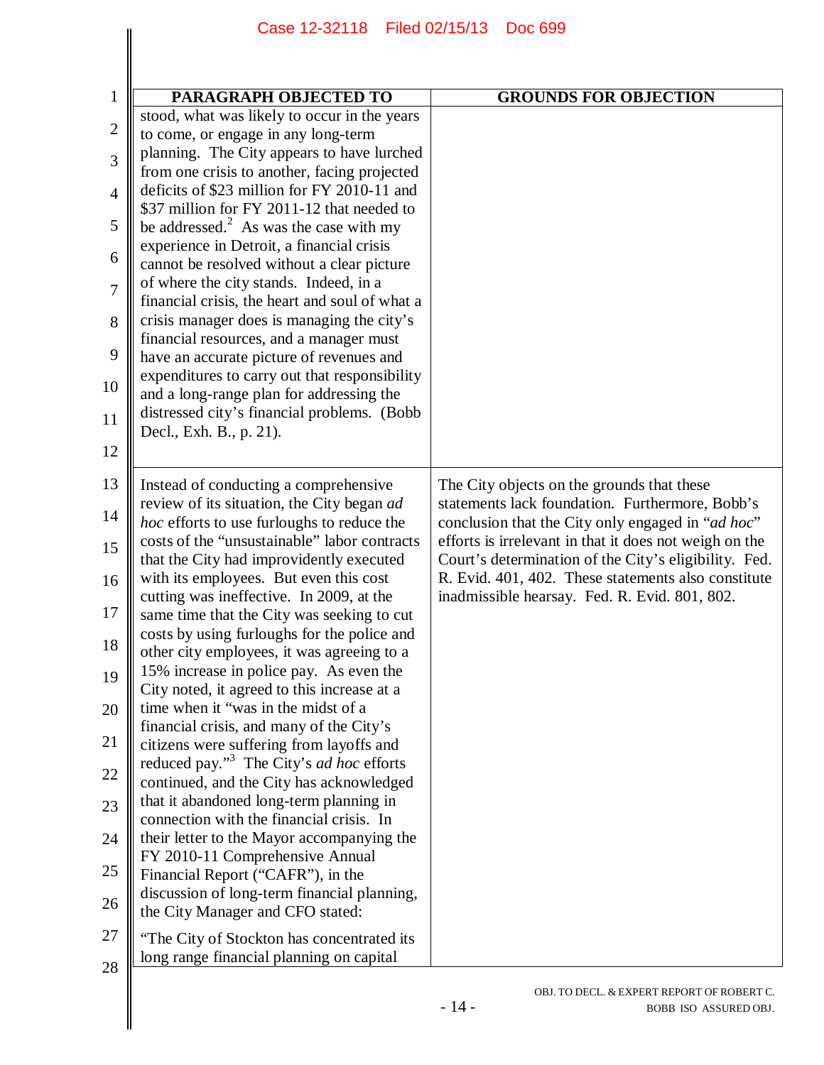| PARAGRAPH OBJECTED TO | GROUNDS FOR OBJECTION |
|---|---|
| stood, what was likely to occur in the years to come, or engage in any long-term planning. The City appears to have lurched from one crisis to another, facing projected deficits of $23 million for FY 2010-11 and $37 million for FY 2011-12 that needed to be addressed.[2] As was the case with my experience in Detroit, a financial crisis cannot be resolved without a clear picture of where the city stands. Indeed, in a financial crisis, the heart and soul of what a crisis manager does is managing the city's financial resources, and a manager must have an accurate picture of revenues and expenditures to carry out that responsibility and a long-range plan for addressing the distressed city's financial problems. (Bobb Decl., Exh. B., p. 21). | |
| Instead of conducting a comprehensive review of its situation, the City began *ad hoc* efforts to use furloughs to reduce the costs of the "unsustainable" labor contracts that the City had improvidently executed with its employees. But even this cost cutting was ineffective. In 2009, at the same time that the City was seeking to cut costs by using furloughs for the police and other city employees, it was agreeing to a 15% increase in police pay. As even the City noted, it agreed to this increase at a time when it "was in the midst of a financial crisis, and many of the City's citizens were suffering from layoffs and reduced pay."[3] The City's *ad hoc* efforts continued, and the City has acknowledged that it abandoned long-term planning in connection with the financial crisis. In their letter to the Mayor accompanying the FY 2010-11 Comprehensive Annual Financial Report ("CAFR"), in the discussion of long-term financial planning, the City Manager and CFO stated: "The City of Stockton has concentrated its long range financial planning on capital | The City objects on the grounds that these statements lack foundation. Furthermore, Bobb's conclusion that the City only engaged in "*ad hoc*" efforts is irrelevant in that it does not weigh on the Court's determination of the City's eligibility. Fed. R. Evid. 401, 402. These statements also constitute inadmissible hearsay. Fed. R. Evid. 801, 802. |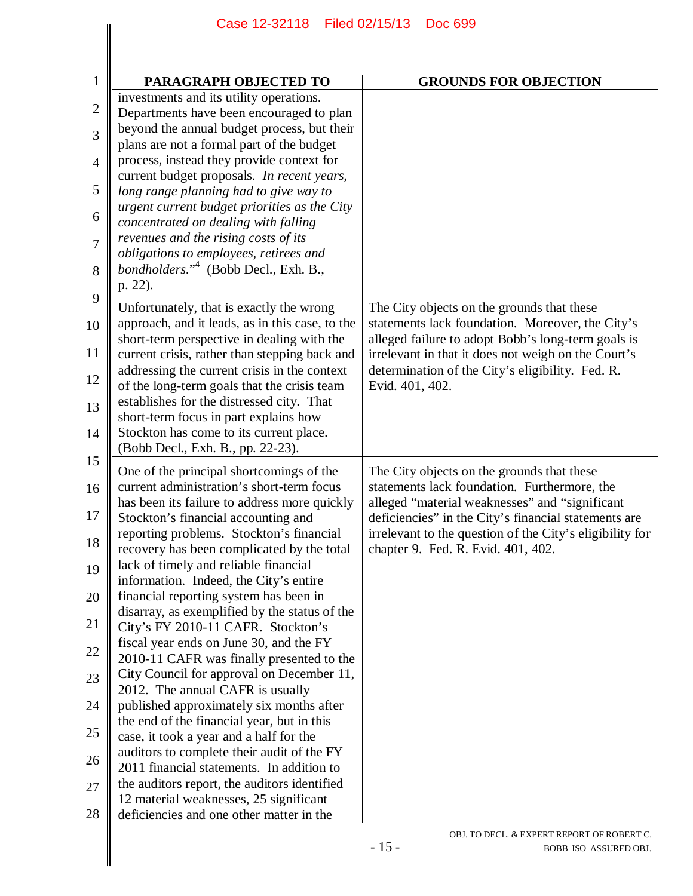| PARAGRAPH OBJECTED TO | GROUNDS FOR OBJECTION |
| --- | --- |
| investments and its utility operations. Departments have been encouraged to plan beyond the annual budget process, but their plans are not a formal part of the budget process, instead they provide context for current budget proposals. *In recent years, long range planning had to give way to urgent current budget priorities as the City concentrated on dealing with falling revenues and the rising costs of its obligations to employees, retirees and bondholders.*"[4] (Bobb Decl., Exh. B., p. 22). | |
| Unfortunately, that is exactly the wrong approach, and it leads, as in this case, to the short-term perspective in dealing with the current crisis, rather than stepping back and addressing the current crisis in the context of the long-term goals that the crisis team establishes for the distressed city. That short-term focus in part explains how Stockton has come to its current place. (Bobb Decl., Exh. B., pp. 22-23). | The City objects on the grounds that these statements lack foundation. Moreover, the City's alleged failure to adopt Bobb's long-term goals is irrelevant in that it does not weigh on the Court's determination of the City's eligibility. Fed. R. Evid. 401, 402. |
| One of the principal shortcomings of the current administration's short-term focus has been its failure to address more quickly Stockton's financial accounting and reporting problems. Stockton's financial recovery has been complicated by the total lack of timely and reliable financial information. Indeed, the City's entire financial reporting system has been in disarray, as exemplified by the status of the City's FY 2010-11 CAFR. Stockton's fiscal year ends on June 30, and the FY 2010-11 CAFR was finally presented to the City Council for approval on December 11, 2012. The annual CAFR is usually published approximately six months after the end of the financial year, but in this case, it took a year and a half for the auditors to complete their audit of the FY 2011 financial statements. In addition to the auditors report, the auditors identified 12 material weaknesses, 25 significant deficiencies and one other matter in the | The City objects on the grounds that these statements lack foundation. Furthermore, the alleged "material weaknesses" and "significant deficiencies" in the City's financial statements are irrelevant to the question of the City's eligibility for chapter 9. Fed. R. Evid. 401, 402. |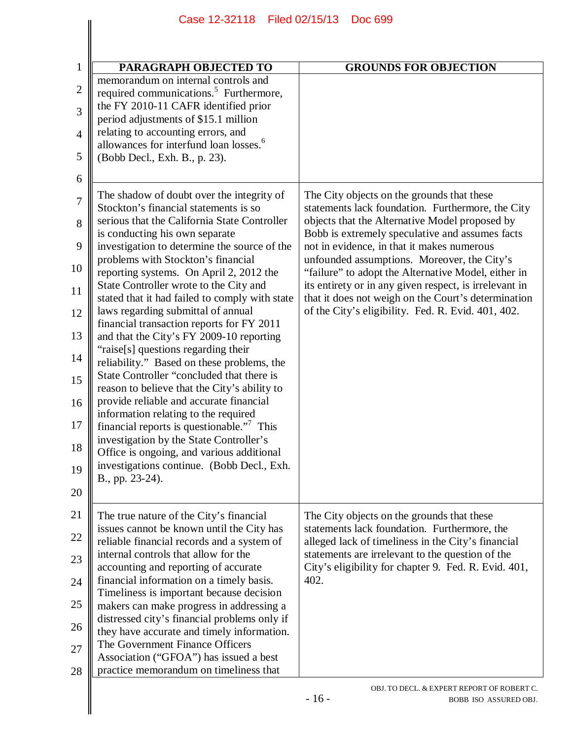| PARAGRAPH OBJECTED TO | GROUNDS FOR OBJECTION |
|---|---|
| memorandum on internal controls and required communications.[5] Furthermore, the FY 2010-11 CAFR identified prior period adjustments of $15.1 million relating to accounting errors, and allowances for interfund loan losses.[6] (Bobb Decl., Exh. B., p. 23). | |
| The shadow of doubt over the integrity of Stockton's financial statements is so serious that the California State Controller is conducting his own separate investigation to determine the source of the problems with Stockton's financial reporting systems. On April 2, 2012 the State Controller wrote to the City and stated that it had failed to comply with state laws regarding submittal of annual financial transaction reports for FY 2011 and that the City's FY 2009-10 reporting "raise[s] questions regarding their reliability." Based on these problems, the State Controller "concluded that there is reason to believe that the City's ability to provide reliable and accurate financial information relating to the required financial reports is questionable."[7] This investigation by the State Controller's Office is ongoing, and various additional investigations continue. (Bobb Decl., Exh. B., pp. 23-24). | The City objects on the grounds that these statements lack foundation. Furthermore, the City objects that the Alternative Model proposed by Bobb is extremely speculative and assumes facts not in evidence, in that it makes numerous unfounded assumptions. Moreover, the City's "failure" to adopt the Alternative Model, either in its entirety or in any given respect, is irrelevant in that it does not weigh on the Court's determination of the City's eligibility. Fed. R. Evid. 401, 402. |
| The true nature of the City's financial issues cannot be known until the City has reliable financial records and a system of internal controls that allow for the accounting and reporting of accurate financial information on a timely basis. Timeliness is important because decision makers can make progress in addressing a distressed city's financial problems only if they have accurate and timely information. The Government Finance Officers Association ("GFOA") has issued a best practice memorandum on timeliness that | The City objects on the grounds that these statements lack foundation. Furthermore, the alleged lack of timeliness in the City's financial statements are irrelevant to the question of the City's eligibility for chapter 9. Fed. R. Evid. 401, 402. |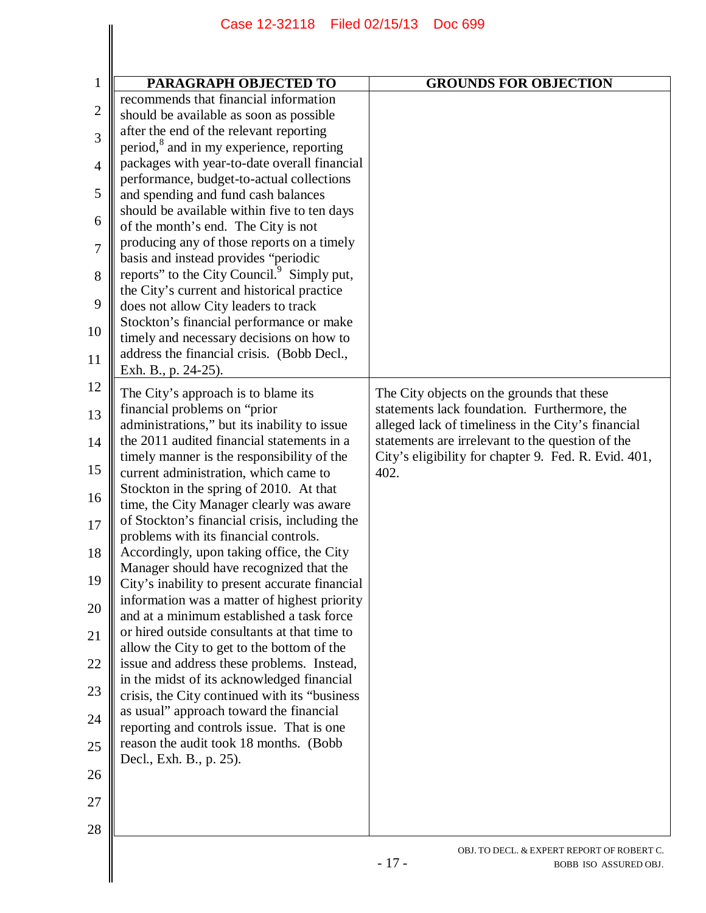| PARAGRAPH OBJECTED TO | GROUNDS FOR OBJECTION |
|---|---|
| recommends that financial information should be available as soon as possible after the end of the relevant reporting period,[8] and in my experience, reporting packages with year-to-date overall financial performance, budget-to-actual collections and spending and fund cash balances should be available within five to ten days of the month's end. The City is not producing any of those reports on a timely basis and instead provides "periodic reports" to the City Council.[9] Simply put, the City's current and historical practice does not allow City leaders to track Stockton's financial performance or make timely and necessary decisions on how to address the financial crisis. (Bobb Decl., Exh. B., p. 24-25). | |
| The City's approach is to blame its financial problems on "prior administrations," but its inability to issue the 2011 audited financial statements in a timely manner is the responsibility of the current administration, which came to Stockton in the spring of 2010. At that time, the City Manager clearly was aware of Stockton's financial crisis, including the problems with its financial controls. Accordingly, upon taking office, the City Manager should have recognized that the City's inability to present accurate financial information was a matter of highest priority and at a minimum established a task force or hired outside consultants at that time to allow the City to get to the bottom of the issue and address these problems. Instead, in the midst of its acknowledged financial crisis, the City continued with its "business as usual" approach toward the financial reporting and controls issue. That is one reason the audit took 18 months. (Bobb Decl., Exh. B., p. 25). | The City objects on the grounds that these statements lack foundation. Furthermore, the alleged lack of timeliness in the City's financial statements are irrelevant to the question of the City's eligibility for chapter 9. Fed. R. Evid. 401, 402. |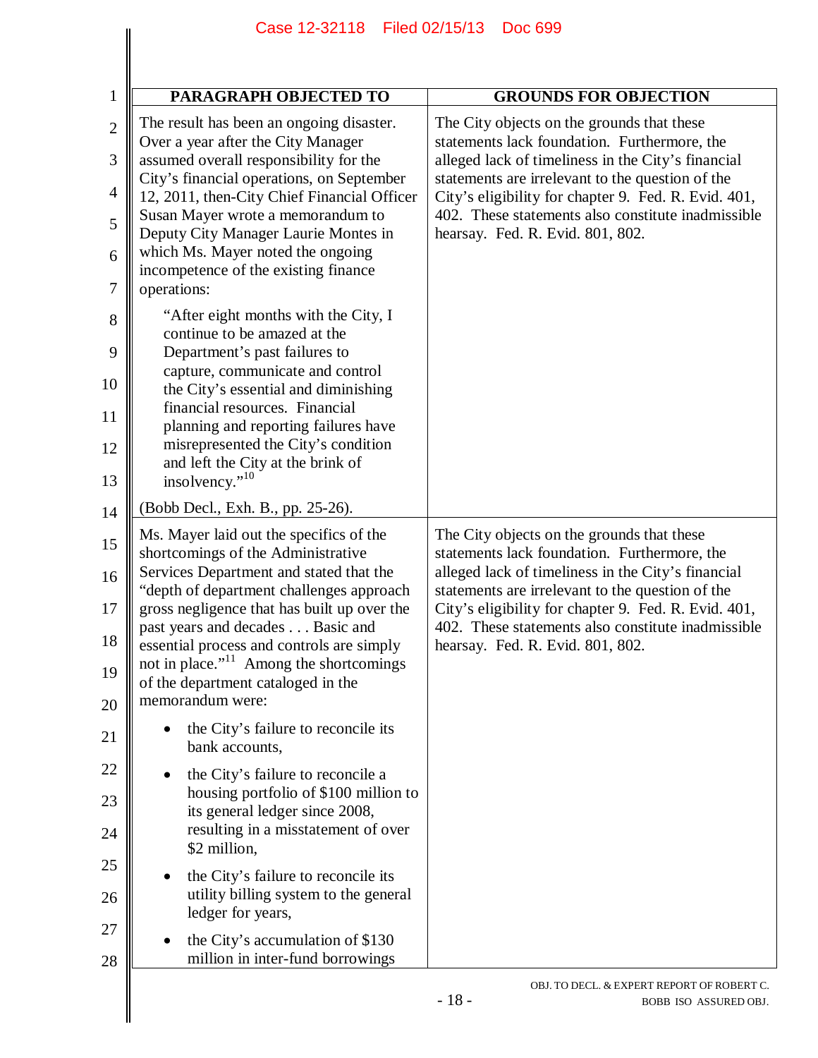| PARAGRAPH OBJECTED TO | GROUNDS FOR OBJECTION |
|---|---|
| The result has been an ongoing disaster. Over a year after the City Manager assumed overall responsibility for the City's financial operations, on September 12, 2011, then-City Chief Financial Officer Susan Mayer wrote a memorandum to Deputy City Manager Laurie Montes in which Ms. Mayer noted the ongoing incompetence of the existing finance operations:<br><br>"After eight months with the City, I continue to be amazed at the Department's past failures to capture, communicate and control the City's essential and diminishing financial resources. Financial planning and reporting failures have misrepresented the City's condition and left the City at the brink of insolvency."[10]<br><br>(Bobb Decl., Exh. B., pp. 25-26). | The City objects on the grounds that these statements lack foundation. Furthermore, the alleged lack of timeliness in the City's financial statements are irrelevant to the question of the City's eligibility for chapter 9. Fed. R. Evid. 401, 402. These statements also constitute inadmissible hearsay. Fed. R. Evid. 801, 802. |
| Ms. Mayer laid out the specifics of the shortcomings of the Administrative Services Department and stated that the "depth of department challenges approach gross negligence that has built up over the past years and decades . . . Basic and essential process and controls are simply not in place."[11] Among the shortcomings of the department cataloged in the memorandum were:<br><br>• the City's failure to reconcile its bank accounts,<br>• the City's failure to reconcile a housing portfolio of \$100 million to its general ledger since 2008, resulting in a misstatement of over \$2 million,<br>• the City's failure to reconcile its utility billing system to the general ledger for years,<br>• the City's accumulation of \$130 million in inter-fund borrowings | The City objects on the grounds that these statements lack foundation. Furthermore, the alleged lack of timeliness in the City's financial statements are irrelevant to the question of the City's eligibility for chapter 9. Fed. R. Evid. 401, 402. These statements also constitute inadmissible hearsay. Fed. R. Evid. 801, 802. |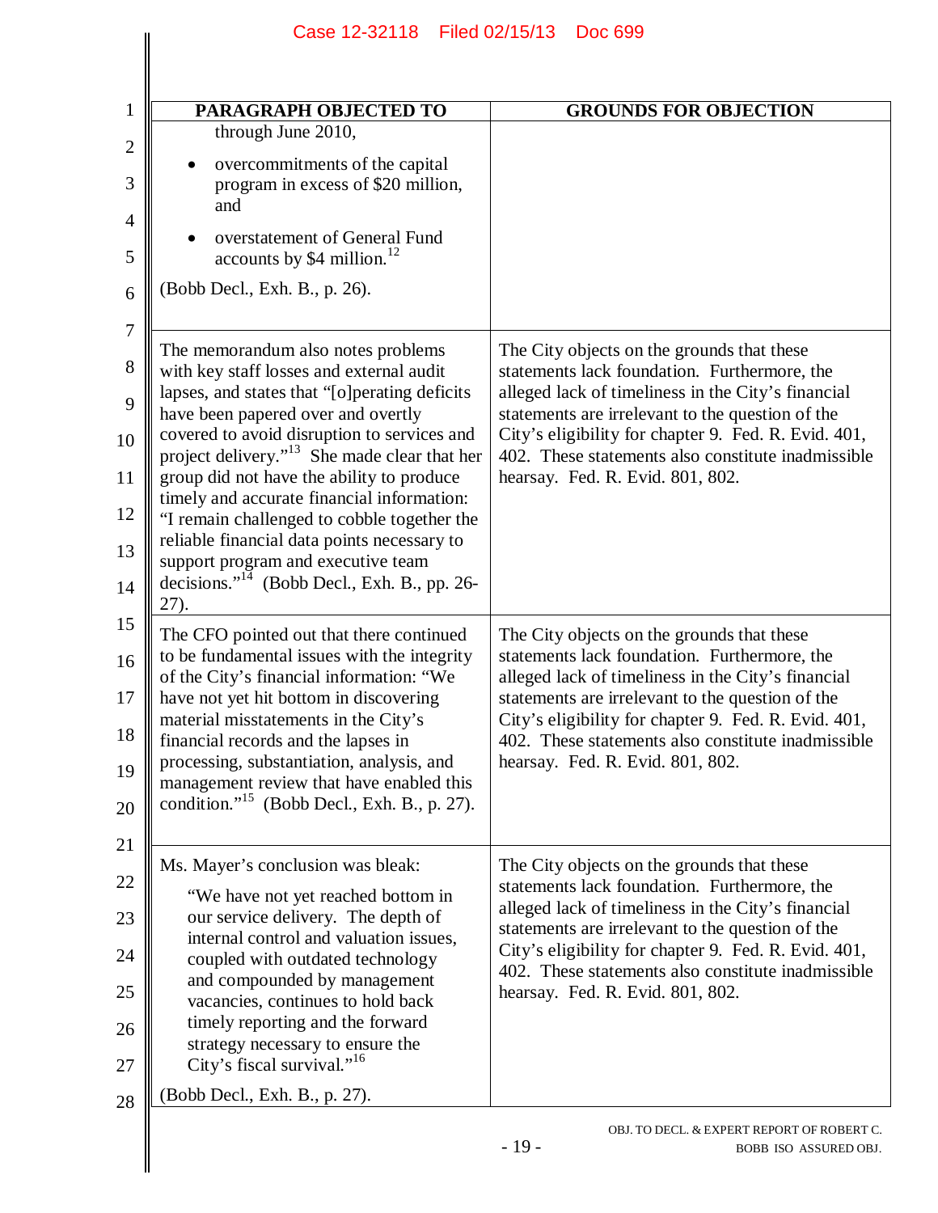| PARAGRAPH OBJECTED TO | GROUNDS FOR OBJECTION |
|---|---|
| through June 2010,<br>• overcommitments of the capital program in excess of $20 million, and<br>• overstatement of General Fund accounts by $4 million.[12]<br>(Bobb Decl., Exh. B., p. 26). | |
| The memorandum also notes problems with key staff losses and external audit lapses, and states that "[o]perating deficits have been papered over and overtly covered to avoid disruption to services and project delivery."[13] She made clear that her group did not have the ability to produce timely and accurate financial information: "I remain challenged to cobble together the reliable financial data points necessary to support program and executive team decisions."[14] (Bobb Decl., Exh. B., pp. 26-27). | The City objects on the grounds that these statements lack foundation. Furthermore, the alleged lack of timeliness in the City's financial statements are irrelevant to the question of the City's eligibility for chapter 9. Fed. R. Evid. 401, 402. These statements also constitute inadmissible hearsay. Fed. R. Evid. 801, 802. |
| The CFO pointed out that there continued to be fundamental issues with the integrity of the City's financial information: "We have not yet hit bottom in discovering material misstatements in the City's financial records and the lapses in processing, substantiation, analysis, and management review that have enabled this condition."[15] (Bobb Decl., Exh. B., p. 27). | The City objects on the grounds that these statements lack foundation. Furthermore, the alleged lack of timeliness in the City's financial statements are irrelevant to the question of the City's eligibility for chapter 9. Fed. R. Evid. 401, 402. These statements also constitute inadmissible hearsay. Fed. R. Evid. 801, 802. |
| Ms. Mayer's conclusion was bleak:<br>"We have not yet reached bottom in our service delivery. The depth of internal control and valuation issues, coupled with outdated technology and compounded by management vacancies, continues to hold back timely reporting and the forward strategy necessary to ensure the City's fiscal survival."[16]<br>(Bobb Decl., Exh. B., p. 27). | The City objects on the grounds that these statements lack foundation. Furthermore, the alleged lack of timeliness in the City's financial statements are irrelevant to the question of the City's eligibility for chapter 9. Fed. R. Evid. 401, 402. These statements also constitute inadmissible hearsay. Fed. R. Evid. 801, 802. |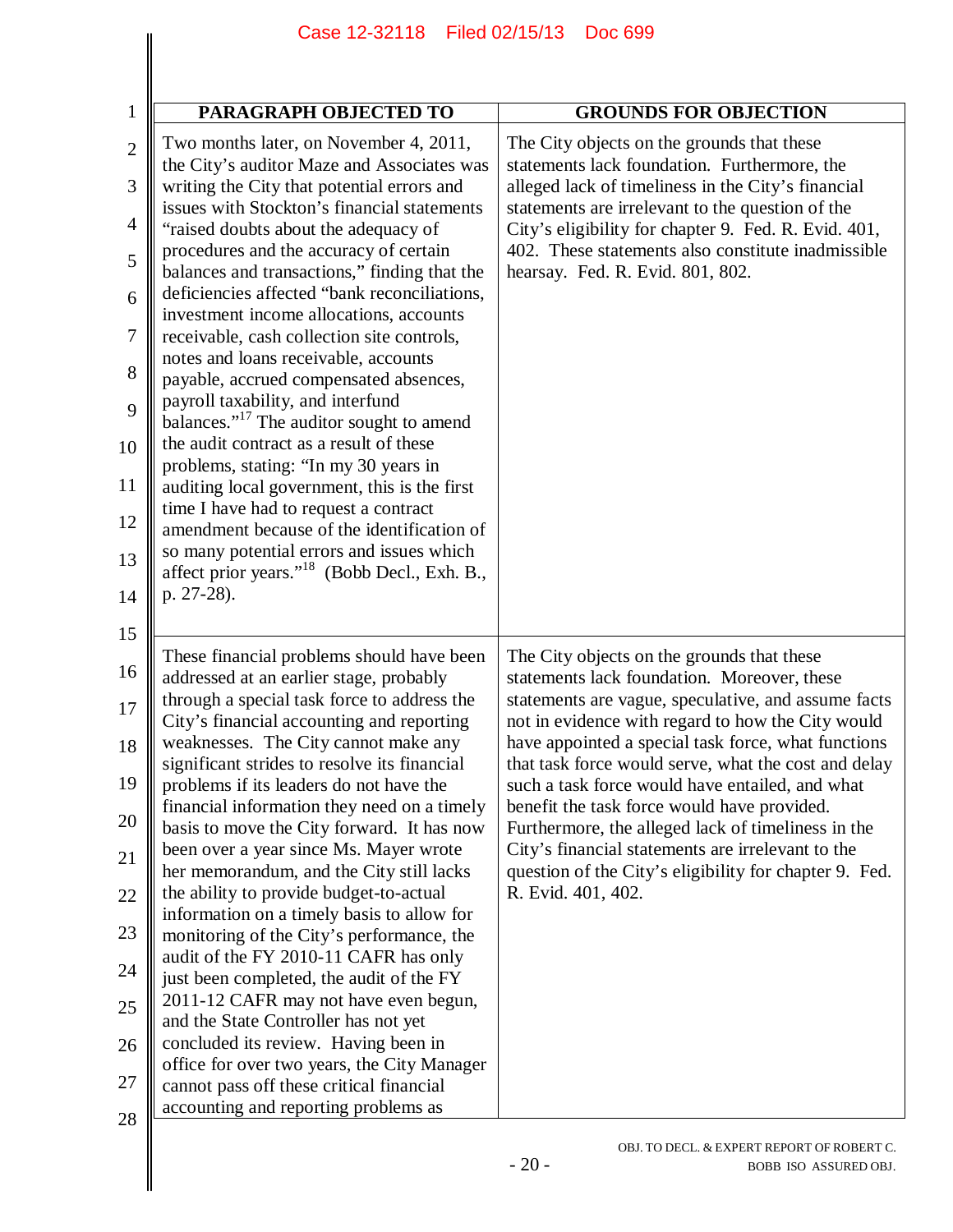| PARAGRAPH OBJECTED TO | GROUNDS FOR OBJECTION |
| --- | --- |
| Two months later, on November 4, 2011, the City's auditor Maze and Associates was writing the City that potential errors and issues with Stockton's financial statements "raised doubts about the adequacy of procedures and the accuracy of certain balances and transactions," finding that the deficiencies affected "bank reconciliations, investment income allocations, accounts receivable, cash collection site controls, notes and loans receivable, accounts payable, accrued compensated absences, payroll taxability, and interfund balances."[17] The auditor sought to amend the audit contract as a result of these problems, stating: "In my 30 years in auditing local government, this is the first time I have had to request a contract amendment because of the identification of so many potential errors and issues which affect prior years."[18] (Bobb Decl., Exh. B., p. 27-28). | The City objects on the grounds that these statements lack foundation. Furthermore, the alleged lack of timeliness in the City's financial statements are irrelevant to the question of the City's eligibility for chapter 9. Fed. R. Evid. 401, 402. These statements also constitute inadmissible hearsay. Fed. R. Evid. 801, 802. |
| These financial problems should have been addressed at an earlier stage, probably through a special task force to address the City's financial accounting and reporting weaknesses. The City cannot make any significant strides to resolve its financial problems if its leaders do not have the financial information they need on a timely basis to move the City forward. It has now been over a year since Ms. Mayer wrote her memorandum, and the City still lacks the ability to provide budget-to-actual information on a timely basis to allow for monitoring of the City's performance, the audit of the FY 2010-11 CAFR has only just been completed, the audit of the FY 2011-12 CAFR may not have even begun, and the State Controller has not yet concluded its review. Having been in office for over two years, the City Manager cannot pass off these critical financial accounting and reporting problems as | The City objects on the grounds that these statements lack foundation. Moreover, these statements are vague, speculative, and assume facts not in evidence with regard to how the City would have appointed a special task force, what functions that task force would serve, what the cost and delay such a task force would have entailed, and what benefit the task force would have provided. Furthermore, the alleged lack of timeliness in the City's financial statements are irrelevant to the question of the City's eligibility for chapter 9. Fed. R. Evid. 401, 402. |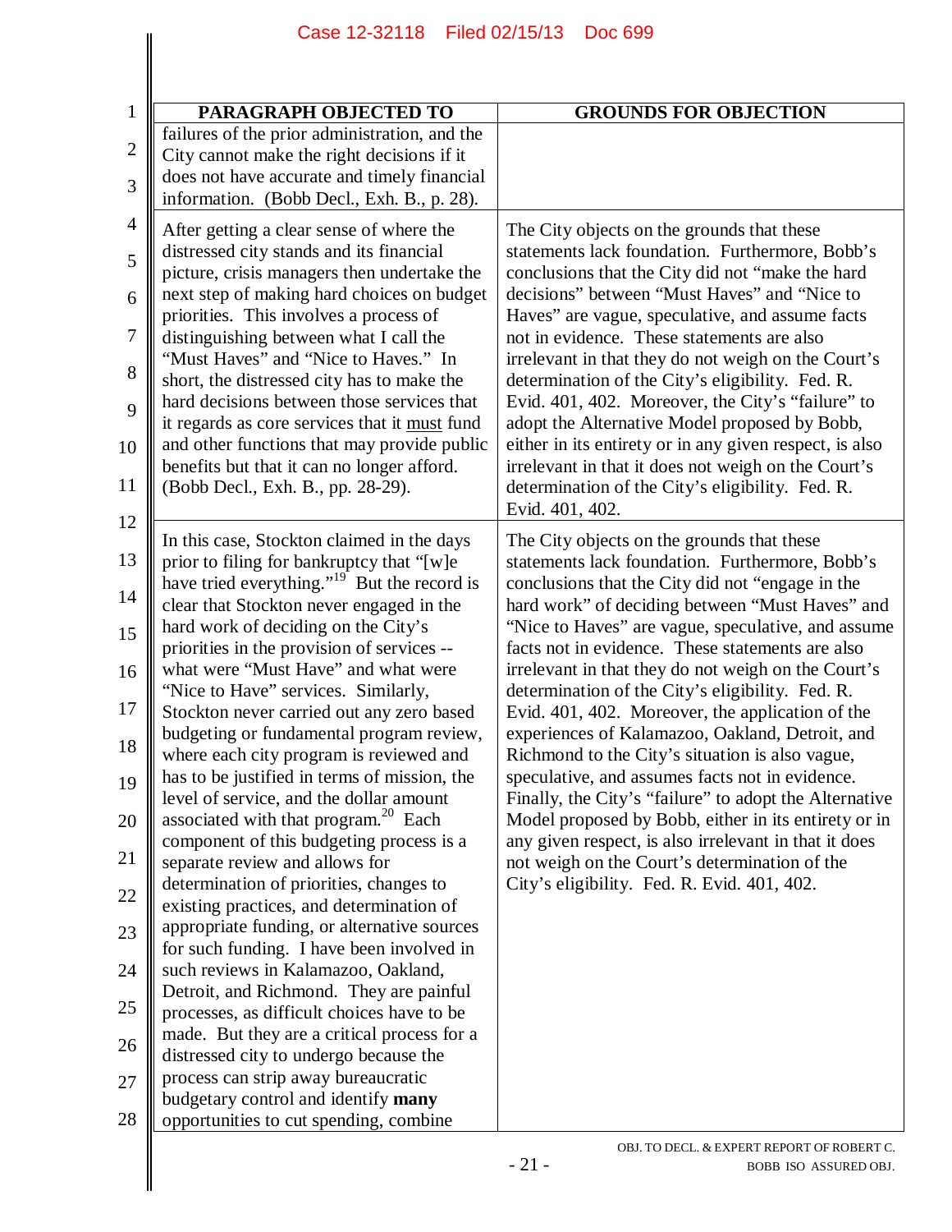| PARAGRAPH OBJECTED TO | GROUNDS FOR OBJECTION |
|---|---|
| failures of the prior administration, and the City cannot make the right decisions if it does not have accurate and timely financial information. (Bobb Decl., Exh. B., p. 28). | |
| After getting a clear sense of where the distressed city stands and its financial picture, crisis managers then undertake the next step of making hard choices on budget priorities. This involves a process of distinguishing between what I call the "Must Haves" and "Nice to Haves." In short, the distressed city has to make the hard decisions between those services that it regards as core services that it must fund and other functions that may provide public benefits but that it can no longer afford. (Bobb Decl., Exh. B., pp. 28-29). | The City objects on the grounds that these statements lack foundation. Furthermore, Bobb's conclusions that the City did not "make the hard decisions" between "Must Haves" and "Nice to Haves" are vague, speculative, and assume facts not in evidence. These statements are also irrelevant in that they do not weigh on the Court's determination of the City's eligibility. Fed. R. Evid. 401, 402. Moreover, the City's "failure" to adopt the Alternative Model proposed by Bobb, either in its entirety or in any given respect, is also irrelevant in that it does not weigh on the Court's determination of the City's eligibility. Fed. R. Evid. 401, 402. |
| In this case, Stockton claimed in the days prior to filing for bankruptcy that "[w]e have tried everything."[19] But the record is clear that Stockton never engaged in the hard work of deciding on the City's priorities in the provision of services -- what were "Must Have" and what were "Nice to Have" services. Similarly, Stockton never carried out any zero based budgeting or fundamental program review, where each city program is reviewed and has to be justified in terms of mission, the level of service, and the dollar amount associated with that program.[20] Each component of this budgeting process is a separate review and allows for determination of priorities, changes to existing practices, and determination of appropriate funding, or alternative sources for such funding. I have been involved in such reviews in Kalamazoo, Oakland, Detroit, and Richmond. They are painful processes, as difficult choices have to be made. But they are a critical process for a distressed city to undergo because the process can strip away bureaucratic budgetary control and identify **many** opportunities to cut spending, combine | The City objects on the grounds that these statements lack foundation. Furthermore, Bobb's conclusions that the City did not "engage in the hard work" of deciding between "Must Haves" and "Nice to Haves" are vague, speculative, and assume facts not in evidence. These statements are also irrelevant in that they do not weigh on the Court's determination of the City's eligibility. Fed. R. Evid. 401, 402. Moreover, the application of the experiences of Kalamazoo, Oakland, Detroit, and Richmond to the City's situation is also vague, speculative, and assumes facts not in evidence. Finally, the City's "failure" to adopt the Alternative Model proposed by Bobb, either in its entirety or in any given respect, is also irrelevant in that it does not weigh on the Court's determination of the City's eligibility. Fed. R. Evid. 401, 402. |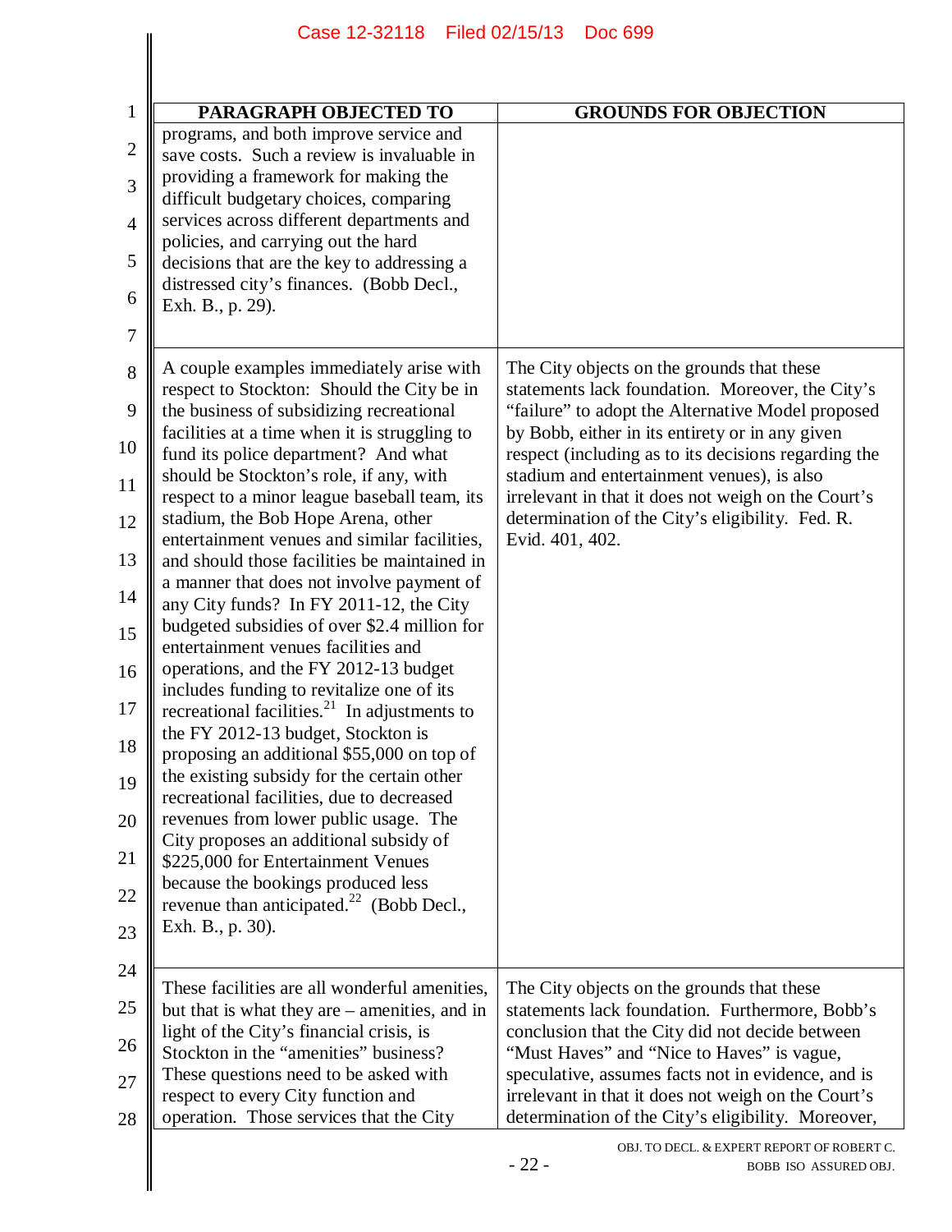| PARAGRAPH OBJECTED TO | GROUNDS FOR OBJECTION |
|---|---|
| programs, and both improve service and save costs. Such a review is invaluable in providing a framework for making the difficult budgetary choices, comparing services across different departments and policies, and carrying out the hard decisions that are the key to addressing a distressed city's finances. (Bobb Decl., Exh. B., p. 29). | |
| A couple examples immediately arise with respect to Stockton: Should the City be in the business of subsidizing recreational facilities at a time when it is struggling to fund its police department? And what should be Stockton's role, if any, with respect to a minor league baseball team, its stadium, the Bob Hope Arena, other entertainment venues and similar facilities, and should those facilities be maintained in a manner that does not involve payment of any City funds? In FY 2011-12, the City budgeted subsidies of over $2.4 million for entertainment venues facilities and operations, and the FY 2012-13 budget includes funding to revitalize one of its recreational facilities.[21] In adjustments to the FY 2012-13 budget, Stockton is proposing an additional $55,000 on top of the existing subsidy for the certain other recreational facilities, due to decreased revenues from lower public usage. The City proposes an additional subsidy of $225,000 for Entertainment Venues because the bookings produced less revenue than anticipated.[22] (Bobb Decl., Exh. B., p. 30). | The City objects on the grounds that these statements lack foundation. Moreover, the City's "failure" to adopt the Alternative Model proposed by Bobb, either in its entirety or in any given respect (including as to its decisions regarding the stadium and entertainment venues), is also irrelevant in that it does not weigh on the Court's determination of the City's eligibility. Fed. R. Evid. 401, 402. |
| These facilities are all wonderful amenities, but that is what they are – amenities, and in light of the City's financial crisis, is Stockton in the "amenities" business? These questions need to be asked with respect to every City function and operation. Those services that the City | The City objects on the grounds that these statements lack foundation. Furthermore, Bobb's conclusion that the City did not decide between "Must Haves" and "Nice to Haves" is vague, speculative, assumes facts not in evidence, and is irrelevant in that it does not weigh on the Court's determination of the City's eligibility. Moreover, |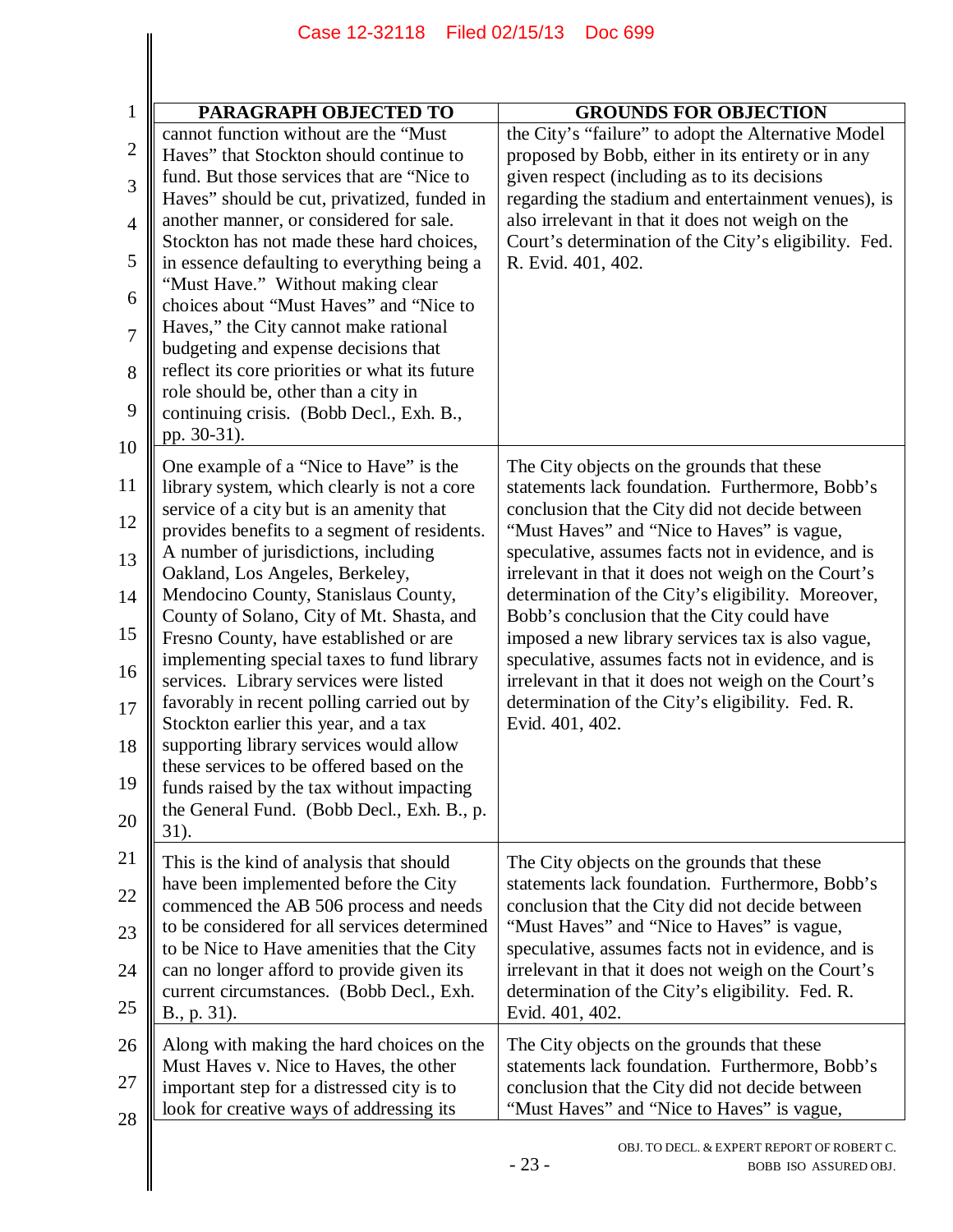| PARAGRAPH OBJECTED TO | GROUNDS FOR OBJECTION |
|---|---|
| cannot function without are the "Must Haves" that Stockton should continue to fund. But those services that are "Nice to Haves" should be cut, privatized, funded in another manner, or considered for sale. Stockton has not made these hard choices, in essence defaulting to everything being a "Must Have." Without making clear choices about "Must Haves" and "Nice to Haves," the City cannot make rational budgeting and expense decisions that reflect its core priorities or what its future role should be, other than a city in continuing crisis. (Bobb Decl., Exh. B., pp. 30-31). | the City's "failure" to adopt the Alternative Model proposed by Bobb, either in its entirety or in any given respect (including as to its decisions regarding the stadium and entertainment venues), is also irrelevant in that it does not weigh on the Court's determination of the City's eligibility. Fed. R. Evid. 401, 402. |
| One example of a "Nice to Have" is the library system, which clearly is not a core service of a city but is an amenity that provides benefits to a segment of residents. A number of jurisdictions, including Oakland, Los Angeles, Berkeley, Mendocino County, Stanislaus County, County of Solano, City of Mt. Shasta, and Fresno County, have established or are implementing special taxes to fund library services. Library services were listed favorably in recent polling carried out by Stockton earlier this year, and a tax supporting library services would allow these services to be offered based on the funds raised by the tax without impacting the General Fund. (Bobb Decl., Exh. B., p. 31). | The City objects on the grounds that these statements lack foundation. Furthermore, Bobb's conclusion that the City did not decide between "Must Haves" and "Nice to Haves" is vague, speculative, assumes facts not in evidence, and is irrelevant in that it does not weigh on the Court's determination of the City's eligibility. Moreover, Bobb's conclusion that the City could have imposed a new library services tax is also vague, speculative, assumes facts not in evidence, and is irrelevant in that it does not weigh on the Court's determination of the City's eligibility. Fed. R. Evid. 401, 402. |
| This is the kind of analysis that should have been implemented before the City commenced the AB 506 process and needs to be considered for all services determined to be Nice to Have amenities that the City can no longer afford to provide given its current circumstances. (Bobb Decl., Exh. B., p. 31). | The City objects on the grounds that these statements lack foundation. Furthermore, Bobb's conclusion that the City did not decide between "Must Haves" and "Nice to Haves" is vague, speculative, assumes facts not in evidence, and is irrelevant in that it does not weigh on the Court's determination of the City's eligibility. Fed. R. Evid. 401, 402. |
| Along with making the hard choices on the Must Haves v. Nice to Haves, the other important step for a distressed city is to look for creative ways of addressing its | The City objects on the grounds that these statements lack foundation. Furthermore, Bobb's conclusion that the City did not decide between "Must Haves" and "Nice to Haves" is vague, |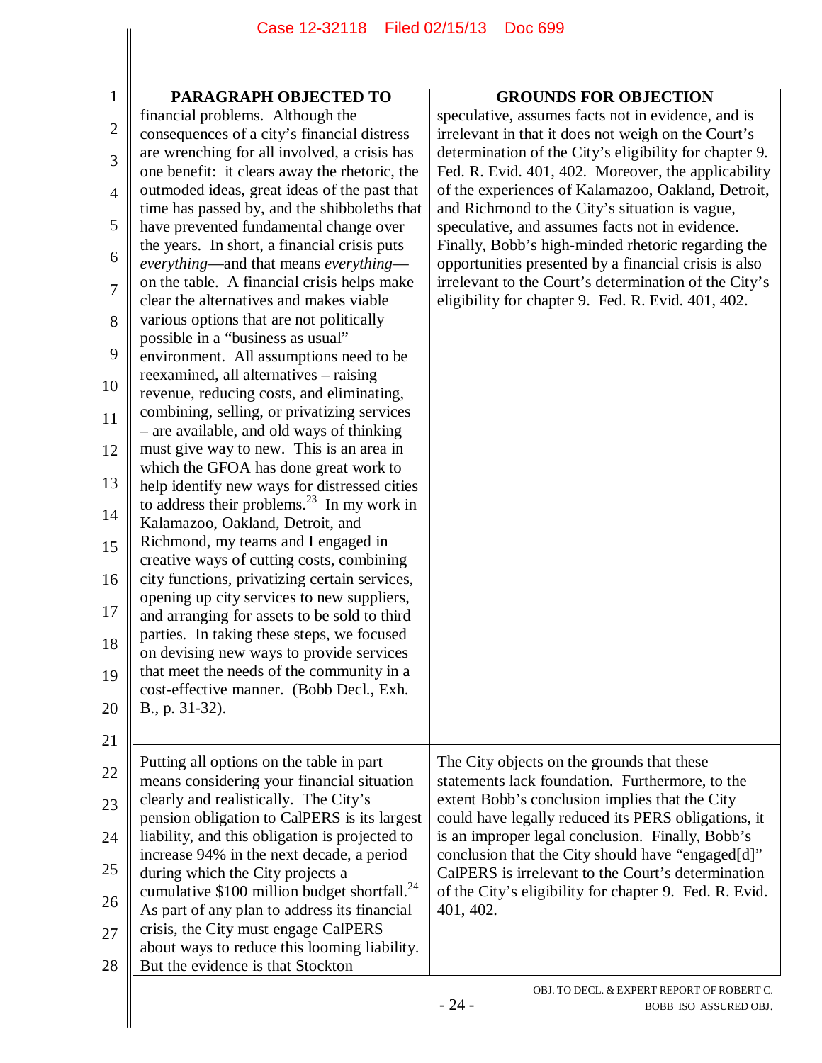| PARAGRAPH OBJECTED TO | GROUNDS FOR OBJECTION |
|---|---|
| financial problems. Although the consequences of a city's financial distress are wrenching for all involved, a crisis has one benefit: it clears away the rhetoric, the outmoded ideas, great ideas of the past that time has passed by, and the shibboleths that have prevented fundamental change over the years. In short, a financial crisis puts *everything*—and that means *everything*—on the table. A financial crisis helps make clear the alternatives and makes viable various options that are not politically possible in a "business as usual" environment. All assumptions need to be reexamined, all alternatives – raising revenue, reducing costs, and eliminating, combining, selling, or privatizing services – are available, and old ways of thinking must give way to new. This is an area in which the GFOA has done great work to help identify new ways for distressed cities to address their problems.[23] In my work in Kalamazoo, Oakland, Detroit, and Richmond, my teams and I engaged in creative ways of cutting costs, combining city functions, privatizing certain services, opening up city services to new suppliers, and arranging for assets to be sold to third parties. In taking these steps, we focused on devising new ways to provide services that meet the needs of the community in a cost-effective manner. (Bobb Decl., Exh. B., p. 31-32). | speculative, assumes facts not in evidence, and is irrelevant in that it does not weigh on the Court's determination of the City's eligibility for chapter 9. Fed. R. Evid. 401, 402. Moreover, the applicability of the experiences of Kalamazoo, Oakland, Detroit, and Richmond to the City's situation is vague, speculative, and assumes facts not in evidence. Finally, Bobb's high-minded rhetoric regarding the opportunities presented by a financial crisis is also irrelevant to the Court's determination of the City's eligibility for chapter 9. Fed. R. Evid. 401, 402. |
| Putting all options on the table in part means considering your financial situation clearly and realistically. The City's pension obligation to CalPERS is its largest liability, and this obligation is projected to increase 94% in the next decade, a period during which the City projects a cumulative $100 million budget shortfall.[24] As part of any plan to address its financial crisis, the City must engage CalPERS about ways to reduce this looming liability. But the evidence is that Stockton | The City objects on the grounds that these statements lack foundation. Furthermore, to the extent Bobb's conclusion implies that the City could have legally reduced its PERS obligations, it is an improper legal conclusion. Finally, Bobb's conclusion that the City should have "engaged[d]" CalPERS is irrelevant to the Court's determination of the City's eligibility for chapter 9. Fed. R. Evid. 401, 402. |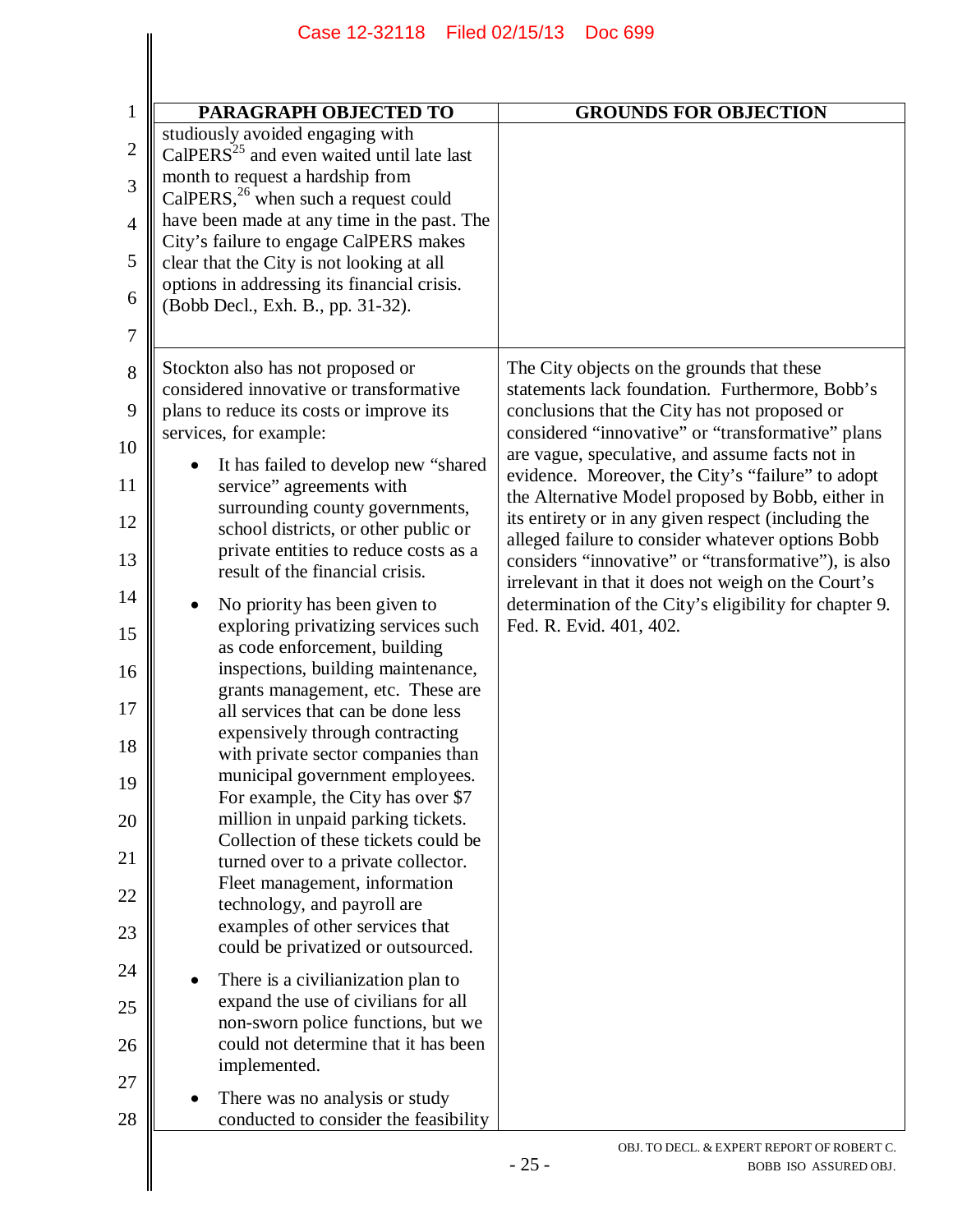| PARAGRAPH OBJECTED TO | GROUNDS FOR OBJECTION |
|---|---|
| studiously avoided engaging with CalPERS[25] and even waited until late last month to request a hardship from CalPERS,[26] when such a request could have been made at any time in the past. The City's failure to engage CalPERS makes clear that the City is not looking at all options in addressing its financial crisis. (Bobb Decl., Exh. B., pp. 31-32). | |
| Stockton also has not proposed or considered innovative or transformative plans to reduce its costs or improve its services, for example:<br>• It has failed to develop new "shared service" agreements with surrounding county governments, school districts, or other public or private entities to reduce costs as a result of the financial crisis.<br>• No priority has been given to exploring privatizing services such as code enforcement, building inspections, building maintenance, grants management, etc. These are all services that can be done less expensively through contracting with private sector companies than municipal government employees. For example, the City has over $7 million in unpaid parking tickets. Collection of these tickets could be turned over to a private collector. Fleet management, information technology, and payroll are examples of other services that could be privatized or outsourced.<br>• There is a civilianization plan to expand the use of civilians for all non-sworn police functions, but we could not determine that it has been implemented.<br>• There was no analysis or study conducted to consider the feasibility | The City objects on the grounds that these statements lack foundation. Furthermore, Bobb's conclusions that the City has not proposed or considered "innovative" or "transformative" plans are vague, speculative, and assume facts not in evidence. Moreover, the City's "failure" to adopt the Alternative Model proposed by Bobb, either in its entirety or in any given respect (including the alleged failure to consider whatever options Bobb considers "innovative" or "transformative"), is also irrelevant in that it does not weigh on the Court's determination of the City's eligibility for chapter 9. Fed. R. Evid. 401, 402. |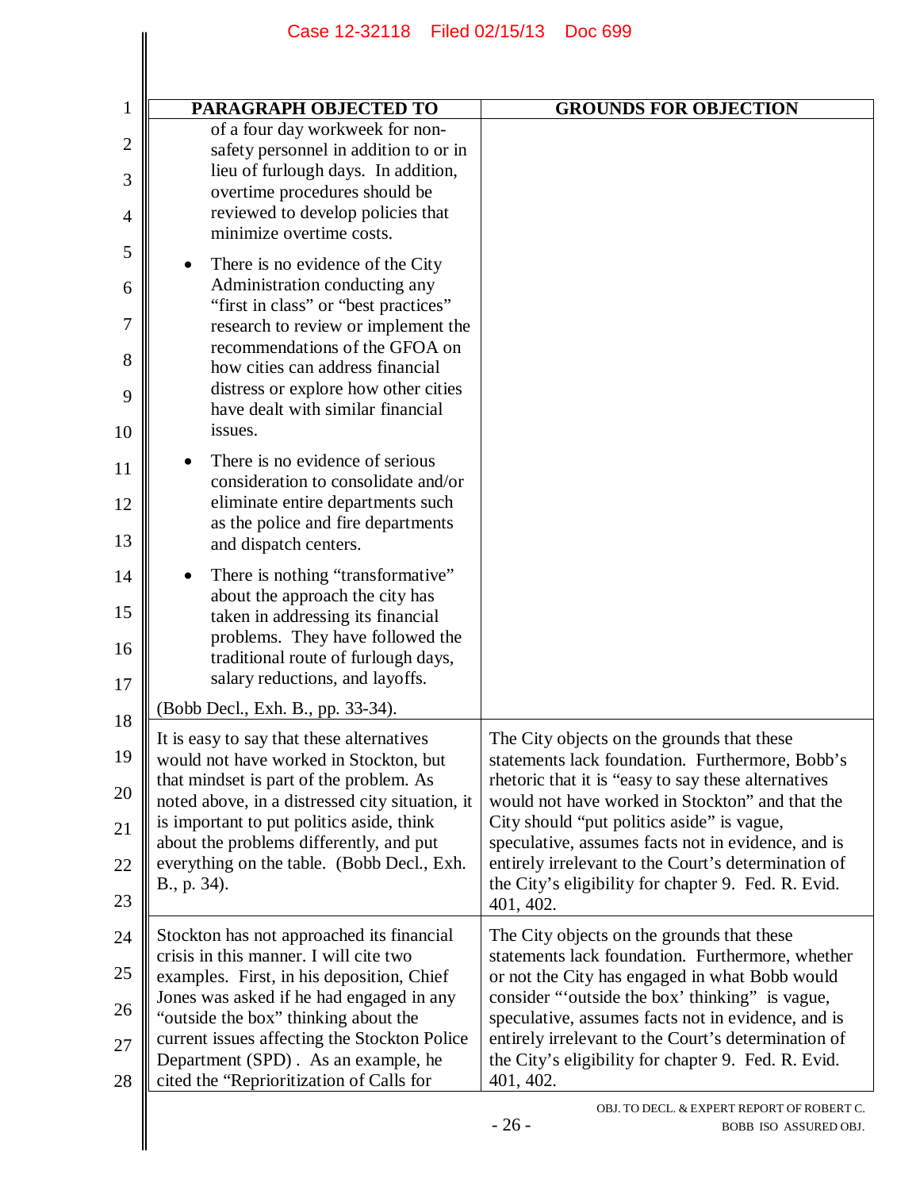| PARAGRAPH OBJECTED TO | GROUNDS FOR OBJECTION |
|---|---|
| of a four day workweek for non-safety personnel in addition to or in lieu of furlough days. In addition, overtime procedures should be reviewed to develop policies that minimize overtime costs.<br><br>• There is no evidence of the City Administration conducting any "first in class" or "best practices" research to review or implement the recommendations of the GFOA on how cities can address financial distress or explore how other cities have dealt with similar financial issues.<br><br>• There is no evidence of serious consideration to consolidate and/or eliminate entire departments such as the police and fire departments and dispatch centers.<br><br>• There is nothing "transformative" about the approach the city has taken in addressing its financial problems. They have followed the traditional route of furlough days, salary reductions, and layoffs.<br><br>(Bobb Decl., Exh. B., pp. 33-34). | |
| It is easy to say that these alternatives would not have worked in Stockton, but that mindset is part of the problem. As noted above, in a distressed city situation, it is important to put politics aside, think about the problems differently, and put everything on the table. (Bobb Decl., Exh. B., p. 34). | The City objects on the grounds that these statements lack foundation. Furthermore, Bobb's rhetoric that it is "easy to say these alternatives would not have worked in Stockton" and that the City should "put politics aside" is vague, speculative, assumes facts not in evidence, and is entirely irrelevant to the Court's determination of the City's eligibility for chapter 9. Fed. R. Evid. 401, 402. |
| Stockton has not approached its financial crisis in this manner. I will cite two examples. First, in his deposition, Chief Jones was asked if he had engaged in any "outside the box" thinking about the current issues affecting the Stockton Police Department (SPD) . As an example, he cited the "Reprioritization of Calls for | The City objects on the grounds that these statements lack foundation. Furthermore, whether or not the City has engaged in what Bobb would consider "'outside the box' thinking" is vague, speculative, assumes facts not in evidence, and is entirely irrelevant to the Court's determination of the City's eligibility for chapter 9. Fed. R. Evid. 401, 402. |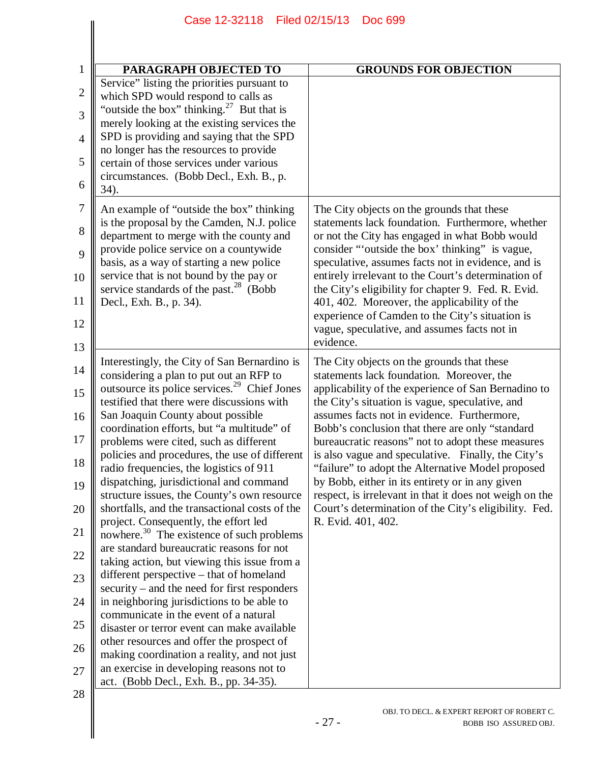| PARAGRAPH OBJECTED TO | GROUNDS FOR OBJECTION |
|---|---|
| Service" listing the priorities pursuant to which SPD would respond to calls as "outside the box" thinking.[27] But that is merely looking at the existing services the SPD is providing and saying that the SPD no longer has the resources to provide certain of those services under various circumstances. (Bobb Decl., Exh. B., p. 34). | |
| An example of "outside the box" thinking is the proposal by the Camden, N.J. police department to merge with the county and provide police service on a countywide basis, as a way of starting a new police service that is not bound by the pay or service standards of the past.[28] (Bobb Decl., Exh. B., p. 34). | The City objects on the grounds that these statements lack foundation. Furthermore, whether or not the City has engaged in what Bobb would consider "'outside the box' thinking" is vague, speculative, assumes facts not in evidence, and is entirely irrelevant to the Court's determination of the City's eligibility for chapter 9. Fed. R. Evid. 401, 402. Moreover, the applicability of the experience of Camden to the City's situation is vague, speculative, and assumes facts not in evidence. |
| Interestingly, the City of San Bernardino is considering a plan to put out an RFP to outsource its police services.[29] Chief Jones testified that there were discussions with San Joaquin County about possible coordination efforts, but "a multitude" of problems were cited, such as different policies and procedures, the use of different radio frequencies, the logistics of 911 dispatching, jurisdictional and command structure issues, the County's own resource shortfalls, and the transactional costs of the project. Consequently, the effort led nowhere.[30] The existence of such problems are standard bureaucratic reasons for not taking action, but viewing this issue from a different perspective – that of homeland security – and the need for first responders in neighboring jurisdictions to be able to communicate in the event of a natural disaster or terror event can make available other resources and offer the prospect of making coordination a reality, and not just an exercise in developing reasons not to act. (Bobb Decl., Exh. B., pp. 34-35). | The City objects on the grounds that these statements lack foundation. Moreover, the applicability of the experience of San Bernardino to the City's situation is vague, speculative, and assumes facts not in evidence. Furthermore, Bobb's conclusion that there are only "standard bureaucratic reasons" not to adopt these measures is also vague and speculative. Finally, the City's "failure" to adopt the Alternative Model proposed by Bobb, either in its entirety or in any given respect, is irrelevant in that it does not weigh on the Court's determination of the City's eligibility. Fed. R. Evid. 401, 402. |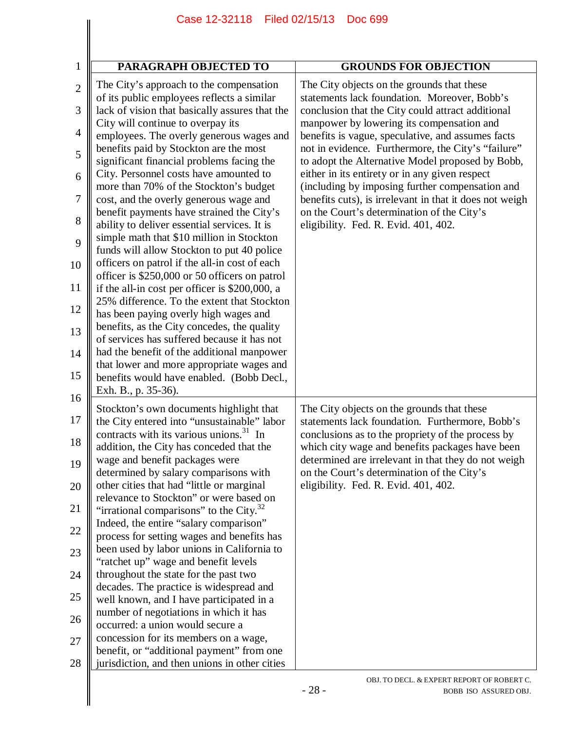| PARAGRAPH OBJECTED TO | GROUNDS FOR OBJECTION |
|---|---|
| The City's approach to the compensation of its public employees reflects a similar lack of vision that basically assures that the City will continue to overpay its employees. The overly generous wages and benefits paid by Stockton are the most significant financial problems facing the City. Personnel costs have amounted to more than 70% of the Stockton's budget cost, and the overly generous wage and benefit payments have strained the City's ability to deliver essential services. It is simple math that $10 million in Stockton funds will allow Stockton to put 40 police officers on patrol if the all-in cost of each officer is $250,000 or 50 officers on patrol if the all-in cost per officer is $200,000, a 25% difference. To the extent that Stockton has been paying overly high wages and benefits, as the City concedes, the quality of services has suffered because it has not had the benefit of the additional manpower that lower and more appropriate wages and benefits would have enabled. (Bobb Decl., Exh. B., p. 35-36). | The City objects on the grounds that these statements lack foundation. Moreover, Bobb's conclusion that the City could attract additional manpower by lowering its compensation and benefits is vague, speculative, and assumes facts not in evidence. Furthermore, the City's "failure" to adopt the Alternative Model proposed by Bobb, either in its entirety or in any given respect (including by imposing further compensation and benefits cuts), is irrelevant in that it does not weigh on the Court's determination of the City's eligibility. Fed. R. Evid. 401, 402. |
| Stockton's own documents highlight that the City entered into "unsustainable" labor contracts with its various unions.[31] In addition, the City has conceded that the wage and benefit packages were determined by salary comparisons with other cities that had "little or marginal relevance to Stockton" or were based on "irrational comparisons" to the City.[32] Indeed, the entire "salary comparison" process for setting wages and benefits has been used by labor unions in California to "ratchet up" wage and benefit levels throughout the state for the past two decades. The practice is widespread and well known, and I have participated in a number of negotiations in which it has occurred: a union would secure a concession for its members on a wage, benefit, or "additional payment" from one jurisdiction, and then unions in other cities | The City objects on the grounds that these statements lack foundation. Furthermore, Bobb's conclusions as to the propriety of the process by which city wage and benefits packages have been determined are irrelevant in that they do not weigh on the Court's determination of the City's eligibility. Fed. R. Evid. 401, 402. |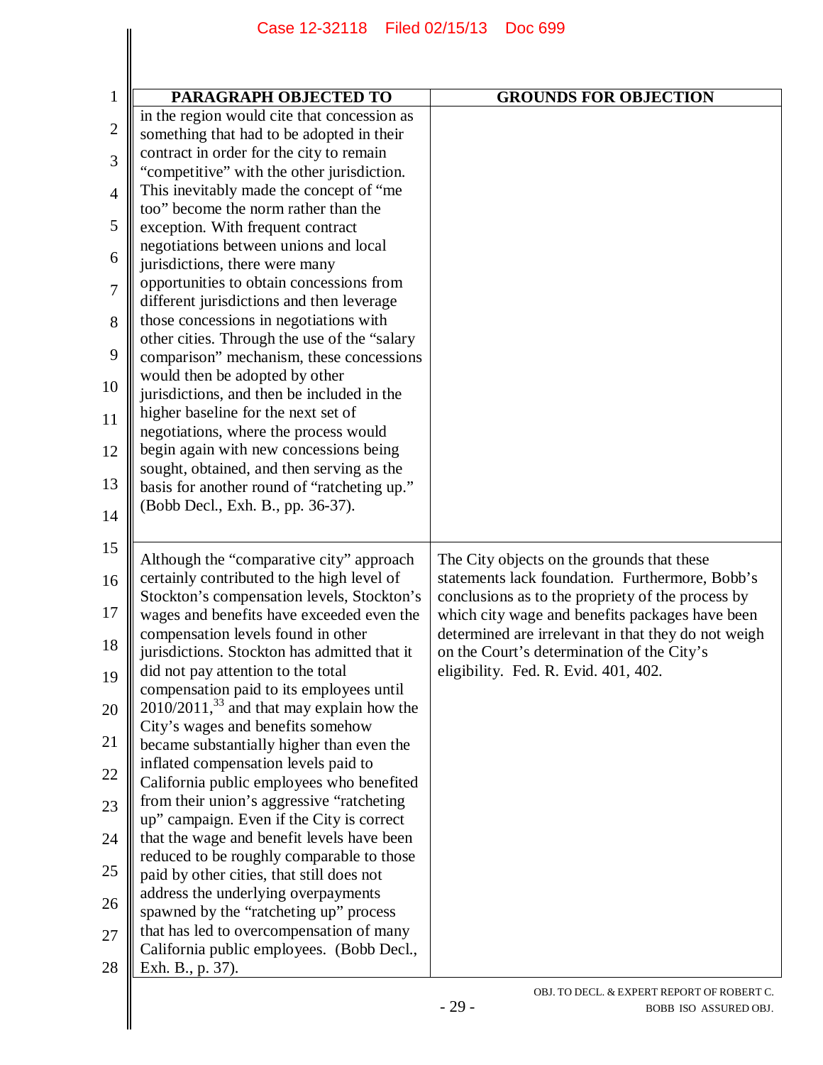| PARAGRAPH OBJECTED TO | GROUNDS FOR OBJECTION |
| --- | --- |
| in the region would cite that concession as something that had to be adopted in their contract in order for the city to remain "competitive" with the other jurisdiction. This inevitably made the concept of "me too" become the norm rather than the exception. With frequent contract negotiations between unions and local jurisdictions, there were many opportunities to obtain concessions from different jurisdictions and then leverage those concessions in negotiations with other cities. Through the use of the "salary comparison" mechanism, these concessions would then be adopted by other jurisdictions, and then be included in the higher baseline for the next set of negotiations, where the process would begin again with new concessions being sought, obtained, and then serving as the basis for another round of "ratcheting up." (Bobb Decl., Exh. B., pp. 36-37). | |
| Although the "comparative city" approach certainly contributed to the high level of Stockton's compensation levels, Stockton's wages and benefits have exceeded even the compensation levels found in other jurisdictions. Stockton has admitted that it did not pay attention to the total compensation paid to its employees until 2010/2011,[33] and that may explain how the City's wages and benefits somehow became substantially higher than even the inflated compensation levels paid to California public employees who benefited from their union's aggressive "ratcheting up" campaign. Even if the City is correct that the wage and benefit levels have been reduced to be roughly comparable to those paid by other cities, that still does not address the underlying overpayments spawned by the "ratcheting up" process that has led to overcompensation of many California public employees. (Bobb Decl., Exh. B., p. 37). | The City objects on the grounds that these statements lack foundation. Furthermore, Bobb's conclusions as to the propriety of the process by which city wage and benefits packages have been determined are irrelevant in that they do not weigh on the Court's determination of the City's eligibility. Fed. R. Evid. 401, 402. |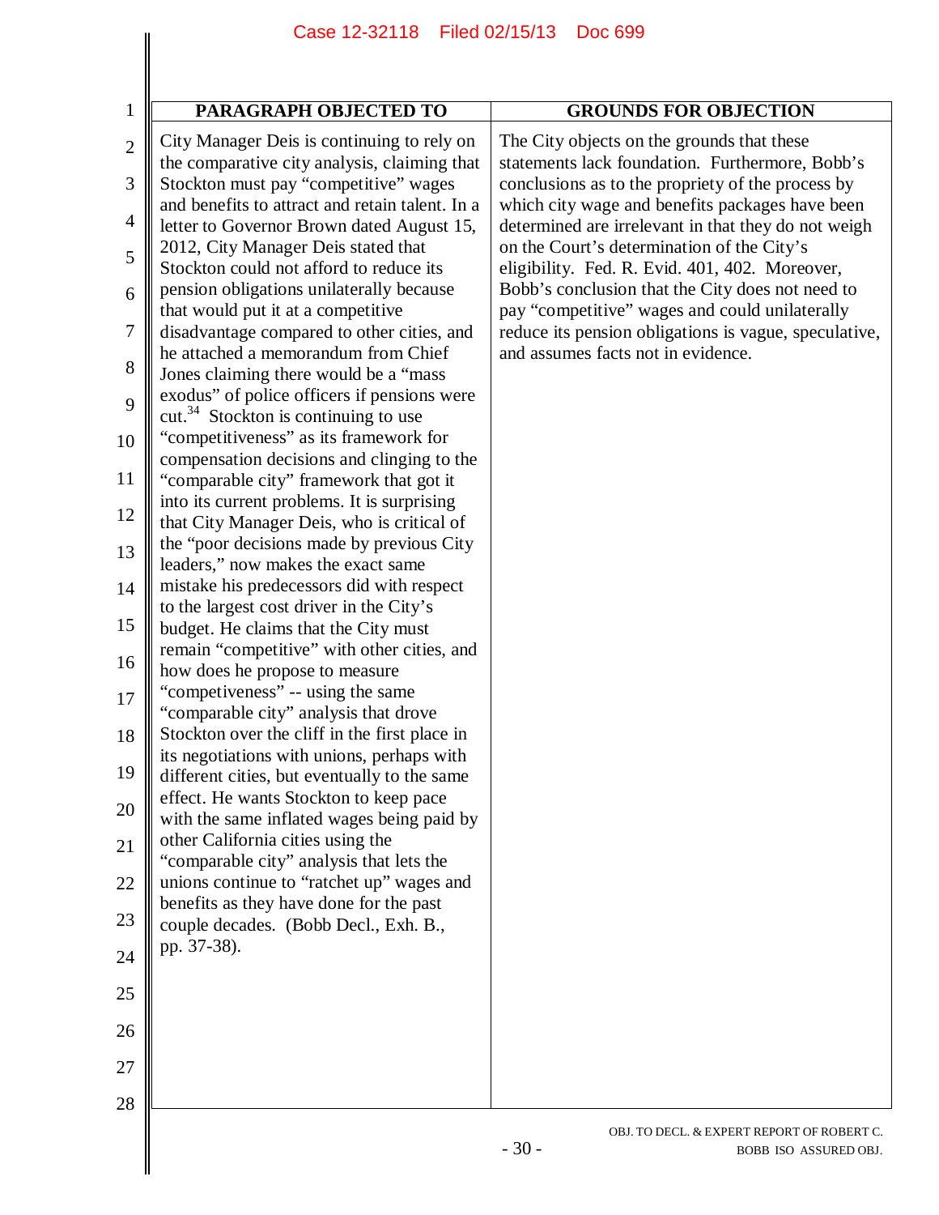| PARAGRAPH OBJECTED TO | GROUNDS FOR OBJECTION |
|---|---|
| City Manager Deis is continuing to rely on the comparative city analysis, claiming that Stockton must pay "competitive" wages and benefits to attract and retain talent. In a letter to Governor Brown dated August 15, 2012, City Manager Deis stated that Stockton could not afford to reduce its pension obligations unilaterally because that would put it at a competitive disadvantage compared to other cities, and he attached a memorandum from Chief Jones claiming there would be a "mass exodus" of police officers if pensions were cut.[34] Stockton is continuing to use "competitiveness" as its framework for compensation decisions and clinging to the "comparable city" framework that got it into its current problems. It is surprising that City Manager Deis, who is critical of the "poor decisions made by previous City leaders," now makes the exact same mistake his predecessors did with respect to the largest cost driver in the City's budget. He claims that the City must remain "competitive" with other cities, and how does he propose to measure "competiveness" -- using the same "comparable city" analysis that drove Stockton over the cliff in the first place in its negotiations with unions, perhaps with different cities, but eventually to the same effect. He wants Stockton to keep pace with the same inflated wages being paid by other California cities using the "comparable city" analysis that lets the unions continue to "ratchet up" wages and benefits as they have done for the past couple decades. (Bobb Decl., Exh. B., pp. 37-38). | The City objects on the grounds that these statements lack foundation. Furthermore, Bobb's conclusions as to the propriety of the process by which city wage and benefits packages have been determined are irrelevant in that they do not weigh on the Court's determination of the City's eligibility. Fed. R. Evid. 401, 402. Moreover, Bobb's conclusion that the City does not need to pay "competitive" wages and could unilaterally reduce its pension obligations is vague, speculative, and assumes facts not in evidence. |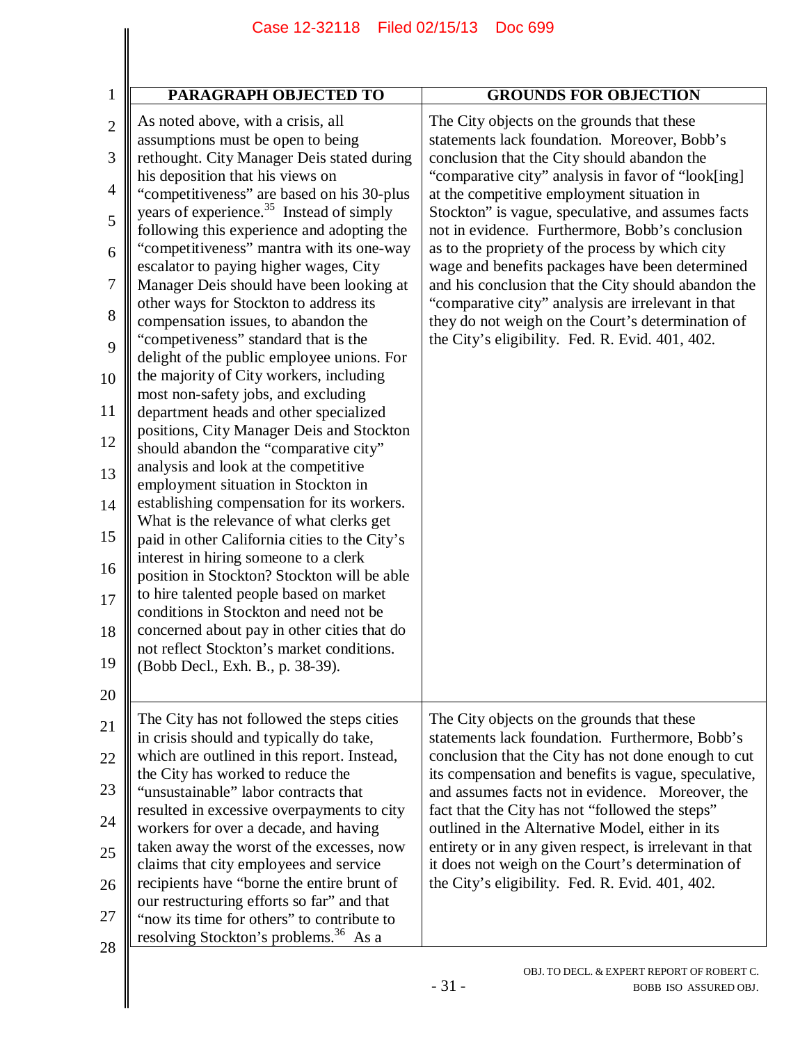| PARAGRAPH OBJECTED TO | GROUNDS FOR OBJECTION |
|---|---|
| As noted above, with a crisis, all assumptions must be open to being rethought. City Manager Deis stated during his deposition that his views on "competitiveness" are based on his 30-plus years of experience.[35] Instead of simply following this experience and adopting the "competitiveness" mantra with its one-way escalator to paying higher wages, City Manager Deis should have been looking at other ways for Stockton to address its compensation issues, to abandon the "competiveness" standard that is the delight of the public employee unions. For the majority of City workers, including most non-safety jobs, and excluding department heads and other specialized positions, City Manager Deis and Stockton should abandon the "comparative city" analysis and look at the competitive employment situation in Stockton in establishing compensation for its workers. What is the relevance of what clerks get paid in other California cities to the City's interest in hiring someone to a clerk position in Stockton? Stockton will be able to hire talented people based on market conditions in Stockton and need not be concerned about pay in other cities that do not reflect Stockton's market conditions. (Bobb Decl., Exh. B., p. 38-39). | The City objects on the grounds that these statements lack foundation. Moreover, Bobb's conclusion that the City should abandon the "comparative city" analysis in favor of "look[ing] at the competitive employment situation in Stockton" is vague, speculative, and assumes facts not in evidence. Furthermore, Bobb's conclusion as to the propriety of the process by which city wage and benefits packages have been determined and his conclusion that the City should abandon the "comparative city" analysis are irrelevant in that they do not weigh on the Court's determination of the City's eligibility. Fed. R. Evid. 401, 402. |
| The City has not followed the steps cities in crisis should and typically do take, which are outlined in this report. Instead, the City has worked to reduce the "unsustainable" labor contracts that resulted in excessive overpayments to city workers for over a decade, and having taken away the worst of the excesses, now claims that city employees and service recipients have "borne the entire brunt of our restructuring efforts so far" and that "now its time for others" to contribute to resolving Stockton's problems.[36] As a | The City objects on the grounds that these statements lack foundation. Furthermore, Bobb's conclusion that the City has not done enough to cut its compensation and benefits is vague, speculative, and assumes facts not in evidence. Moreover, the fact that the City has not "followed the steps" outlined in the Alternative Model, either in its entirety or in any given respect, is irrelevant in that it does not weigh on the Court's determination of the City's eligibility. Fed. R. Evid. 401, 402. |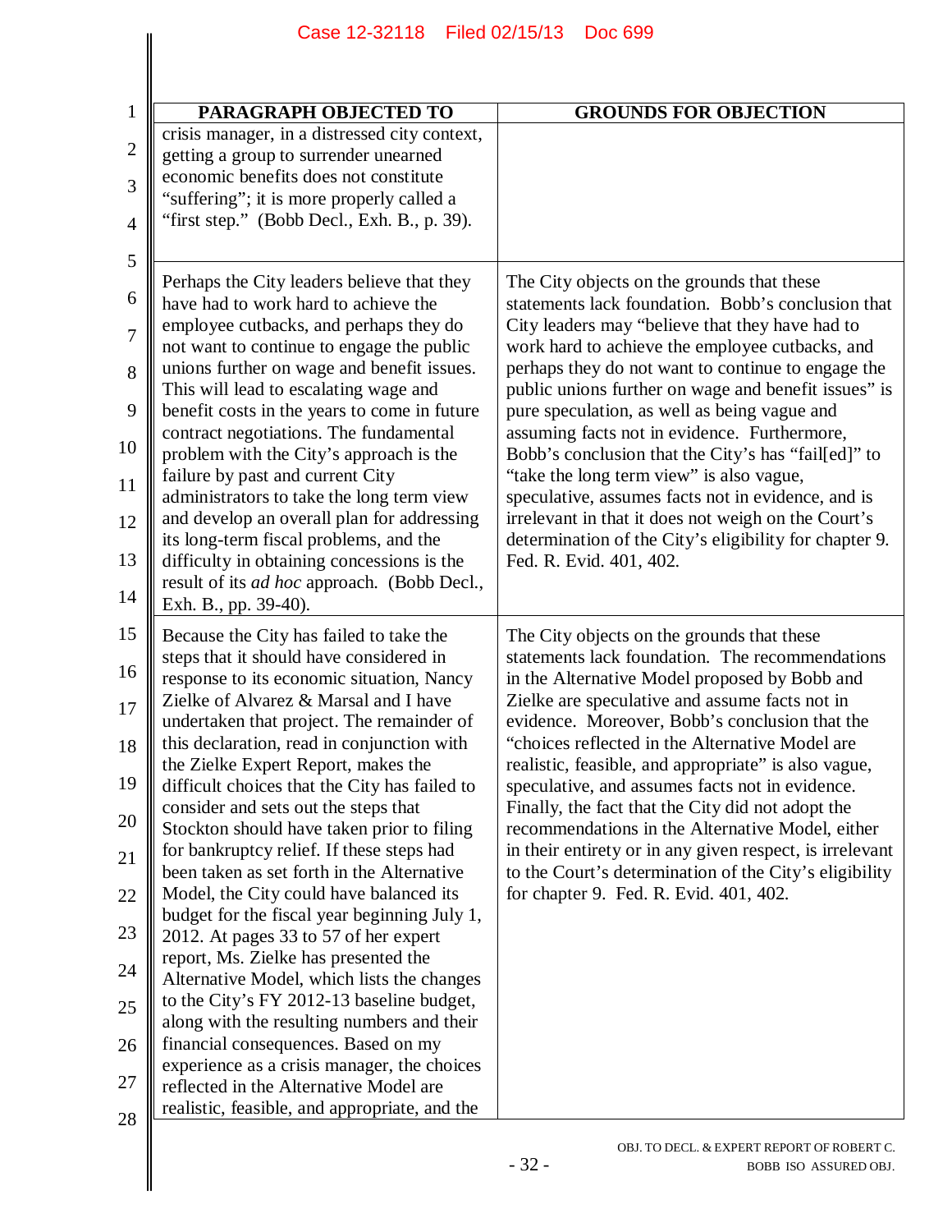| PARAGRAPH OBJECTED TO | GROUNDS FOR OBJECTION |
|---|---|
| crisis manager, in a distressed city context, getting a group to surrender unearned economic benefits does not constitute "suffering"; it is more properly called a "first step." (Bobb Decl., Exh. B., p. 39). | |
| Perhaps the City leaders believe that they have had to work hard to achieve the employee cutbacks, and perhaps they do not want to continue to engage the public unions further on wage and benefit issues. This will lead to escalating wage and benefit costs in the years to come in future contract negotiations. The fundamental problem with the City's approach is the failure by past and current City administrators to take the long term view and develop an overall plan for addressing its long-term fiscal problems, and the difficulty in obtaining concessions is the result of its *ad hoc* approach. (Bobb Decl., Exh. B., pp. 39-40). | The City objects on the grounds that these statements lack foundation. Bobb's conclusion that City leaders may "believe that they have had to work hard to achieve the employee cutbacks, and perhaps they do not want to continue to engage the public unions further on wage and benefit issues" is pure speculation, as well as being vague and assuming facts not in evidence. Furthermore, Bobb's conclusion that the City's has "fail[ed]" to "take the long term view" is also vague, speculative, assumes facts not in evidence, and is irrelevant in that it does not weigh on the Court's determination of the City's eligibility for chapter 9. Fed. R. Evid. 401, 402. |
| Because the City has failed to take the steps that it should have considered in response to its economic situation, Nancy Zielke of Alvarez & Marsal and I have undertaken that project. The remainder of this declaration, read in conjunction with the Zielke Expert Report, makes the difficult choices that the City has failed to consider and sets out the steps that Stockton should have taken prior to filing for bankruptcy relief. If these steps had been taken as set forth in the Alternative Model, the City could have balanced its budget for the fiscal year beginning July 1, 2012. At pages 33 to 57 of her expert report, Ms. Zielke has presented the Alternative Model, which lists the changes to the City's FY 2012-13 baseline budget, along with the resulting numbers and their financial consequences. Based on my experience as a crisis manager, the choices reflected in the Alternative Model are realistic, feasible, and appropriate, and the | The City objects on the grounds that these statements lack foundation. The recommendations in the Alternative Model proposed by Bobb and Zielke are speculative and assume facts not in evidence. Moreover, Bobb's conclusion that the "choices reflected in the Alternative Model are realistic, feasible, and appropriate" is also vague, speculative, and assumes facts not in evidence. Finally, the fact that the City did not adopt the recommendations in the Alternative Model, either in their entirety or in any given respect, is irrelevant to the Court's determination of the City's eligibility for chapter 9. Fed. R. Evid. 401, 402. |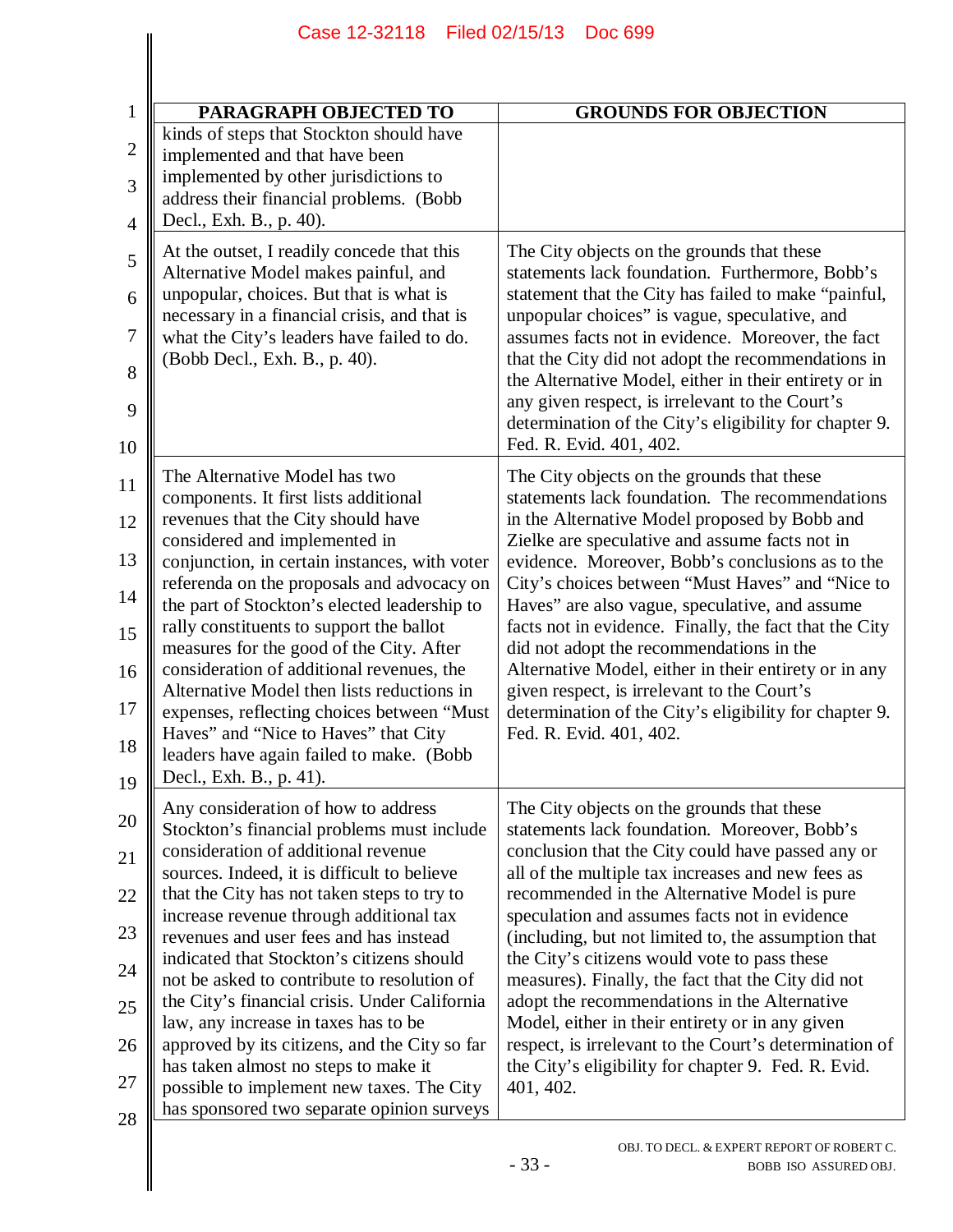| PARAGRAPH OBJECTED TO | GROUNDS FOR OBJECTION |
|---|---|
| kinds of steps that Stockton should have implemented and that have been implemented by other jurisdictions to address their financial problems. (Bobb Decl., Exh. B., p. 40). | |
| At the outset, I readily concede that this Alternative Model makes painful, and unpopular, choices. But that is what is necessary in a financial crisis, and that is what the City's leaders have failed to do. (Bobb Decl., Exh. B., p. 40). | The City objects on the grounds that these statements lack foundation. Furthermore, Bobb's statement that the City has failed to make "painful, unpopular choices" is vague, speculative, and assumes facts not in evidence. Moreover, the fact that the City did not adopt the recommendations in the Alternative Model, either in their entirety or in any given respect, is irrelevant to the Court's determination of the City's eligibility for chapter 9. Fed. R. Evid. 401, 402. |
| The Alternative Model has two components. It first lists additional revenues that the City should have considered and implemented in conjunction, in certain instances, with voter referenda on the proposals and advocacy on the part of Stockton's elected leadership to rally constituents to support the ballot measures for the good of the City. After consideration of additional revenues, the Alternative Model then lists reductions in expenses, reflecting choices between "Must Haves" and "Nice to Haves" that City leaders have again failed to make. (Bobb Decl., Exh. B., p. 41). | The City objects on the grounds that these statements lack foundation. The recommendations in the Alternative Model proposed by Bobb and Zielke are speculative and assume facts not in evidence. Moreover, Bobb's conclusions as to the City's choices between "Must Haves" and "Nice to Haves" are also vague, speculative, and assume facts not in evidence. Finally, the fact that the City did not adopt the recommendations in the Alternative Model, either in their entirety or in any given respect, is irrelevant to the Court's determination of the City's eligibility for chapter 9. Fed. R. Evid. 401, 402. |
| Any consideration of how to address Stockton's financial problems must include consideration of additional revenue sources. Indeed, it is difficult to believe that the City has not taken steps to try to increase revenue through additional tax revenues and user fees and has instead indicated that Stockton's citizens should not be asked to contribute to resolution of the City's financial crisis. Under California law, any increase in taxes has to be approved by its citizens, and the City so far has taken almost no steps to make it possible to implement new taxes. The City has sponsored two separate opinion surveys | The City objects on the grounds that these statements lack foundation. Moreover, Bobb's conclusion that the City could have passed any or all of the multiple tax increases and new fees as recommended in the Alternative Model is pure speculation and assumes facts not in evidence (including, but not limited to, the assumption that the City's citizens would vote to pass these measures). Finally, the fact that the City did not adopt the recommendations in the Alternative Model, either in their entirety or in any given respect, is irrelevant to the Court's determination of the City's eligibility for chapter 9. Fed. R. Evid. 401, 402. |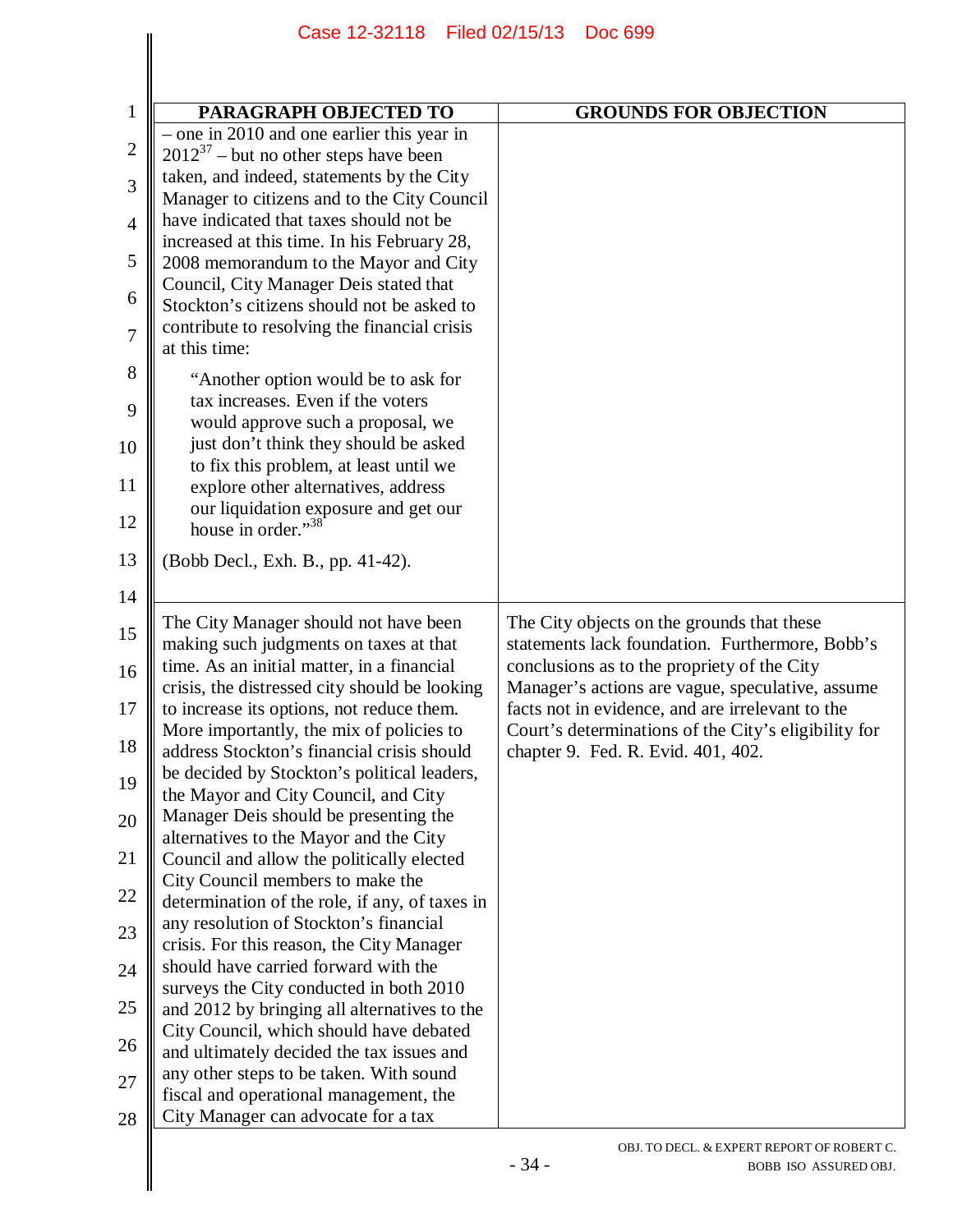| PARAGRAPH OBJECTED TO | GROUNDS FOR OBJECTION |
|---|---|
| – one in 2010 and one earlier this year in 2012[37] – but no other steps have been taken, and indeed, statements by the City Manager to citizens and to the City Council have indicated that taxes should not be increased at this time. In his February 28, 2008 memorandum to the Mayor and City Council, City Manager Deis stated that Stockton's citizens should not be asked to contribute to resolving the financial crisis at this time: <br><br> "Another option would be to ask for tax increases. Even if the voters would approve such a proposal, we just don't think they should be asked to fix this problem, at least until we explore other alternatives, address our liquidation exposure and get our house in order."[38] <br><br> (Bobb Decl., Exh. B., pp. 41-42). | |
| The City Manager should not have been making such judgments on taxes at that time. As an initial matter, in a financial crisis, the distressed city should be looking to increase its options, not reduce them. More importantly, the mix of policies to address Stockton's financial crisis should be decided by Stockton's political leaders, the Mayor and City Council, and City Manager Deis should be presenting the alternatives to the Mayor and the City Council and allow the politically elected City Council members to make the determination of the role, if any, of taxes in any resolution of Stockton's financial crisis. For this reason, the City Manager should have carried forward with the surveys the City conducted in both 2010 and 2012 by bringing all alternatives to the City Council, which should have debated and ultimately decided the tax issues and any other steps to be taken. With sound fiscal and operational management, the City Manager can advocate for a tax | The City objects on the grounds that these statements lack foundation. Furthermore, Bobb's conclusions as to the propriety of the City Manager's actions are vague, speculative, assume facts not in evidence, and are irrelevant to the Court's determinations of the City's eligibility for chapter 9. Fed. R. Evid. 401, 402. |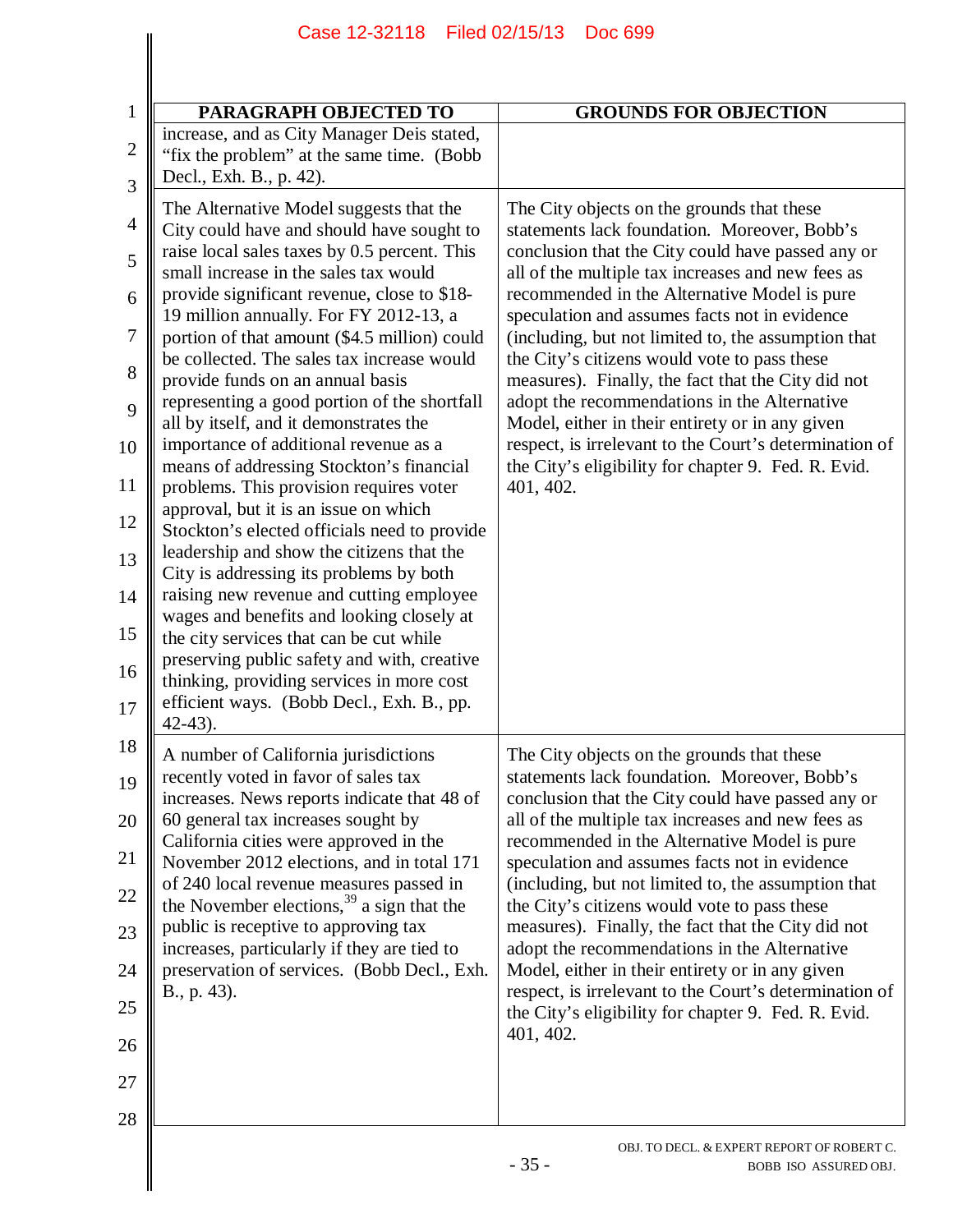| PARAGRAPH OBJECTED TO | GROUNDS FOR OBJECTION |
|---|---|
| increase, and as City Manager Deis stated, "fix the problem" at the same time. (Bobb Decl., Exh. B., p. 42). | |
| The Alternative Model suggests that the City could have and should have sought to raise local sales taxes by 0.5 percent. This small increase in the sales tax would provide significant revenue, close to $18-19 million annually. For FY 2012-13, a portion of that amount ($4.5 million) could be collected. The sales tax increase would provide funds on an annual basis representing a good portion of the shortfall all by itself, and it demonstrates the importance of additional revenue as a means of addressing Stockton's financial problems. This provision requires voter approval, but it is an issue on which Stockton's elected officials need to provide leadership and show the citizens that the City is addressing its problems by both raising new revenue and cutting employee wages and benefits and looking closely at the city services that can be cut while preserving public safety and with, creative thinking, providing services in more cost efficient ways. (Bobb Decl., Exh. B., pp. 42-43). | The City objects on the grounds that these statements lack foundation. Moreover, Bobb's conclusion that the City could have passed any or all of the multiple tax increases and new fees as recommended in the Alternative Model is pure speculation and assumes facts not in evidence (including, but not limited to, the assumption that the City's citizens would vote to pass these measures). Finally, the fact that the City did not adopt the recommendations in the Alternative Model, either in their entirety or in any given respect, is irrelevant to the Court's determination of the City's eligibility for chapter 9. Fed. R. Evid. 401, 402. |
| A number of California jurisdictions recently voted in favor of sales tax increases. News reports indicate that 48 of 60 general tax increases sought by California cities were approved in the November 2012 elections, and in total 171 of 240 local revenue measures passed in the November elections,[39] a sign that the public is receptive to approving tax increases, particularly if they are tied to preservation of services. (Bobb Decl., Exh. B., p. 43). | The City objects on the grounds that these statements lack foundation. Moreover, Bobb's conclusion that the City could have passed any or all of the multiple tax increases and new fees as recommended in the Alternative Model is pure speculation and assumes facts not in evidence (including, but not limited to, the assumption that the City's citizens would vote to pass these measures). Finally, the fact that the City did not adopt the recommendations in the Alternative Model, either in their entirety or in any given respect, is irrelevant to the Court's determination of the City's eligibility for chapter 9. Fed. R. Evid. 401, 402. |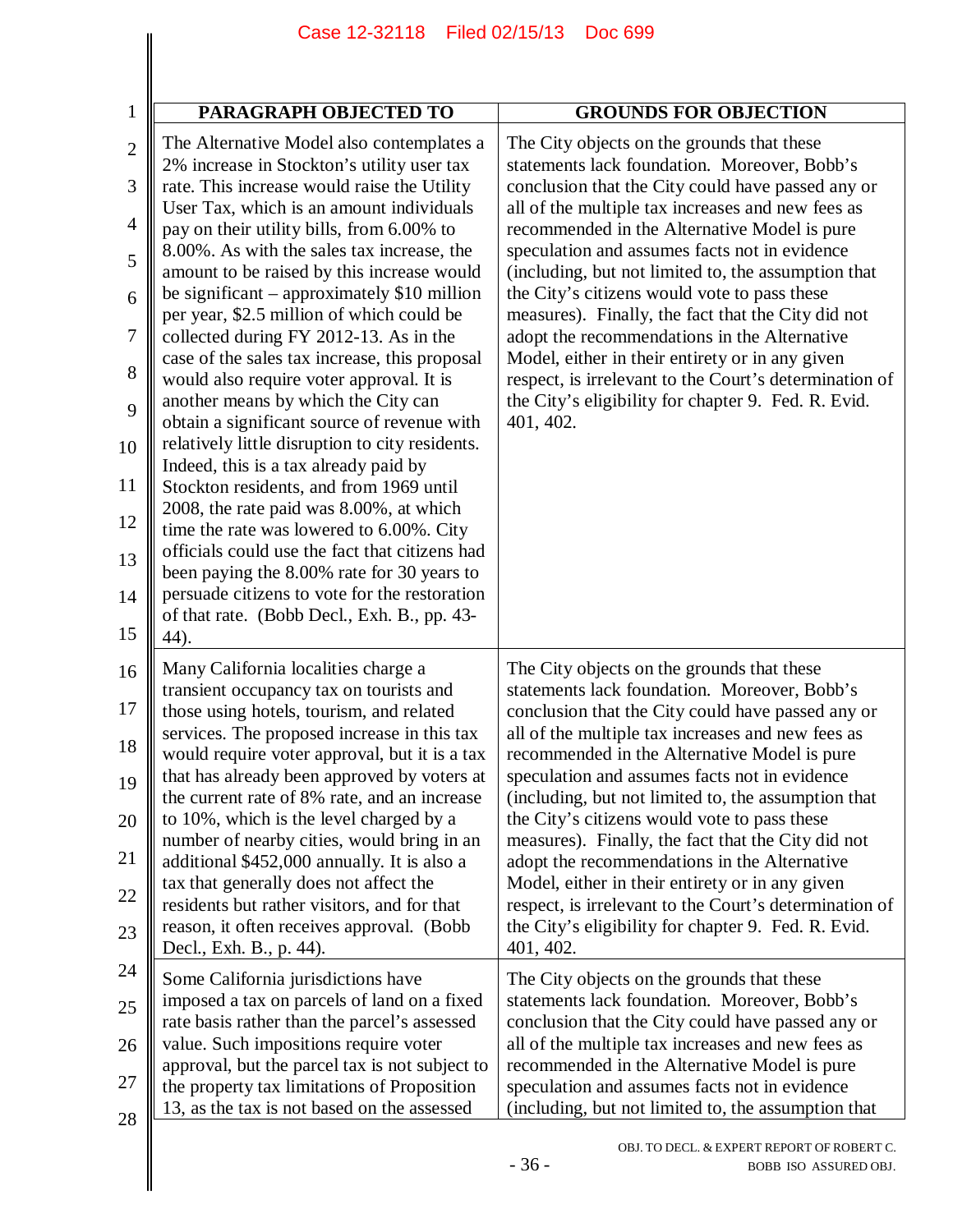| PARAGRAPH OBJECTED TO | GROUNDS FOR OBJECTION |
|---|---|
| The Alternative Model also contemplates a 2% increase in Stockton's utility user tax rate. This increase would raise the Utility User Tax, which is an amount individuals pay on their utility bills, from 6.00% to 8.00%. As with the sales tax increase, the amount to be raised by this increase would be significant – approximately $10 million per year, $2.5 million of which could be collected during FY 2012-13. As in the case of the sales tax increase, this proposal would also require voter approval. It is another means by which the City can obtain a significant source of revenue with relatively little disruption to city residents. Indeed, this is a tax already paid by Stockton residents, and from 1969 until 2008, the rate paid was 8.00%, at which time the rate was lowered to 6.00%. City officials could use the fact that citizens had been paying the 8.00% rate for 30 years to persuade citizens to vote for the restoration of that rate. (Bobb Decl., Exh. B., pp. 43-44). | The City objects on the grounds that these statements lack foundation. Moreover, Bobb's conclusion that the City could have passed any or all of the multiple tax increases and new fees as recommended in the Alternative Model is pure speculation and assumes facts not in evidence (including, but not limited to, the assumption that the City's citizens would vote to pass these measures). Finally, the fact that the City did not adopt the recommendations in the Alternative Model, either in their entirety or in any given respect, is irrelevant to the Court's determination of the City's eligibility for chapter 9. Fed. R. Evid. 401, 402. |
| Many California localities charge a transient occupancy tax on tourists and those using hotels, tourism, and related services. The proposed increase in this tax would require voter approval, but it is a tax that has already been approved by voters at the current rate of 8% rate, and an increase to 10%, which is the level charged by a number of nearby cities, would bring in an additional $452,000 annually. It is also a tax that generally does not affect the residents but rather visitors, and for that reason, it often receives approval. (Bobb Decl., Exh. B., p. 44). | The City objects on the grounds that these statements lack foundation. Moreover, Bobb's conclusion that the City could have passed any or all of the multiple tax increases and new fees as recommended in the Alternative Model is pure speculation and assumes facts not in evidence (including, but not limited to, the assumption that the City's citizens would vote to pass these measures). Finally, the fact that the City did not adopt the recommendations in the Alternative Model, either in their entirety or in any given respect, is irrelevant to the Court's determination of the City's eligibility for chapter 9. Fed. R. Evid. 401, 402. |
| Some California jurisdictions have imposed a tax on parcels of land on a fixed rate basis rather than the parcel's assessed value. Such impositions require voter approval, but the parcel tax is not subject to the property tax limitations of Proposition 13, as the tax is not based on the assessed | The City objects on the grounds that these statements lack foundation. Moreover, Bobb's conclusion that the City could have passed any or all of the multiple tax increases and new fees as recommended in the Alternative Model is pure speculation and assumes facts not in evidence (including, but not limited to, the assumption that |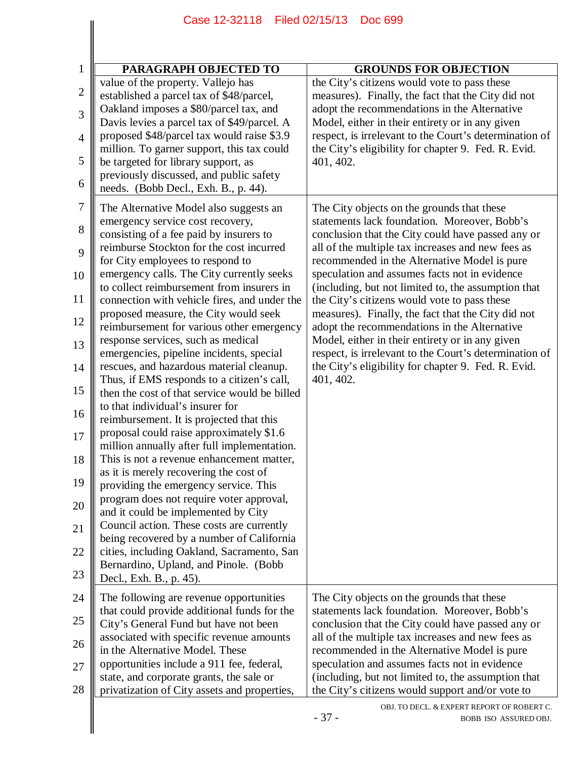| PARAGRAPH OBJECTED TO | GROUNDS FOR OBJECTION |
|---|---|
| value of the property. Vallejo has established a parcel tax of $48/parcel, Oakland imposes a $80/parcel tax, and Davis levies a parcel tax of $49/parcel. A proposed $48/parcel tax would raise $3.9 million. To garner support, this tax could be targeted for library support, as previously discussed, and public safety needs. (Bobb Decl., Exh. B., p. 44). | the City's citizens would vote to pass these measures). Finally, the fact that the City did not adopt the recommendations in the Alternative Model, either in their entirety or in any given respect, is irrelevant to the Court's determination of the City's eligibility for chapter 9. Fed. R. Evid. 401, 402. |
| The Alternative Model also suggests an emergency service cost recovery, consisting of a fee paid by insurers to reimburse Stockton for the cost incurred for City employees to respond to emergency calls. The City currently seeks to collect reimbursement from insurers in connection with vehicle fires, and under the proposed measure, the City would seek reimbursement for various other emergency response services, such as medical emergencies, pipeline incidents, special rescues, and hazardous material cleanup. Thus, if EMS responds to a citizen's call, then the cost of that service would be billed to that individual's insurer for reimbursement. It is projected that this proposal could raise approximately $1.6 million annually after full implementation. This is not a revenue enhancement matter, as it is merely recovering the cost of providing the emergency service. This program does not require voter approval, and it could be implemented by City Council action. These costs are currently being recovered by a number of California cities, including Oakland, Sacramento, San Bernardino, Upland, and Pinole. (Bobb Decl., Exh. B., p. 45). | The City objects on the grounds that these statements lack foundation. Moreover, Bobb's conclusion that the City could have passed any or all of the multiple tax increases and new fees as recommended in the Alternative Model is pure speculation and assumes facts not in evidence (including, but not limited to, the assumption that the City's citizens would vote to pass these measures). Finally, the fact that the City did not adopt the recommendations in the Alternative Model, either in their entirety or in any given respect, is irrelevant to the Court's determination of the City's eligibility for chapter 9. Fed. R. Evid. 401, 402. |
| The following are revenue opportunities that could provide additional funds for the City's General Fund but have not been associated with specific revenue amounts in the Alternative Model. These opportunities include a 911 fee, federal, state, and corporate grants, the sale or privatization of City assets and properties, | The City objects on the grounds that these statements lack foundation. Moreover, Bobb's conclusion that the City could have passed any or all of the multiple tax increases and new fees as recommended in the Alternative Model is pure speculation and assumes facts not in evidence (including, but not limited to, the assumption that the City's citizens would support and/or vote to |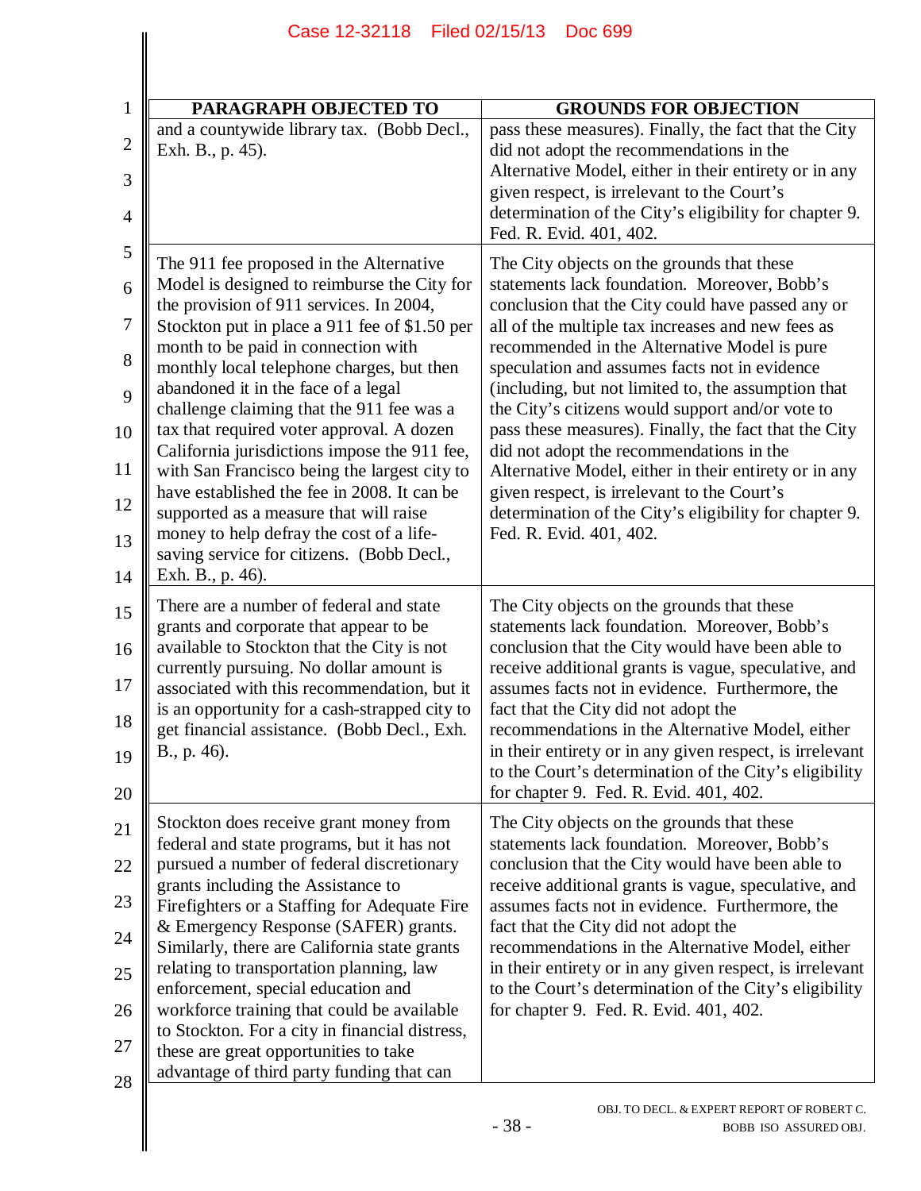| PARAGRAPH OBJECTED TO | GROUNDS FOR OBJECTION |
|---|---|
| and a countywide library tax. (Bobb Decl., Exh. B., p. 45). | pass these measures). Finally, the fact that the City did not adopt the recommendations in the Alternative Model, either in their entirety or in any given respect, is irrelevant to the Court's determination of the City's eligibility for chapter 9. Fed. R. Evid. 401, 402. |
| The 911 fee proposed in the Alternative Model is designed to reimburse the City for the provision of 911 services. In 2004, Stockton put in place a 911 fee of $1.50 per month to be paid in connection with monthly local telephone charges, but then abandoned it in the face of a legal challenge claiming that the 911 fee was a tax that required voter approval. A dozen California jurisdictions impose the 911 fee, with San Francisco being the largest city to have established the fee in 2008. It can be supported as a measure that will raise money to help defray the cost of a life-saving service for citizens. (Bobb Decl., Exh. B., p. 46). | The City objects on the grounds that these statements lack foundation. Moreover, Bobb's conclusion that the City could have passed any or all of the multiple tax increases and new fees as recommended in the Alternative Model is pure speculation and assumes facts not in evidence (including, but not limited to, the assumption that the City's citizens would support and/or vote to pass these measures). Finally, the fact that the City did not adopt the recommendations in the Alternative Model, either in their entirety or in any given respect, is irrelevant to the Court's determination of the City's eligibility for chapter 9. Fed. R. Evid. 401, 402. |
| There are a number of federal and state grants and corporate that appear to be available to Stockton that the City is not currently pursuing. No dollar amount is associated with this recommendation, but it is an opportunity for a cash-strapped city to get financial assistance. (Bobb Decl., Exh. B., p. 46). | The City objects on the grounds that these statements lack foundation. Moreover, Bobb's conclusion that the City would have been able to receive additional grants is vague, speculative, and assumes facts not in evidence. Furthermore, the fact that the City did not adopt the recommendations in the Alternative Model, either in their entirety or in any given respect, is irrelevant to the Court's determination of the City's eligibility for chapter 9. Fed. R. Evid. 401, 402. |
| Stockton does receive grant money from federal and state programs, but it has not pursued a number of federal discretionary grants including the Assistance to Firefighters or a Staffing for Adequate Fire & Emergency Response (SAFER) grants. Similarly, there are California state grants relating to transportation planning, law enforcement, special education and workforce training that could be available to Stockton. For a city in financial distress, these are great opportunities to take advantage of third party funding that can | The City objects on the grounds that these statements lack foundation. Moreover, Bobb's conclusion that the City would have been able to receive additional grants is vague, speculative, and assumes facts not in evidence. Furthermore, the fact that the City did not adopt the recommendations in the Alternative Model, either in their entirety or in any given respect, is irrelevant to the Court's determination of the City's eligibility for chapter 9. Fed. R. Evid. 401, 402. |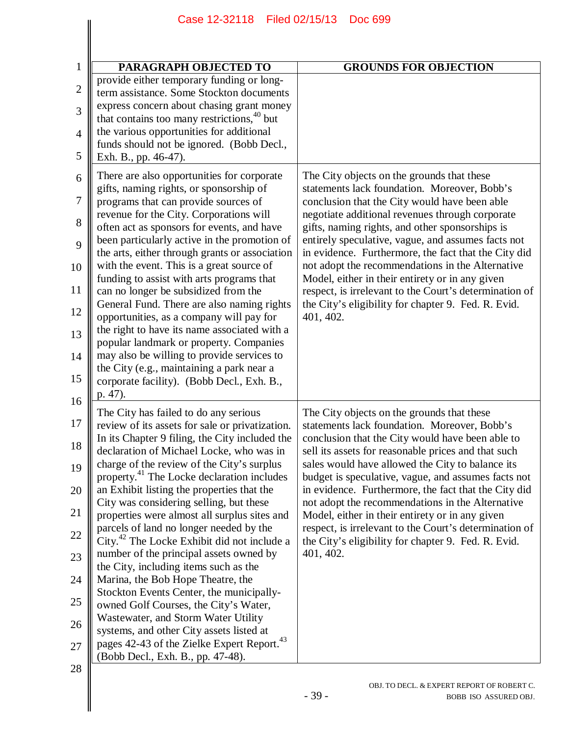| PARAGRAPH OBJECTED TO | GROUNDS FOR OBJECTION |
|---|---|
| provide either temporary funding or long-term assistance. Some Stockton documents express concern about chasing grant money that contains too many restrictions,[40] but the various opportunities for additional funds should not be ignored. (Bobb Decl., Exh. B., pp. 46-47). | |
| There are also opportunities for corporate gifts, naming rights, or sponsorship of programs that can provide sources of revenue for the City. Corporations will often act as sponsors for events, and have been particularly active in the promotion of the arts, either through grants or association with the event. This is a great source of funding to assist with arts programs that can no longer be subsidized from the General Fund. There are also naming rights opportunities, as a company will pay for the right to have its name associated with a popular landmark or property. Companies may also be willing to provide services to the City (e.g., maintaining a park near a corporate facility). (Bobb Decl., Exh. B., p. 47). | The City objects on the grounds that these statements lack foundation. Moreover, Bobb's conclusion that the City would have been able negotiate additional revenues through corporate gifts, naming rights, and other sponsorships is entirely speculative, vague, and assumes facts not in evidence. Furthermore, the fact that the City did not adopt the recommendations in the Alternative Model, either in their entirety or in any given respect, is irrelevant to the Court's determination of the City's eligibility for chapter 9. Fed. R. Evid. 401, 402. |
| The City has failed to do any serious review of its assets for sale or privatization. In its Chapter 9 filing, the City included the declaration of Michael Locke, who was in charge of the review of the City's surplus property.[41] The Locke declaration includes an Exhibit listing the properties that the City was considering selling, but these properties were almost all surplus sites and parcels of land no longer needed by the City.[42] The Locke Exhibit did not include a number of the principal assets owned by the City, including items such as the Marina, the Bob Hope Theatre, the Stockton Events Center, the municipally-owned Golf Courses, the City's Water, Wastewater, and Storm Water Utility systems, and other City assets listed at pages 42-43 of the Zielke Expert Report.[43] (Bobb Decl., Exh. B., pp. 47-48). | The City objects on the grounds that these statements lack foundation. Moreover, Bobb's conclusion that the City would have been able to sell its assets for reasonable prices and that such sales would have allowed the City to balance its budget is speculative, vague, and assumes facts not in evidence. Furthermore, the fact that the City did not adopt the recommendations in the Alternative Model, either in their entirety or in any given respect, is irrelevant to the Court's determination of the City's eligibility for chapter 9. Fed. R. Evid. 401, 402. |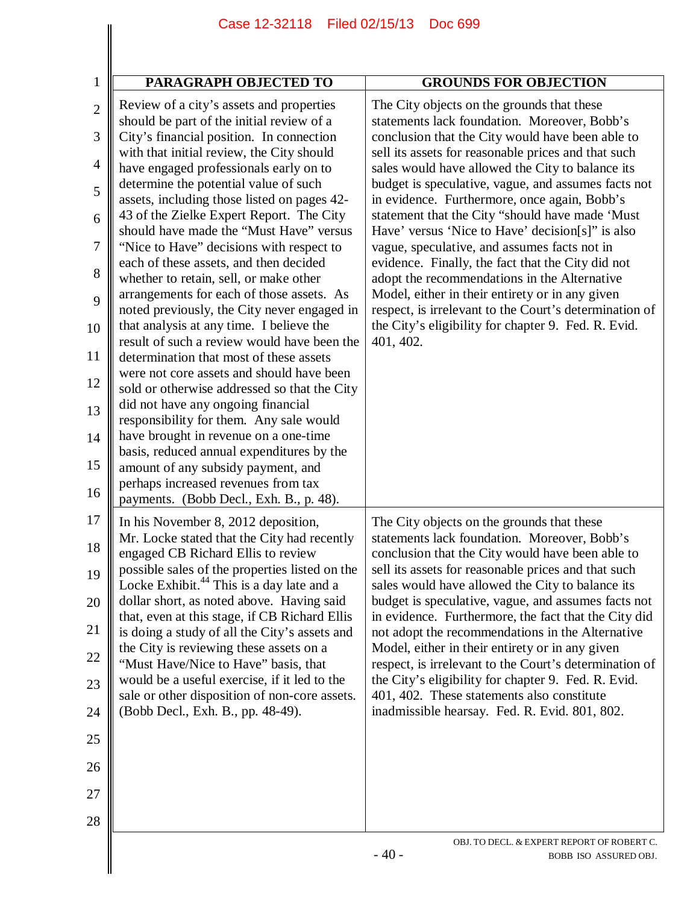| PARAGRAPH OBJECTED TO | GROUNDS FOR OBJECTION |
|---|---|
| Review of a city's assets and properties should be part of the initial review of a City's financial position. In connection with that initial review, the City should have engaged professionals early on to determine the potential value of such assets, including those listed on pages 42-43 of the Zielke Expert Report. The City should have made the "Must Have" versus "Nice to Have" decisions with respect to each of these assets, and then decided whether to retain, sell, or make other arrangements for each of those assets. As noted previously, the City never engaged in that analysis at any time. I believe the result of such a review would have been the determination that most of these assets were not core assets and should have been sold or otherwise addressed so that the City did not have any ongoing financial responsibility for them. Any sale would have brought in revenue on a one-time basis, reduced annual expenditures by the amount of any subsidy payment, and perhaps increased revenues from tax payments. (Bobb Decl., Exh. B., p. 48). | The City objects on the grounds that these statements lack foundation. Moreover, Bobb's conclusion that the City would have been able to sell its assets for reasonable prices and that such sales would have allowed the City to balance its budget is speculative, vague, and assumes facts not in evidence. Furthermore, once again, Bobb's statement that the City "should have made 'Must Have' versus 'Nice to Have' decision[s]" is also vague, speculative, and assumes facts not in evidence. Finally, the fact that the City did not adopt the recommendations in the Alternative Model, either in their entirety or in any given respect, is irrelevant to the Court's determination of the City's eligibility for chapter 9. Fed. R. Evid. 401, 402. |
| In his November 8, 2012 deposition, Mr. Locke stated that the City had recently engaged CB Richard Ellis to review possible sales of the properties listed on the Locke Exhibit.[44] This is a day late and a dollar short, as noted above. Having said that, even at this stage, if CB Richard Ellis is doing a study of all the City's assets and the City is reviewing these assets on a "Must Have/Nice to Have" basis, that would be a useful exercise, if it led to the sale or other disposition of non-core assets. (Bobb Decl., Exh. B., pp. 48-49). | The City objects on the grounds that these statements lack foundation. Moreover, Bobb's conclusion that the City would have been able to sell its assets for reasonable prices and that such sales would have allowed the City to balance its budget is speculative, vague, and assumes facts not in evidence. Furthermore, the fact that the City did not adopt the recommendations in the Alternative Model, either in their entirety or in any given respect, is irrelevant to the Court's determination of the City's eligibility for chapter 9. Fed. R. Evid. 401, 402. These statements also constitute inadmissible hearsay. Fed. R. Evid. 801, 802. |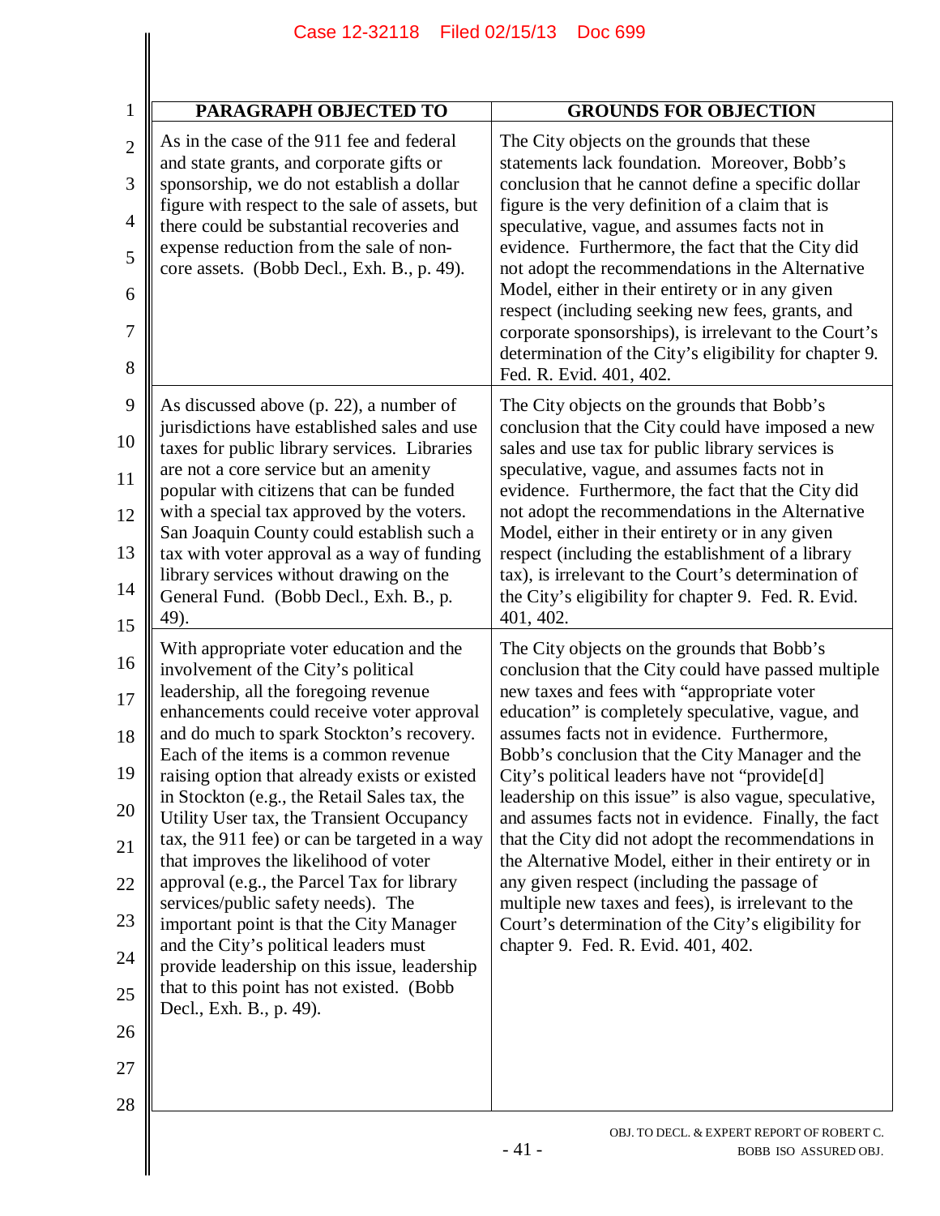| PARAGRAPH OBJECTED TO | GROUNDS FOR OBJECTION |
|---|---|
| As in the case of the 911 fee and federal and state grants, and corporate gifts or sponsorship, we do not establish a dollar figure with respect to the sale of assets, but there could be substantial recoveries and expense reduction from the sale of non-core assets. (Bobb Decl., Exh. B., p. 49). | The City objects on the grounds that these statements lack foundation. Moreover, Bobb's conclusion that he cannot define a specific dollar figure is the very definition of a claim that is speculative, vague, and assumes facts not in evidence. Furthermore, the fact that the City did not adopt the recommendations in the Alternative Model, either in their entirety or in any given respect (including seeking new fees, grants, and corporate sponsorships), is irrelevant to the Court's determination of the City's eligibility for chapter 9. Fed. R. Evid. 401, 402. |
| As discussed above (p. 22), a number of jurisdictions have established sales and use taxes for public library services. Libraries are not a core service but an amenity popular with citizens that can be funded with a special tax approved by the voters. San Joaquin County could establish such a tax with voter approval as a way of funding library services without drawing on the General Fund. (Bobb Decl., Exh. B., p. 49). | The City objects on the grounds that Bobb's conclusion that the City could have imposed a new sales and use tax for public library services is speculative, vague, and assumes facts not in evidence. Furthermore, the fact that the City did not adopt the recommendations in the Alternative Model, either in their entirety or in any given respect (including the establishment of a library tax), is irrelevant to the Court's determination of the City's eligibility for chapter 9. Fed. R. Evid. 401, 402. |
| With appropriate voter education and the involvement of the City's political leadership, all the foregoing revenue enhancements could receive voter approval and do much to spark Stockton's recovery. Each of the items is a common revenue raising option that already exists or existed in Stockton (e.g., the Retail Sales tax, the Utility User tax, the Transient Occupancy tax, the 911 fee) or can be targeted in a way that improves the likelihood of voter approval (e.g., the Parcel Tax for library services/public safety needs). The important point is that the City Manager and the City's political leaders must provide leadership on this issue, leadership that to this point has not existed. (Bobb Decl., Exh. B., p. 49). | The City objects on the grounds that Bobb's conclusion that the City could have passed multiple new taxes and fees with "appropriate voter education" is completely speculative, vague, and assumes facts not in evidence. Furthermore, Bobb's conclusion that the City Manager and the City's political leaders have not "provide[d] leadership on this issue" is also vague, speculative, and assumes facts not in evidence. Finally, the fact that the City did not adopt the recommendations in the Alternative Model, either in their entirety or in any given respect (including the passage of multiple new taxes and fees), is irrelevant to the Court's determination of the City's eligibility for chapter 9. Fed. R. Evid. 401, 402. |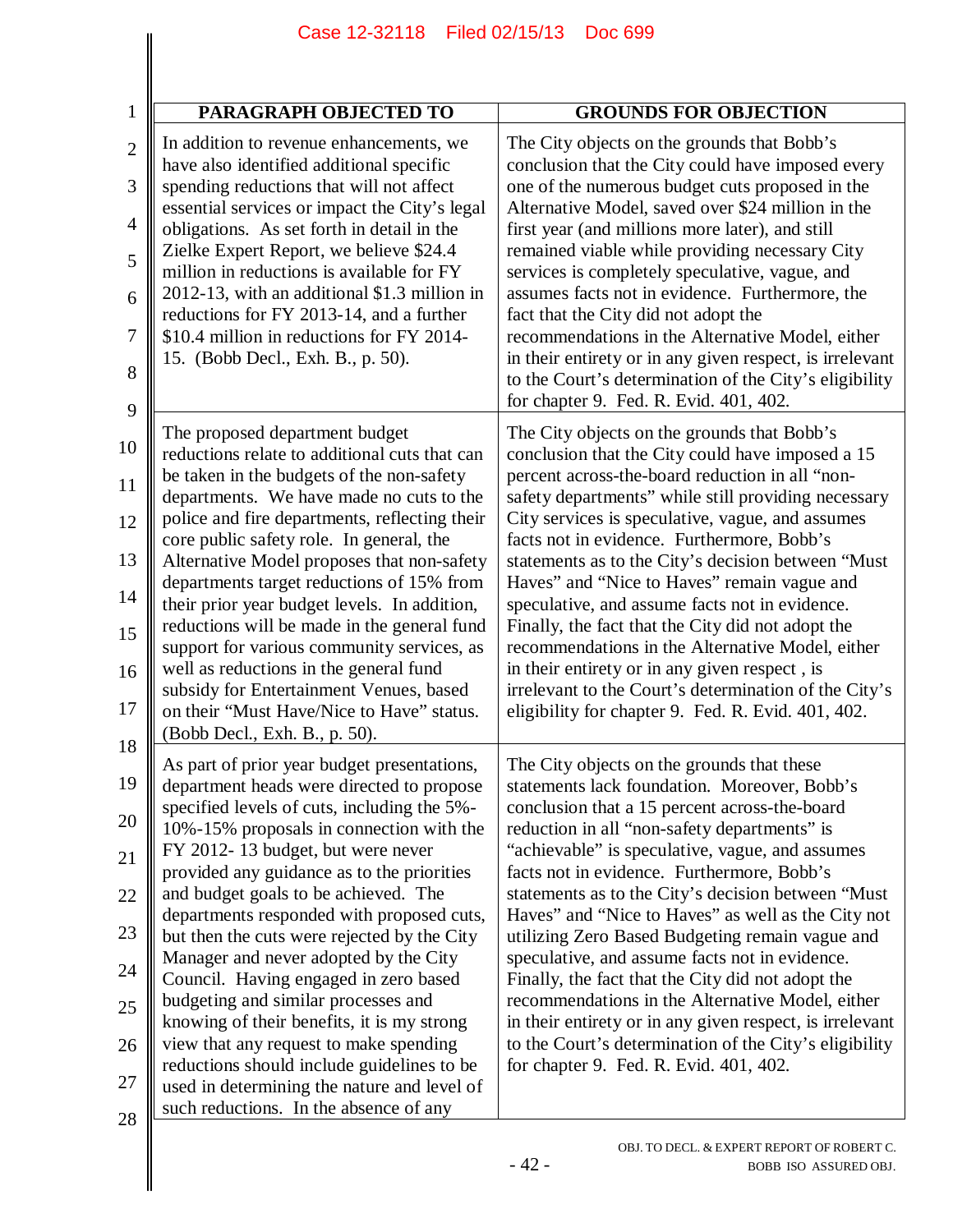| PARAGRAPH OBJECTED TO | GROUNDS FOR OBJECTION |
|---|---|
| In addition to revenue enhancements, we have also identified additional specific spending reductions that will not affect essential services or impact the City's legal obligations. As set forth in detail in the Zielke Expert Report, we believe $24.4 million in reductions is available for FY 2012-13, with an additional $1.3 million in reductions for FY 2013-14, and a further $10.4 million in reductions for FY 2014-15. (Bobb Decl., Exh. B., p. 50). | The City objects on the grounds that Bobb's conclusion that the City could have imposed every one of the numerous budget cuts proposed in the Alternative Model, saved over $24 million in the first year (and millions more later), and still remained viable while providing necessary City services is completely speculative, vague, and assumes facts not in evidence. Furthermore, the fact that the City did not adopt the recommendations in the Alternative Model, either in their entirety or in any given respect, is irrelevant to the Court's determination of the City's eligibility for chapter 9. Fed. R. Evid. 401, 402. |
| The proposed department budget reductions relate to additional cuts that can be taken in the budgets of the non-safety departments. We have made no cuts to the police and fire departments, reflecting their core public safety role. In general, the Alternative Model proposes that non-safety departments target reductions of 15% from their prior year budget levels. In addition, reductions will be made in the general fund support for various community services, as well as reductions in the general fund subsidy for Entertainment Venues, based on their "Must Have/Nice to Have" status. (Bobb Decl., Exh. B., p. 50). | The City objects on the grounds that Bobb's conclusion that the City could have imposed a 15 percent across-the-board reduction in all "non-safety departments" while still providing necessary City services is speculative, vague, and assumes facts not in evidence. Furthermore, Bobb's statements as to the City's decision between "Must Haves" and "Nice to Haves" remain vague and speculative, and assume facts not in evidence. Finally, the fact that the City did not adopt the recommendations in the Alternative Model, either in their entirety or in any given respect , is irrelevant to the Court's determination of the City's eligibility for chapter 9. Fed. R. Evid. 401, 402. |
| As part of prior year budget presentations, department heads were directed to propose specified levels of cuts, including the 5%-10%-15% proposals in connection with the FY 2012- 13 budget, but were never provided any guidance as to the priorities and budget goals to be achieved. The departments responded with proposed cuts, but then the cuts were rejected by the City Manager and never adopted by the City Council. Having engaged in zero based budgeting and similar processes and knowing of their benefits, it is my strong view that any request to make spending reductions should include guidelines to be used in determining the nature and level of such reductions. In the absence of any | The City objects on the grounds that these statements lack foundation. Moreover, Bobb's conclusion that a 15 percent across-the-board reduction in all "non-safety departments" is "achievable" is speculative, vague, and assumes facts not in evidence. Furthermore, Bobb's statements as to the City's decision between "Must Haves" and "Nice to Haves" as well as the City not utilizing Zero Based Budgeting remain vague and speculative, and assume facts not in evidence. Finally, the fact that the City did not adopt the recommendations in the Alternative Model, either in their entirety or in any given respect, is irrelevant to the Court's determination of the City's eligibility for chapter 9. Fed. R. Evid. 401, 402. |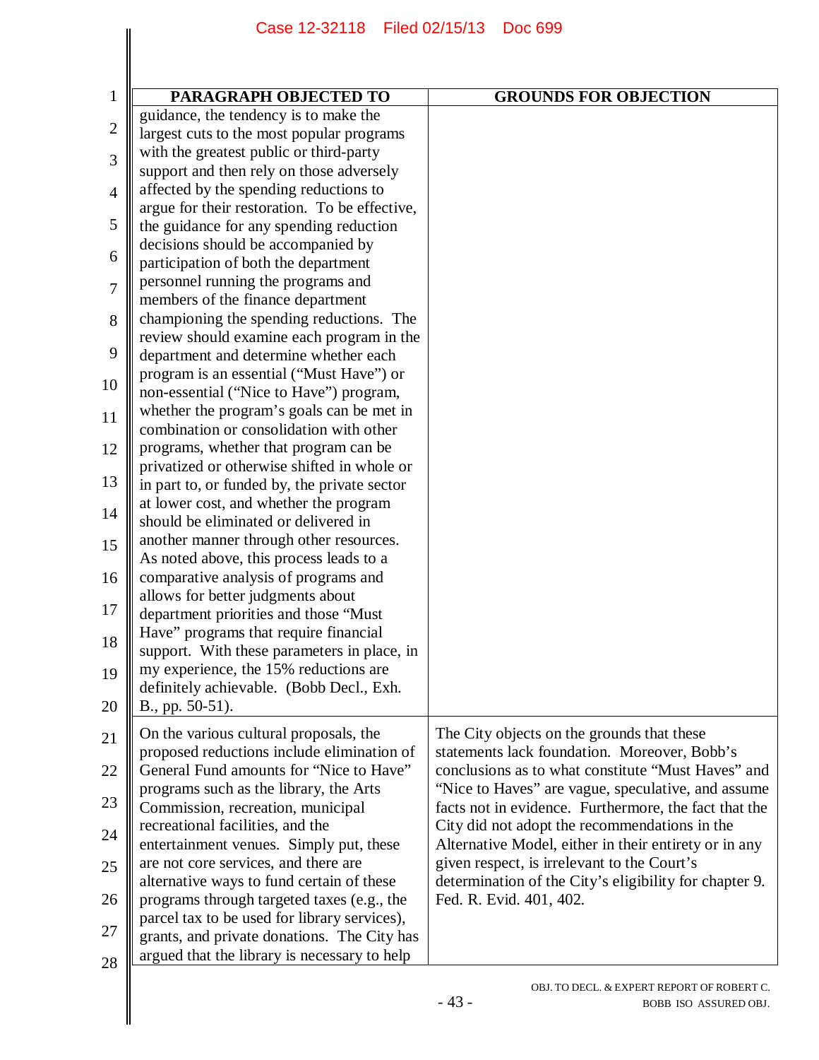| PARAGRAPH OBJECTED TO | GROUNDS FOR OBJECTION |
|---|---|
| guidance, the tendency is to make the largest cuts to the most popular programs with the greatest public or third-party support and then rely on those adversely affected by the spending reductions to argue for their restoration. To be effective, the guidance for any spending reduction decisions should be accompanied by participation of both the department personnel running the programs and members of the finance department championing the spending reductions. The review should examine each program in the department and determine whether each program is an essential ("Must Have") or non-essential ("Nice to Have") program, whether the program's goals can be met in combination or consolidation with other programs, whether that program can be privatized or otherwise shifted in whole or in part to, or funded by, the private sector at lower cost, and whether the program should be eliminated or delivered in another manner through other resources. As noted above, this process leads to a comparative analysis of programs and allows for better judgments about department priorities and those "Must Have" programs that require financial support. With these parameters in place, in my experience, the 15% reductions are definitely achievable. (Bobb Decl., Exh. B., pp. 50-51). | |
| On the various cultural proposals, the proposed reductions include elimination of General Fund amounts for "Nice to Have" programs such as the library, the Arts Commission, recreation, municipal recreational facilities, and the entertainment venues. Simply put, these are not core services, and there are alternative ways to fund certain of these programs through targeted taxes (e.g., the parcel tax to be used for library services), grants, and private donations. The City has argued that the library is necessary to help | The City objects on the grounds that these statements lack foundation. Moreover, Bobb's conclusions as to what constitute "Must Haves" and "Nice to Haves" are vague, speculative, and assume facts not in evidence. Furthermore, the fact that the City did not adopt the recommendations in the Alternative Model, either in their entirety or in any given respect, is irrelevant to the Court's determination of the City's eligibility for chapter 9. Fed. R. Evid. 401, 402. |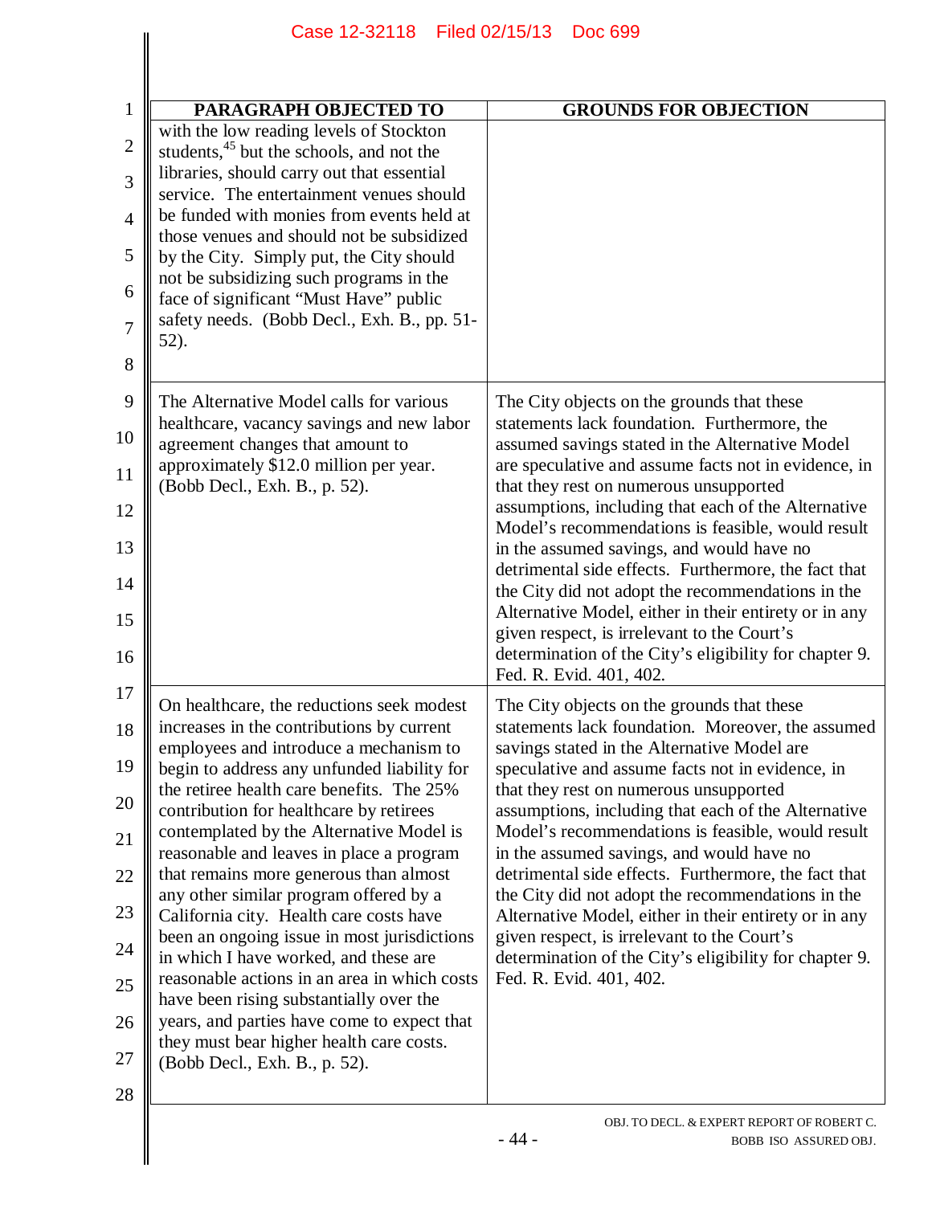| PARAGRAPH OBJECTED TO | GROUNDS FOR OBJECTION |
| --- | --- |
| with the low reading levels of Stockton students,[45] but the schools, and not the libraries, should carry out that essential service. The entertainment venues should be funded with monies from events held at those venues and should not be subsidized by the City. Simply put, the City should not be subsidizing such programs in the face of significant "Must Have" public safety needs. (Bobb Decl., Exh. B., pp. 51-52). | |
| The Alternative Model calls for various healthcare, vacancy savings and new labor agreement changes that amount to approximately $12.0 million per year. (Bobb Decl., Exh. B., p. 52). | The City objects on the grounds that these statements lack foundation. Furthermore, the assumed savings stated in the Alternative Model are speculative and assume facts not in evidence, in that they rest on numerous unsupported assumptions, including that each of the Alternative Model's recommendations is feasible, would result in the assumed savings, and would have no detrimental side effects. Furthermore, the fact that the City did not adopt the recommendations in the Alternative Model, either in their entirety or in any given respect, is irrelevant to the Court's determination of the City's eligibility for chapter 9. Fed. R. Evid. 401, 402. |
| On healthcare, the reductions seek modest increases in the contributions by current employees and introduce a mechanism to begin to address any unfunded liability for the retiree health care benefits. The 25% contribution for healthcare by retirees contemplated by the Alternative Model is reasonable and leaves in place a program that remains more generous than almost any other similar program offered by a California city. Health care costs have been an ongoing issue in most jurisdictions in which I have worked, and these are reasonable actions in an area in which costs have been rising substantially over the years, and parties have come to expect that they must bear higher health care costs. (Bobb Decl., Exh. B., p. 52). | The City objects on the grounds that these statements lack foundation. Moreover, the assumed savings stated in the Alternative Model are speculative and assume facts not in evidence, in that they rest on numerous unsupported assumptions, including that each of the Alternative Model's recommendations is feasible, would result in the assumed savings, and would have no detrimental side effects. Furthermore, the fact that the City did not adopt the recommendations in the Alternative Model, either in their entirety or in any given respect, is irrelevant to the Court's determination of the City's eligibility for chapter 9. Fed. R. Evid. 401, 402. |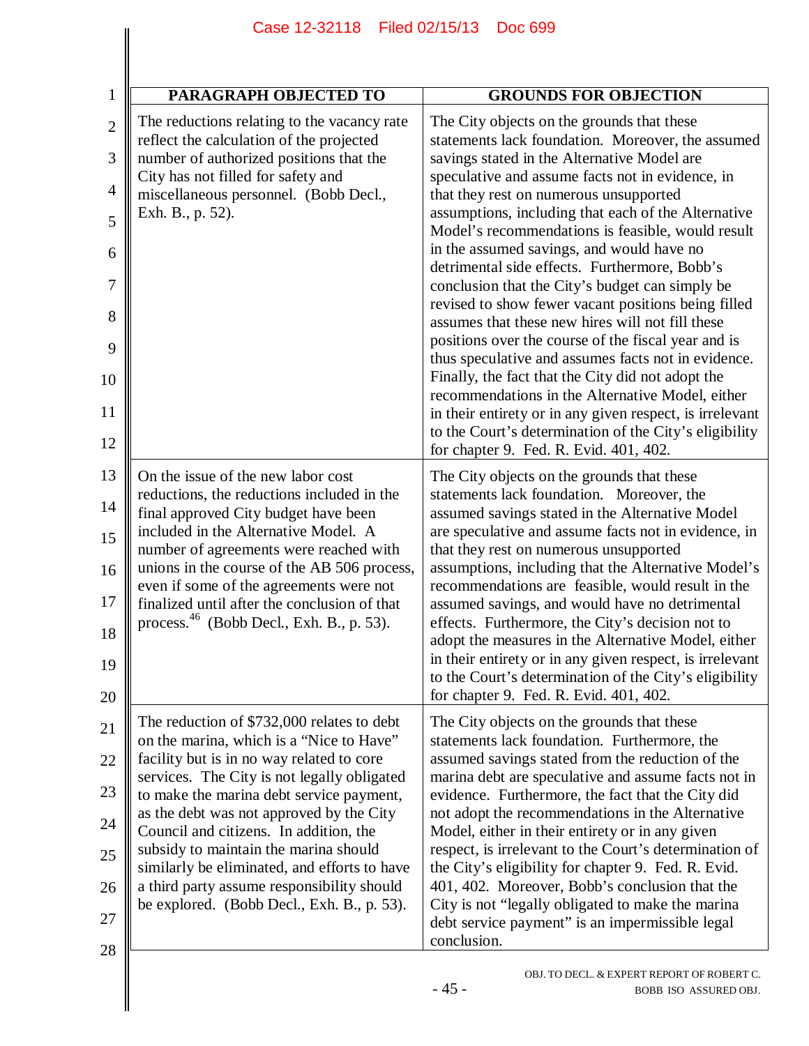| PARAGRAPH OBJECTED TO | GROUNDS FOR OBJECTION |
|---|---|
| The reductions relating to the vacancy rate reflect the calculation of the projected number of authorized positions that the City has not filled for safety and miscellaneous personnel. (Bobb Decl., Exh. B., p. 52). | The City objects on the grounds that these statements lack foundation. Moreover, the assumed savings stated in the Alternative Model are speculative and assume facts not in evidence, in that they rest on numerous unsupported assumptions, including that each of the Alternative Model's recommendations is feasible, would result in the assumed savings, and would have no detrimental side effects. Furthermore, Bobb's conclusion that the City's budget can simply be revised to show fewer vacant positions being filled assumes that these new hires will not fill these positions over the course of the fiscal year and is thus speculative and assumes facts not in evidence. Finally, the fact that the City did not adopt the recommendations in the Alternative Model, either in their entirety or in any given respect, is irrelevant to the Court's determination of the City's eligibility for chapter 9. Fed. R. Evid. 401, 402. |
| On the issue of the new labor cost reductions, the reductions included in the final approved City budget have been included in the Alternative Model. A number of agreements were reached with unions in the course of the AB 506 process, even if some of the agreements were not finalized until after the conclusion of that process.[46] (Bobb Decl., Exh. B., p. 53). | The City objects on the grounds that these statements lack foundation. Moreover, the assumed savings stated in the Alternative Model are speculative and assume facts not in evidence, in that they rest on numerous unsupported assumptions, including that the Alternative Model's recommendations are feasible, would result in the assumed savings, and would have no detrimental effects. Furthermore, the City's decision not to adopt the measures in the Alternative Model, either in their entirety or in any given respect, is irrelevant to the Court's determination of the City's eligibility for chapter 9. Fed. R. Evid. 401, 402. |
| The reduction of $732,000 relates to debt on the marina, which is a "Nice to Have" facility but is in no way related to core services. The City is not legally obligated to make the marina debt service payment, as the debt was not approved by the City Council and citizens. In addition, the subsidy to maintain the marina should similarly be eliminated, and efforts to have a third party assume responsibility should be explored. (Bobb Decl., Exh. B., p. 53). | The City objects on the grounds that these statements lack foundation. Furthermore, the assumed savings stated from the reduction of the marina debt are speculative and assume facts not in evidence. Furthermore, the fact that the City did not adopt the recommendations in the Alternative Model, either in their entirety or in any given respect, is irrelevant to the Court's determination of the City's eligibility for chapter 9. Fed. R. Evid. 401, 402. Moreover, Bobb's conclusion that the City is not "legally obligated to make the marina debt service payment" is an impermissible legal conclusion. |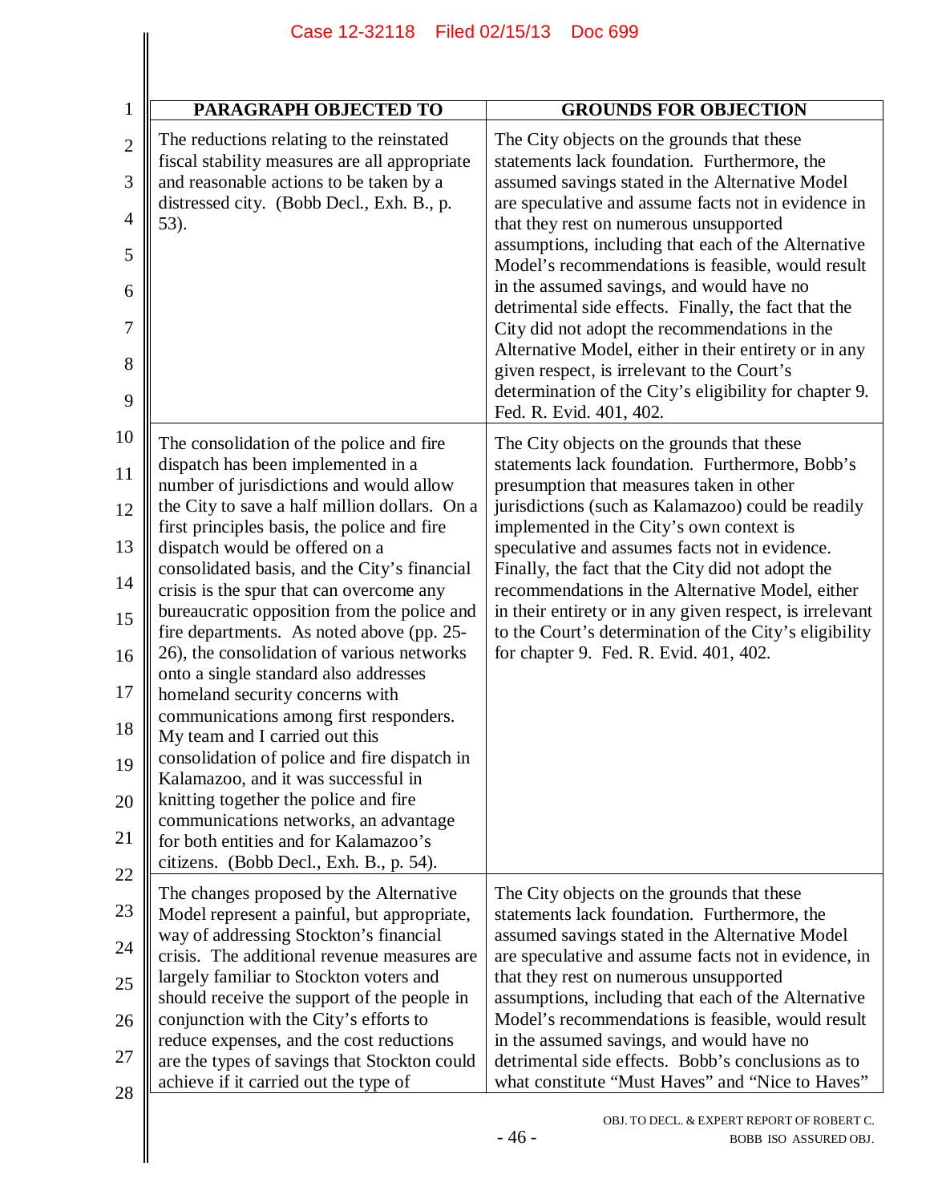| PARAGRAPH OBJECTED TO | GROUNDS FOR OBJECTION |
|---|---|
| The reductions relating to the reinstated fiscal stability measures are all appropriate and reasonable actions to be taken by a distressed city. (Bobb Decl., Exh. B., p. 53). | The City objects on the grounds that these statements lack foundation. Furthermore, the assumed savings stated in the Alternative Model are speculative and assume facts not in evidence in that they rest on numerous unsupported assumptions, including that each of the Alternative Model's recommendations is feasible, would result in the assumed savings, and would have no detrimental side effects. Finally, the fact that the City did not adopt the recommendations in the Alternative Model, either in their entirety or in any given respect, is irrelevant to the Court's determination of the City's eligibility for chapter 9. Fed. R. Evid. 401, 402. |
| The consolidation of the police and fire dispatch has been implemented in a number of jurisdictions and would allow the City to save a half million dollars. On a first principles basis, the police and fire dispatch would be offered on a consolidated basis, and the City's financial crisis is the spur that can overcome any bureaucratic opposition from the police and fire departments. As noted above (pp. 25-26), the consolidation of various networks onto a single standard also addresses homeland security concerns with communications among first responders. My team and I carried out this consolidation of police and fire dispatch in Kalamazoo, and it was successful in knitting together the police and fire communications networks, an advantage for both entities and for Kalamazoo's citizens. (Bobb Decl., Exh. B., p. 54). | The City objects on the grounds that these statements lack foundation. Furthermore, Bobb's presumption that measures taken in other jurisdictions (such as Kalamazoo) could be readily implemented in the City's own context is speculative and assumes facts not in evidence. Finally, the fact that the City did not adopt the recommendations in the Alternative Model, either in their entirety or in any given respect, is irrelevant to the Court's determination of the City's eligibility for chapter 9. Fed. R. Evid. 401, 402. |
| The changes proposed by the Alternative Model represent a painful, but appropriate, way of addressing Stockton's financial crisis. The additional revenue measures are largely familiar to Stockton voters and should receive the support of the people in conjunction with the City's efforts to reduce expenses, and the cost reductions are the types of savings that Stockton could achieve if it carried out the type of | The City objects on the grounds that these statements lack foundation. Furthermore, the assumed savings stated in the Alternative Model are speculative and assume facts not in evidence, in that they rest on numerous unsupported assumptions, including that each of the Alternative Model's recommendations is feasible, would result in the assumed savings, and would have no detrimental side effects. Bobb's conclusions as to what constitute "Must Haves" and "Nice to Haves" |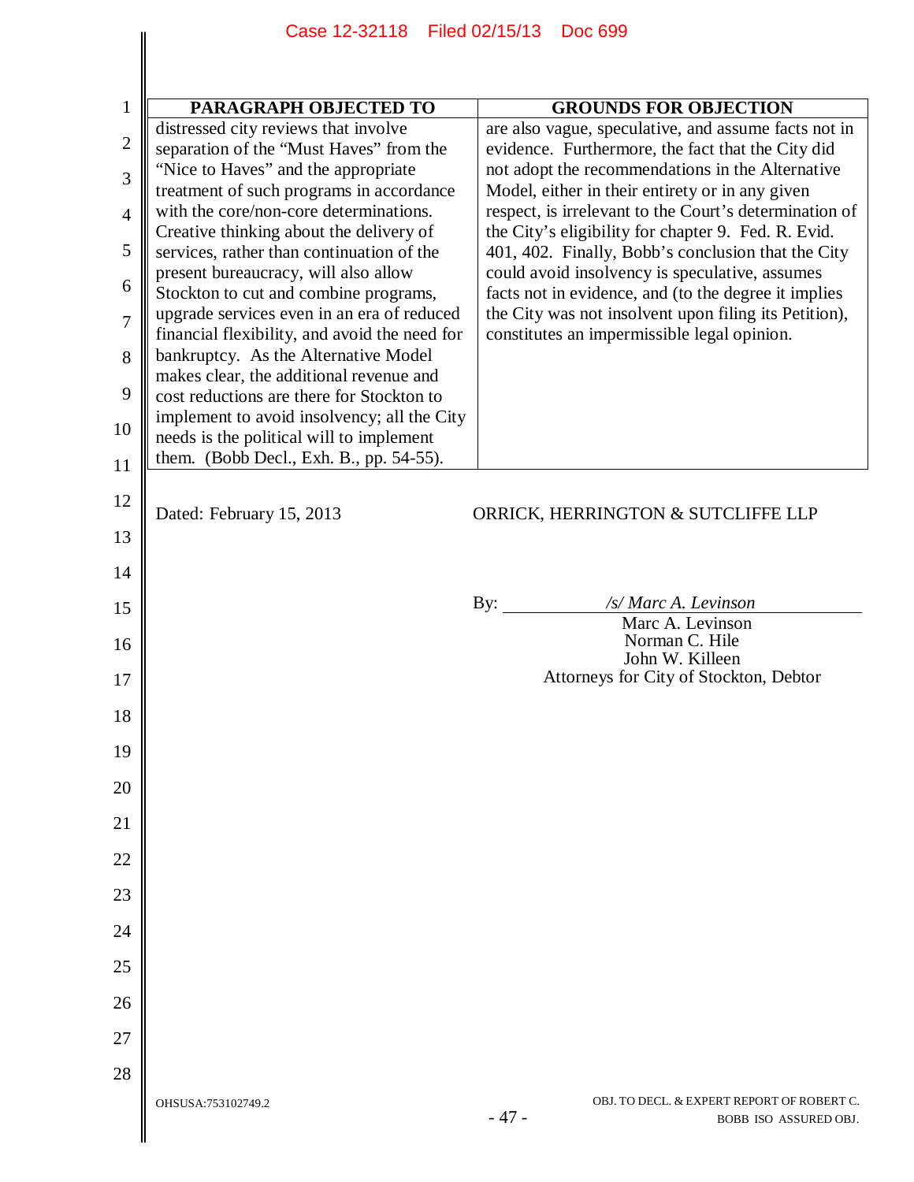| PARAGRAPH OBJECTED TO | GROUNDS FOR OBJECTION |
|---|---|
| distressed city reviews that involve separation of the "Must Haves" from the "Nice to Haves" and the appropriate treatment of such programs in accordance with the core/non-core determinations. Creative thinking about the delivery of services, rather than continuation of the present bureaucracy, will also allow Stockton to cut and combine programs, upgrade services even in an era of reduced financial flexibility, and avoid the need for bankruptcy. As the Alternative Model makes clear, the additional revenue and cost reductions are there for Stockton to implement to avoid insolvency; all the City needs is the political will to implement them. (Bobb Decl., Exh. B., pp. 54-55). | are also vague, speculative, and assume facts not in evidence. Furthermore, the fact that the City did not adopt the recommendations in the Alternative Model, either in their entirety or in any given respect, is irrelevant to the Court's determination of the City's eligibility for chapter 9. Fed. R. Evid. 401, 402. Finally, Bobb's conclusion that the City could avoid insolvency is speculative, assumes facts not in evidence, and (to the degree it implies the City was not insolvent upon filing its Petition), constitutes an impermissible legal opinion. |

Dated: February 15, 2013

ORRICK, HERRINGTON & SUTCLIFFE LLP

By: */s/ Marc A. Levinson*
Marc A. Levinson
Norman C. Hile
John W. Killeen
Attorneys for City of Stockton, Debtor